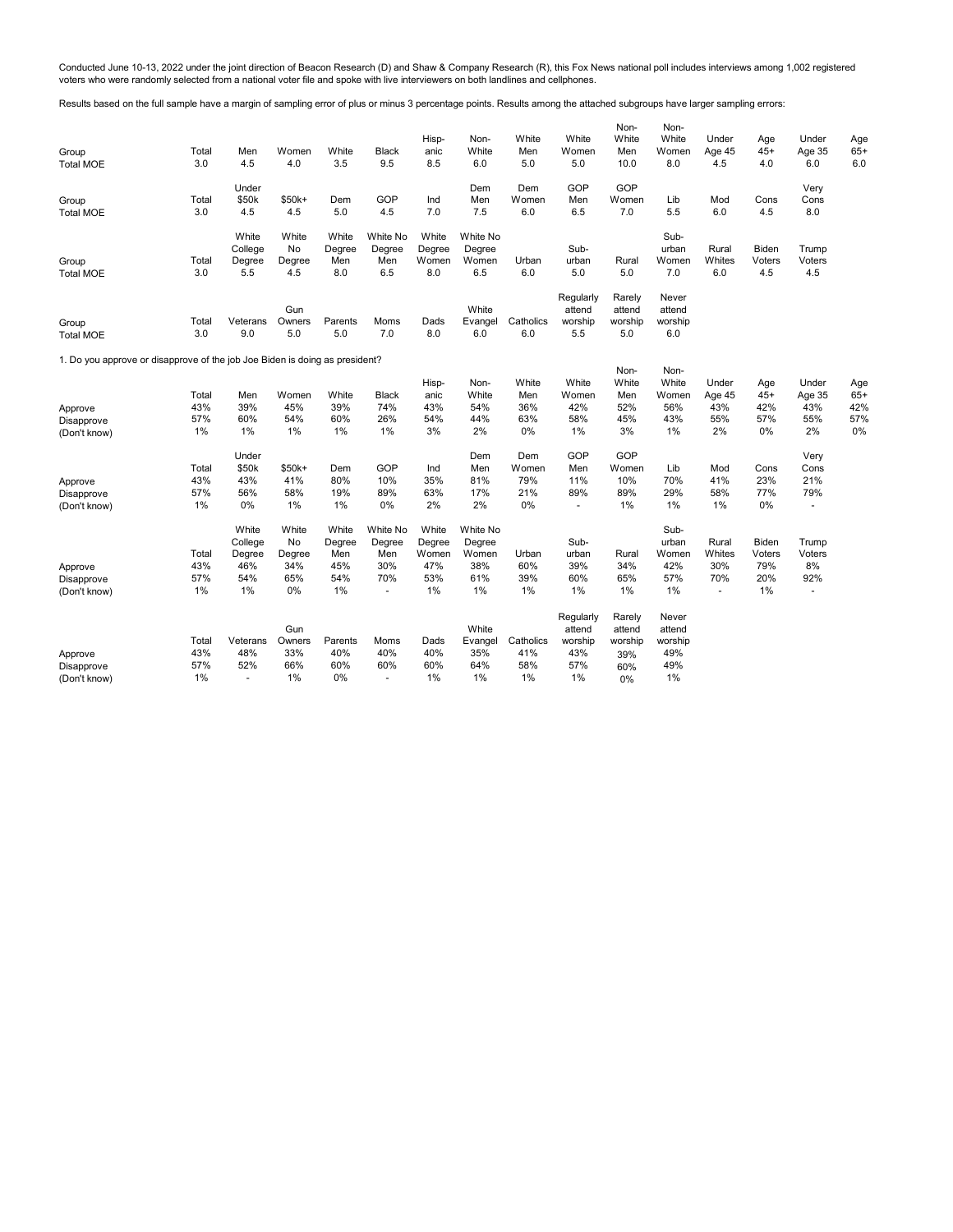Conducted June 10-13, 2022 under the joint direction of Beacon Research (D) and Shaw & Company Research (R), this Fox News national poll includes interviews among 1,002 registered voters who were randomly selected from a national voter file and spoke with live interviewers on both landlines and cellphones.

Results based on the full sample have a margin of sampling error of plus or minus 3 percentage points. Results among the attached subgroups have larger sampling errors:

| Group | Total | Men | Women | White | Black | Hispanic | Non-White | White Men | White Women | Non-White Men | Non-White Women | Under Age 45 | Age 45+ | Under Age 35 | Age 65+ |
|---|---|---|---|---|---|---|---|---|---|---|---|---|---|---|---|
| Total MOE | 3.0 | 4.5 | 4.0 | 3.5 | 9.5 | 8.5 | 6.0 | 5.0 | 5.0 | 10.0 | 8.0 | 4.5 | 4.0 | 6.0 | 6.0 |

| Group | Total | Under $50k | $50k+ | Dem | GOP | Ind | Dem Men | Dem Women | GOP Men | GOP Women | Lib | Mod | Cons | Very Cons |
|---|---|---|---|---|---|---|---|---|---|---|---|---|---|---|
| Total MOE | 3.0 | 4.5 | 4.5 | 5.0 | 4.5 | 7.0 | 7.5 | 6.0 | 6.5 | 7.0 | 5.5 | 6.0 | 4.5 | 8.0 |

| Group | Total | White College Degree | White No Degree | White Degree Men | White No Degree Men | White Degree Women | White No Degree Women | Urban | Suburban | Rural | Suburban Women | Rural Whites | Biden Voters | Trump Voters |
|---|---|---|---|---|---|---|---|---|---|---|---|---|---|---|
| Total MOE | 3.0 | 5.5 | 4.5 | 8.0 | 6.5 | 8.0 | 6.5 | 6.0 | 5.0 | 5.0 | 7.0 | 6.0 | 4.5 | 4.5 |

| Group | Total | Veterans | Gun Owners | Parents | Moms | Dads | White Evangel | Catholics | Regularly attend worship | Rarely attend worship | Never attend worship |
|---|---|---|---|---|---|---|---|---|---|---|---|
| Total MOE | 3.0 | 9.0 | 5.0 | 5.0 | 7.0 | 8.0 | 6.0 | 6.0 | 5.5 | 5.0 | 6.0 |

1. Do you approve or disapprove of the job Joe Biden is doing as president?

| | Total | Men | Women | White | Black | Hispanic | Non-White | White Men | White Women | Non-White Men | Non-White Women | Under Age 45 | Age 45+ | Under Age 35 | Age 65+ |
|---|---|---|---|---|---|---|---|---|---|---|---|---|---|---|---|
| Approve | 43% | 39% | 45% | 39% | 74% | 43% | 54% | 36% | 42% | 52% | 56% | 43% | 42% | 43% | 42% |
| Disapprove | 57% | 60% | 54% | 60% | 26% | 54% | 44% | 63% | 58% | 45% | 43% | 55% | 57% | 55% | 57% |
| (Don't know) | 1% | 1% | 1% | 1% | 1% | 3% | 2% | 0% | 1% | 3% | 1% | 2% | 0% | 2% | 0% |

| | Total | Under $50k | $50k+ | Dem | GOP | Ind | Dem Men | Dem Women | GOP Men | GOP Women | Lib | Mod | Cons | Very Cons |
|---|---|---|---|---|---|---|---|---|---|---|---|---|---|---|
| Approve | 43% | 43% | 41% | 80% | 10% | 35% | 81% | 79% | 11% | 10% | 70% | 41% | 23% | 21% |
| Disapprove | 57% | 56% | 58% | 19% | 89% | 63% | 17% | 21% | 89% | 89% | 29% | 58% | 77% | 79% |
| (Don't know) | 1% | 0% | 1% | 1% | 0% | 2% | 2% | 0% | - | 1% | 1% | 1% | 0% | - |

| | Total | White College Degree | White No Degree | White Degree Men | White No Degree Men | White Degree Women | White No Degree Women | Urban | Suburban | Rural | Suburban Women | Rural Whites | Biden Voters | Trump Voters |
|---|---|---|---|---|---|---|---|---|---|---|---|---|---|---|
| Approve | 43% | 46% | 34% | 45% | 30% | 47% | 38% | 60% | 39% | 34% | 42% | 30% | 79% | 8% |
| Disapprove | 57% | 54% | 65% | 54% | 70% | 53% | 61% | 39% | 60% | 65% | 57% | 70% | 20% | 92% |
| (Don't know) | 1% | 1% | 0% | 1% | - | 1% | 1% | 1% | 1% | 1% | 1% | - | 1% | - |

| | Total | Veterans | Gun Owners | Parents | Moms | Dads | White Evangel | Catholics | Regularly attend worship | Rarely attend worship | Never attend worship |
|---|---|---|---|---|---|---|---|---|---|---|---|
| Approve | 43% | 48% | 33% | 40% | 40% | 40% | 35% | 41% | 43% | 39% | 49% |
| Disapprove | 57% | 52% | 66% | 60% | 60% | 60% | 64% | 58% | 57% | 60% | 49% |
| (Don't know) | 1% | - | 1% | 0% | - | 1% | 1% | 1% | 1% | 0% | 1% |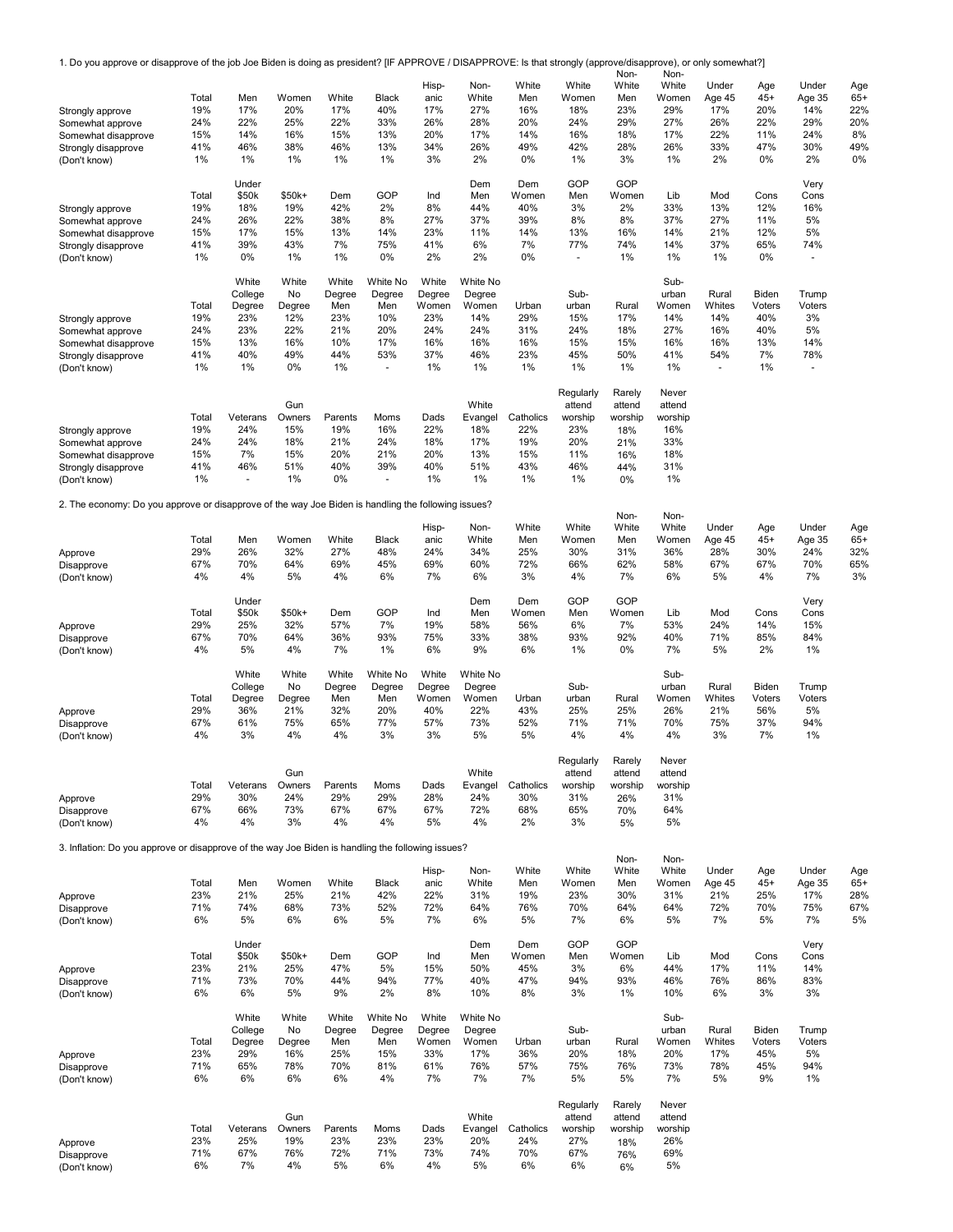1. Do you approve or disapprove of the job Joe Biden is doing as president? [IF APPROVE / DISAPPROVE: Is that strongly (approve/disapprove), or only somewhat?]

| | Total | Men | Women | White | Black | Hisp-anic | Non-White | White Men | White Women | Non-White Men | Non-White Women | Under Age 45 | Age 45+ | Under Age 35 | Age 65+ |
|---|---|---|---|---|---|---|---|---|---|---|---|---|---|---|---|
| Strongly approve | 19% | 17% | 20% | 17% | 40% | 17% | 27% | 16% | 18% | 23% | 29% | 17% | 20% | 14% | 22% |
| Somewhat approve | 24% | 22% | 25% | 22% | 33% | 26% | 28% | 20% | 24% | 29% | 27% | 26% | 22% | 29% | 20% |
| Somewhat disapprove | 15% | 14% | 16% | 15% | 13% | 20% | 17% | 14% | 16% | 18% | 17% | 22% | 11% | 24% | 8% |
| Strongly disapprove | 41% | 46% | 38% | 46% | 13% | 34% | 26% | 49% | 42% | 28% | 26% | 33% | 47% | 30% | 49% |
| (Don't know) | 1% | 1% | 1% | 1% | 1% | 3% | 2% | 0% | 1% | 3% | 1% | 2% | 0% | 2% | 0% |

| | Total | Under $50k | $50k+ | Dem | GOP | Ind | Dem Men | Dem Women | GOP Men | GOP Women | Lib | Mod | Cons | Very Cons |
|---|---|---|---|---|---|---|---|---|---|---|---|---|---|---|
| Strongly approve | 19% | 18% | 19% | 42% | 2% | 8% | 44% | 40% | 3% | 2% | 33% | 13% | 12% | 16% |
| Somewhat approve | 24% | 26% | 22% | 38% | 8% | 27% | 37% | 39% | 8% | 8% | 37% | 27% | 11% | 5% |
| Somewhat disapprove | 15% | 17% | 15% | 13% | 14% | 23% | 11% | 14% | 13% | 16% | 14% | 21% | 12% | 5% |
| Strongly disapprove | 41% | 39% | 43% | 7% | 75% | 41% | 6% | 7% | 77% | 74% | 14% | 37% | 65% | 74% |
| (Don't know) | 1% | 0% | 1% | 1% | 0% | 2% | 2% | 0% | - | 1% | 1% | 1% | 0% | - |

| | Total | White College Degree | White No Degree | White Degree Men | White No Degree Men | White Degree Women | White No Degree Women | Urban | Sub-urban | Rural | Sub-urban Women | Rural Whites | Biden Voters | Trump Voters |
|---|---|---|---|---|---|---|---|---|---|---|---|---|---|---|
| Strongly approve | 19% | 23% | 12% | 23% | 10% | 23% | 14% | 29% | 15% | 17% | 14% | 14% | 40% | 3% |
| Somewhat approve | 24% | 23% | 22% | 21% | 20% | 24% | 24% | 31% | 24% | 18% | 27% | 16% | 40% | 5% |
| Somewhat disapprove | 15% | 13% | 16% | 10% | 17% | 16% | 16% | 16% | 15% | 15% | 16% | 16% | 13% | 14% |
| Strongly disapprove | 41% | 40% | 49% | 44% | 53% | 37% | 46% | 23% | 45% | 50% | 41% | 54% | 7% | 78% |
| (Don't know) | 1% | 1% | 0% | 1% | - | 1% | 1% | 1% | 1% | 1% | 1% | - | 1% | - |

| | Total | Veterans | Gun Owners | Parents | Moms | Dads | White Evangel | Catholics | Regularly attend worship | Rarely attend worship | Never attend worship |
|---|---|---|---|---|---|---|---|---|---|---|---|
| Strongly approve | 19% | 24% | 15% | 19% | 16% | 22% | 18% | 22% | 23% | 18% | 16% |
| Somewhat approve | 24% | 24% | 18% | 21% | 24% | 18% | 17% | 19% | 20% | 21% | 33% |
| Somewhat disapprove | 15% | 7% | 15% | 20% | 21% | 20% | 13% | 15% | 11% | 16% | 18% |
| Strongly disapprove | 41% | 46% | 51% | 40% | 39% | 40% | 51% | 43% | 46% | 44% | 31% |
| (Don't know) | 1% | - | 1% | 0% | - | 1% | 1% | 1% | 1% | 0% | 1% |

2. The economy: Do you approve or disapprove of the way Joe Biden is handling the following issues?

| | Total | Men | Women | White | Black | Hisp-anic | Non-White | White Men | White Women | Non-White Men | Non-White Women | Under Age 45 | Age 45+ | Under Age 35 | Age 65+ |
|---|---|---|---|---|---|---|---|---|---|---|---|---|---|---|---|
| Approve | 29% | 26% | 32% | 27% | 48% | 24% | 34% | 25% | 30% | 31% | 36% | 28% | 30% | 24% | 32% |
| Disapprove | 67% | 70% | 64% | 69% | 45% | 69% | 60% | 72% | 66% | 62% | 58% | 67% | 67% | 70% | 65% |
| (Don't know) | 4% | 4% | 5% | 4% | 6% | 7% | 6% | 3% | 4% | 7% | 6% | 5% | 4% | 7% | 3% |

| | Total | Under $50k | $50k+ | Dem | GOP | Ind | Dem Men | Dem Women | GOP Men | GOP Women | Lib | Mod | Cons | Very Cons |
|---|---|---|---|---|---|---|---|---|---|---|---|---|---|---|
| Approve | 29% | 25% | 32% | 57% | 7% | 19% | 58% | 56% | 6% | 7% | 53% | 24% | 14% | 15% |
| Disapprove | 67% | 70% | 64% | 36% | 93% | 75% | 33% | 38% | 93% | 92% | 40% | 71% | 85% | 84% |
| (Don't know) | 4% | 5% | 4% | 7% | 1% | 6% | 9% | 6% | 1% | 0% | 7% | 5% | 2% | 1% |

| | Total | White College Degree | White No Degree | White Degree Men | White No Degree Men | White Degree Women | White No Degree Women | Urban | Sub-urban | Rural | Sub-urban Women | Rural Whites | Biden Voters | Trump Voters |
|---|---|---|---|---|---|---|---|---|---|---|---|---|---|---|
| Approve | 29% | 36% | 21% | 32% | 20% | 40% | 22% | 43% | 25% | 25% | 26% | 21% | 56% | 5% |
| Disapprove | 67% | 61% | 75% | 65% | 77% | 57% | 73% | 52% | 71% | 71% | 70% | 75% | 37% | 94% |
| (Don't know) | 4% | 3% | 4% | 4% | 3% | 3% | 5% | 5% | 4% | 4% | 4% | 3% | 7% | 1% |

| | Total | Veterans | Gun Owners | Parents | Moms | Dads | White Evangel | Catholics | Regularly attend worship | Rarely attend worship | Never attend worship |
|---|---|---|---|---|---|---|---|---|---|---|---|
| Approve | 29% | 30% | 24% | 29% | 29% | 28% | 24% | 30% | 31% | 26% | 31% |
| Disapprove | 67% | 66% | 73% | 67% | 67% | 67% | 72% | 68% | 65% | 70% | 64% |
| (Don't know) | 4% | 4% | 3% | 4% | 4% | 5% | 4% | 2% | 3% | 5% | 5% |

3. Inflation: Do you approve or disapprove of the way Joe Biden is handling the following issues?

| | Total | Men | Women | White | Black | Hisp-anic | Non-White | White Men | White Women | Non-White Men | Non-White Women | Under Age 45 | Age 45+ | Under Age 35 | Age 65+ |
|---|---|---|---|---|---|---|---|---|---|---|---|---|---|---|---|
| Approve | 23% | 21% | 25% | 21% | 42% | 22% | 31% | 19% | 23% | 30% | 31% | 21% | 25% | 17% | 28% |
| Disapprove | 71% | 74% | 68% | 73% | 52% | 72% | 64% | 76% | 70% | 64% | 64% | 72% | 70% | 75% | 67% |
| (Don't know) | 6% | 5% | 6% | 6% | 5% | 7% | 6% | 5% | 7% | 6% | 5% | 7% | 5% | 7% | 5% |

| | Total | Under $50k | $50k+ | Dem | GOP | Ind | Dem Men | Dem Women | GOP Men | GOP Women | Lib | Mod | Cons | Very Cons |
|---|---|---|---|---|---|---|---|---|---|---|---|---|---|---|
| Approve | 23% | 21% | 25% | 47% | 5% | 15% | 50% | 45% | 3% | 6% | 44% | 17% | 11% | 14% |
| Disapprove | 71% | 73% | 70% | 44% | 94% | 77% | 40% | 47% | 94% | 93% | 46% | 76% | 86% | 83% |
| (Don't know) | 6% | 6% | 5% | 9% | 2% | 8% | 10% | 8% | 3% | 1% | 10% | 6% | 3% | 3% |

| | Total | White College Degree | White No Degree | White Degree Men | White No Degree Men | White Degree Women | White No Degree Women | Urban | Sub-urban | Rural | Sub-urban Women | Rural Whites | Biden Voters | Trump Voters |
|---|---|---|---|---|---|---|---|---|---|---|---|---|---|---|
| Approve | 23% | 29% | 16% | 25% | 15% | 33% | 17% | 36% | 20% | 18% | 20% | 17% | 45% | 5% |
| Disapprove | 71% | 65% | 78% | 70% | 81% | 61% | 76% | 57% | 75% | 76% | 73% | 78% | 45% | 94% |
| (Don't know) | 6% | 6% | 6% | 6% | 4% | 7% | 7% | 7% | 5% | 5% | 7% | 5% | 9% | 1% |

| | Total | Veterans | Gun Owners | Parents | Moms | Dads | White Evangel | Catholics | Regularly attend worship | Rarely attend worship | Never attend worship |
|---|---|---|---|---|---|---|---|---|---|---|---|
| Approve | 23% | 25% | 19% | 23% | 23% | 23% | 20% | 24% | 27% | 18% | 26% |
| Disapprove | 71% | 67% | 76% | 72% | 71% | 73% | 74% | 70% | 67% | 76% | 69% |
| (Don't know) | 6% | 7% | 4% | 5% | 6% | 4% | 5% | 6% | 6% | 6% | 5% |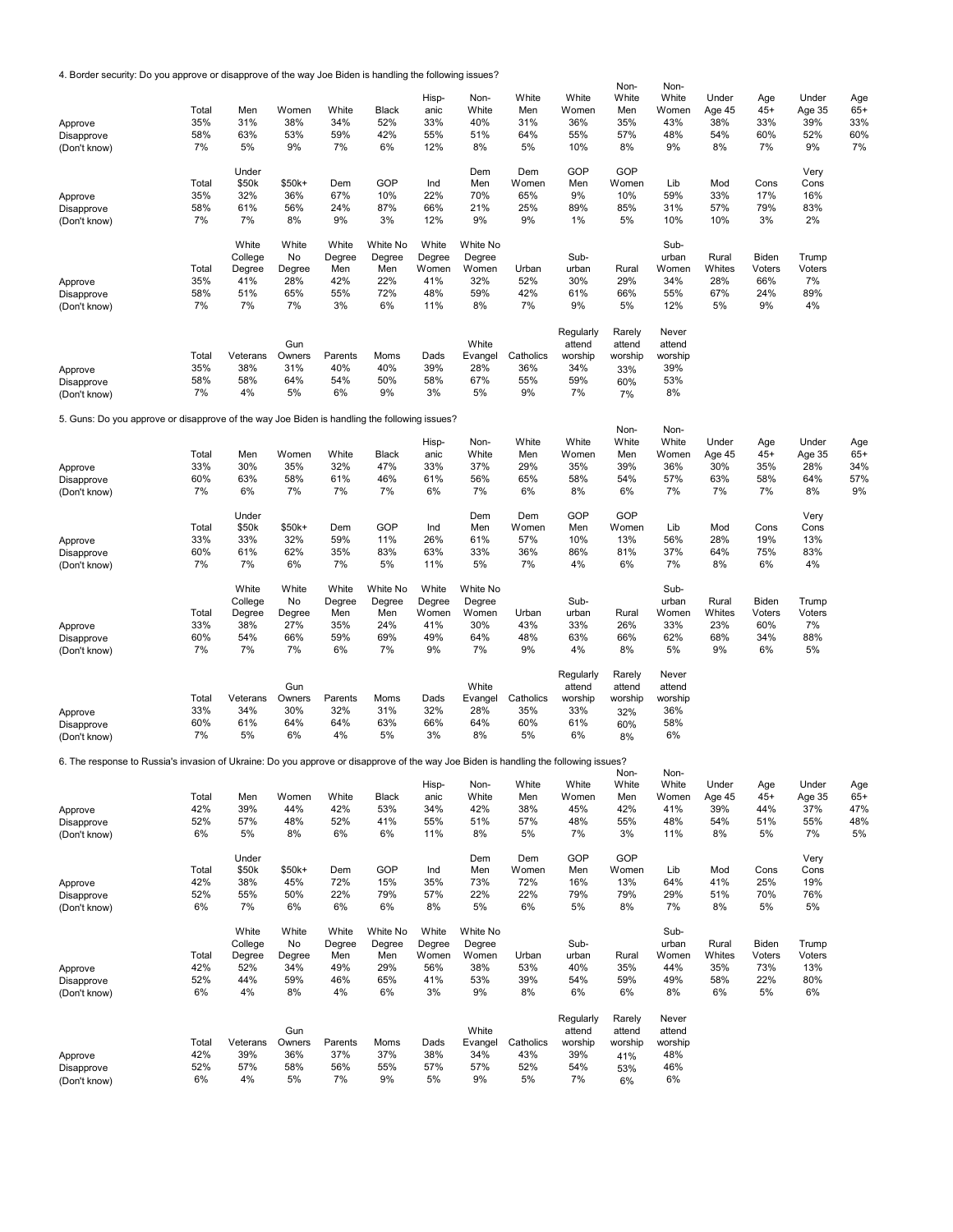4. Border security: Do you approve or disapprove of the way Joe Biden is handling the following issues?

| | Total | Men | Women | White | Black | Hisp-anic | Non-White | White Men | White Women | Non-White Men | Non-White Women | Under Age 45 | Age 45+ | Under Age 35 | Age 65+ |
|---|---|---|---|---|---|---|---|---|---|---|---|---|---|---|---|
| Approve | 35% | 31% | 38% | 34% | 52% | 33% | 40% | 31% | 36% | 35% | 43% | 38% | 33% | 39% | 33% |
| Disapprove | 58% | 63% | 53% | 59% | 42% | 55% | 51% | 64% | 55% | 57% | 48% | 54% | 60% | 52% | 60% |
| (Don't know) | 7% | 5% | 9% | 7% | 6% | 12% | 8% | 5% | 10% | 8% | 9% | 8% | 7% | 9% | 7% |

| | Total | Under $50k | $50k+ | Dem | GOP | Ind | Dem Men | Dem Women | GOP Men | GOP Women | Lib | Mod | Cons | Very Cons |
|---|---|---|---|---|---|---|---|---|---|---|---|---|---|---|
| Approve | 35% | 32% | 36% | 67% | 10% | 22% | 70% | 65% | 9% | 10% | 59% | 33% | 17% | 16% |
| Disapprove | 58% | 61% | 56% | 24% | 87% | 66% | 21% | 25% | 89% | 85% | 31% | 57% | 79% | 83% |
| (Don't know) | 7% | 7% | 8% | 9% | 3% | 12% | 9% | 9% | 1% | 5% | 10% | 10% | 3% | 2% |

| | Total | White College Degree | White No Degree | White Degree Men | White No Degree Men | White Degree Women | White No Degree Women | Urban | Sub-urban | Rural | Sub-urban Women | Rural Whites | Biden Voters | Trump Voters |
|---|---|---|---|---|---|---|---|---|---|---|---|---|---|---|
| Approve | 35% | 41% | 28% | 42% | 22% | 41% | 32% | 52% | 30% | 29% | 34% | 28% | 66% | 7% |
| Disapprove | 58% | 51% | 65% | 55% | 72% | 48% | 59% | 42% | 61% | 66% | 55% | 67% | 24% | 89% |
| (Don't know) | 7% | 7% | 7% | 3% | 6% | 11% | 8% | 7% | 9% | 5% | 12% | 5% | 9% | 4% |

| | Total | Veterans | Gun Owners | Parents | Moms | Dads | White Evangel | Catholics | Regularly attend worship | Rarely attend worship | Never attend worship |
|---|---|---|---|---|---|---|---|---|---|---|---|
| Approve | 35% | 38% | 31% | 40% | 40% | 39% | 28% | 36% | 34% | 33% | 39% |
| Disapprove | 58% | 58% | 64% | 54% | 50% | 58% | 67% | 55% | 59% | 60% | 53% |
| (Don't know) | 7% | 4% | 5% | 6% | 9% | 3% | 5% | 9% | 7% | 7% | 8% |

5. Guns: Do you approve or disapprove of the way Joe Biden is handling the following issues?

| | Total | Men | Women | White | Black | Hisp-anic | Non-White | White Men | White Women | Non-White Men | Non-White Women | Under Age 45 | Age 45+ | Under Age 35 | Age 65+ |
|---|---|---|---|---|---|---|---|---|---|---|---|---|---|---|---|
| Approve | 33% | 30% | 35% | 32% | 47% | 33% | 37% | 29% | 35% | 39% | 36% | 30% | 35% | 28% | 34% |
| Disapprove | 60% | 63% | 58% | 61% | 46% | 61% | 56% | 65% | 58% | 54% | 57% | 63% | 58% | 64% | 57% |
| (Don't know) | 7% | 6% | 7% | 7% | 7% | 6% | 7% | 6% | 8% | 6% | 7% | 7% | 7% | 8% | 9% |

| | Total | Under $50k | $50k+ | Dem | GOP | Ind | Dem Men | Dem Women | GOP Men | GOP Women | Lib | Mod | Cons | Very Cons |
|---|---|---|---|---|---|---|---|---|---|---|---|---|---|---|
| Approve | 33% | 33% | 32% | 59% | 11% | 26% | 61% | 57% | 10% | 13% | 56% | 28% | 19% | 13% |
| Disapprove | 60% | 61% | 62% | 35% | 83% | 63% | 33% | 36% | 86% | 81% | 37% | 64% | 75% | 83% |
| (Don't know) | 7% | 7% | 6% | 7% | 5% | 11% | 5% | 7% | 4% | 6% | 7% | 8% | 6% | 4% |

| | Total | White College Degree | White No Degree | White Degree Men | White No Degree Men | White Degree Women | White No Degree Women | Urban | Sub-urban | Rural | Sub-urban Women | Rural Whites | Biden Voters | Trump Voters |
|---|---|---|---|---|---|---|---|---|---|---|---|---|---|---|
| Approve | 33% | 38% | 27% | 35% | 24% | 41% | 30% | 43% | 33% | 26% | 33% | 23% | 60% | 7% |
| Disapprove | 60% | 54% | 66% | 59% | 69% | 49% | 64% | 48% | 63% | 66% | 62% | 68% | 34% | 88% |
| (Don't know) | 7% | 7% | 7% | 6% | 7% | 9% | 7% | 9% | 4% | 8% | 5% | 9% | 6% | 5% |

| | Total | Veterans | Gun Owners | Parents | Moms | Dads | White Evangel | Catholics | Regularly attend worship | Rarely attend worship | Never attend worship |
|---|---|---|---|---|---|---|---|---|---|---|---|
| Approve | 33% | 34% | 30% | 32% | 31% | 32% | 28% | 35% | 33% | 32% | 36% |
| Disapprove | 60% | 61% | 64% | 64% | 63% | 66% | 64% | 60% | 61% | 60% | 58% |
| (Don't know) | 7% | 5% | 6% | 4% | 5% | 3% | 8% | 5% | 6% | 8% | 6% |

6. The response to Russia's invasion of Ukraine: Do you approve or disapprove of the way Joe Biden is handling the following issues?

| | Total | Men | Women | White | Black | Hisp-anic | Non-White | White Men | White Women | Non-White Men | Non-White Women | Under Age 45 | Age 45+ | Under Age 35 | Age 65+ |
|---|---|---|---|---|---|---|---|---|---|---|---|---|---|---|---|
| Approve | 42% | 39% | 44% | 42% | 53% | 34% | 42% | 38% | 45% | 42% | 41% | 39% | 44% | 37% | 47% |
| Disapprove | 52% | 57% | 48% | 52% | 41% | 55% | 51% | 57% | 48% | 55% | 48% | 54% | 51% | 55% | 48% |
| (Don't know) | 6% | 5% | 8% | 6% | 6% | 11% | 8% | 5% | 7% | 3% | 11% | 8% | 5% | 7% | 5% |

| | Total | Under $50k | $50k+ | Dem | GOP | Ind | Dem Men | Dem Women | GOP Men | GOP Women | Lib | Mod | Cons | Very Cons |
|---|---|---|---|---|---|---|---|---|---|---|---|---|---|---|
| Approve | 42% | 38% | 45% | 72% | 15% | 35% | 73% | 72% | 16% | 13% | 64% | 41% | 25% | 19% |
| Disapprove | 52% | 55% | 50% | 22% | 79% | 57% | 22% | 22% | 79% | 79% | 29% | 51% | 70% | 76% |
| (Don't know) | 6% | 7% | 6% | 6% | 6% | 8% | 5% | 6% | 5% | 8% | 7% | 8% | 5% | 5% |

| | Total | White College Degree | White No Degree | White Degree Men | White No Degree Men | White Degree Women | White No Degree Women | Urban | Sub-urban | Rural | Sub-urban Women | Rural Whites | Biden Voters | Trump Voters |
|---|---|---|---|---|---|---|---|---|---|---|---|---|---|---|
| Approve | 42% | 52% | 34% | 49% | 29% | 56% | 38% | 53% | 40% | 35% | 44% | 35% | 73% | 13% |
| Disapprove | 52% | 44% | 59% | 46% | 65% | 41% | 53% | 39% | 54% | 59% | 49% | 58% | 22% | 80% |
| (Don't know) | 6% | 4% | 8% | 4% | 6% | 3% | 9% | 8% | 6% | 6% | 8% | 6% | 5% | 6% |

| | Total | Veterans | Gun Owners | Parents | Moms | Dads | White Evangel | Catholics | Regularly attend worship | Rarely attend worship | Never attend worship |
|---|---|---|---|---|---|---|---|---|---|---|---|
| Approve | 42% | 39% | 36% | 37% | 37% | 38% | 34% | 43% | 39% | 41% | 48% |
| Disapprove | 52% | 57% | 58% | 56% | 55% | 57% | 57% | 52% | 54% | 53% | 46% |
| (Don't know) | 6% | 4% | 5% | 7% | 9% | 5% | 9% | 5% | 7% | 6% | 6% |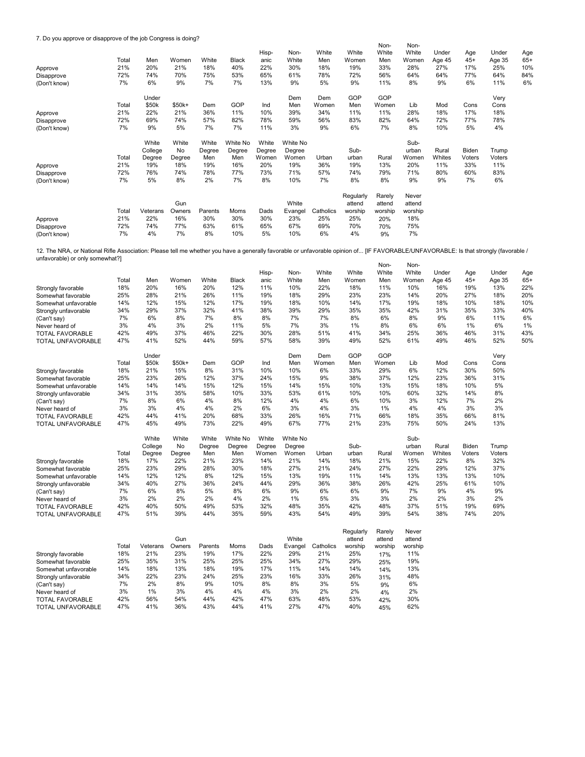7. Do you approve or disapprove of the job Congress is doing?

| | Total | Men | Women | White | Black | Hisp-anic | Non-White | White Men | White Women | Non-White Men | Non-White Women | Under Age 45 | Age 45+ | Under Age 35 | Age 65+ |
|---|---|---|---|---|---|---|---|---|---|---|---|---|---|---|---|
| Approve | 21% | 20% | 21% | 18% | 40% | 22% | 30% | 18% | 19% | 33% | 28% | 27% | 17% | 25% | 10% |
| Disapprove | 72% | 74% | 70% | 75% | 53% | 65% | 61% | 78% | 72% | 56% | 64% | 64% | 77% | 64% | 84% |
| (Don't know) | 7% | 6% | 9% | 7% | 7% | 13% | 9% | 5% | 9% | 11% | 8% | 9% | 6% | 11% | 6% |

| | Total | Under $50k | $50k+ | Dem | GOP | Ind | Dem Men | Dem Women | GOP Men | GOP Women | Lib | Mod | Cons | Very Cons |
|---|---|---|---|---|---|---|---|---|---|---|---|---|---|---|
| Approve | 21% | 22% | 21% | 36% | 11% | 10% | 39% | 34% | 11% | 11% | 28% | 18% | 17% | 18% |
| Disapprove | 72% | 69% | 74% | 57% | 82% | 78% | 59% | 56% | 83% | 82% | 64% | 72% | 77% | 78% |
| (Don't know) | 7% | 9% | 5% | 7% | 7% | 11% | 3% | 9% | 6% | 7% | 8% | 10% | 5% | 4% |

| | Total | White College Degree | White No Degree | White Degree Men | White No Degree Men | White Degree Women | White No Degree Women | Urban | Sub-urban | Rural | Sub-urban Women | Rural Whites | Biden Voters | Trump Voters |
|---|---|---|---|---|---|---|---|---|---|---|---|---|---|---|
| Approve | 21% | 19% | 18% | 19% | 16% | 20% | 19% | 36% | 19% | 13% | 20% | 11% | 33% | 11% |
| Disapprove | 72% | 76% | 74% | 78% | 77% | 73% | 71% | 57% | 74% | 79% | 71% | 80% | 60% | 83% |
| (Don't know) | 7% | 5% | 8% | 2% | 7% | 8% | 10% | 7% | 8% | 8% | 9% | 9% | 7% | 6% |

| | Total | Veterans | Gun Owners | Parents | Moms | Dads | White Evangel | Catholics | Regularly attend worship | Rarely attend worship | Never attend worship |
|---|---|---|---|---|---|---|---|---|---|---|---|
| Approve | 21% | 22% | 16% | 30% | 30% | 30% | 23% | 25% | 25% | 20% | 18% |
| Disapprove | 72% | 74% | 77% | 63% | 61% | 65% | 67% | 69% | 70% | 70% | 75% |
| (Don't know) | 7% | 4% | 7% | 8% | 10% | 5% | 10% | 6% | 4% | 9% | 7% |

12. The NRA, or National Rifle Association: Please tell me whether you have a generally favorable or unfavorable opinion of... [IF FAVORABLE/UNFAVORABLE: Is that strongly (favorable / unfavorable) or only somewhat?]

| | Total | Men | Women | White | Black | Hisp-anic | Non-White | White Men | White Women | Non-White Men | Non-White Women | Under Age 45 | Age 45+ | Under Age 35 | Age 65+ |
|---|---|---|---|---|---|---|---|---|---|---|---|---|---|---|---|
| Strongly favorable | 18% | 20% | 16% | 20% | 12% | 11% | 10% | 22% | 18% | 11% | 10% | 16% | 19% | 13% | 22% |
| Somewhat favorable | 25% | 28% | 21% | 26% | 11% | 19% | 18% | 29% | 23% | 23% | 14% | 20% | 27% | 18% | 20% |
| Somewhat unfavorable | 14% | 12% | 15% | 12% | 17% | 19% | 18% | 10% | 14% | 17% | 19% | 18% | 10% | 18% | 10% |
| Strongly unfavorable | 34% | 29% | 37% | 32% | 41% | 38% | 39% | 29% | 35% | 35% | 42% | 31% | 35% | 33% | 40% |
| (Can't say) | 7% | 6% | 8% | 7% | 8% | 8% | 7% | 7% | 8% | 6% | 8% | 9% | 6% | 11% | 6% |
| Never heard of | 3% | 4% | 3% | 2% | 11% | 5% | 7% | 3% | 1% | 8% | 6% | 6% | 1% | 6% | 1% |
| TOTAL FAVORABLE | 42% | 49% | 37% | 46% | 22% | 30% | 28% | 51% | 41% | 34% | 25% | 36% | 46% | 31% | 43% |
| TOTAL UNFAVORABLE | 47% | 41% | 52% | 44% | 59% | 57% | 58% | 39% | 49% | 52% | 61% | 49% | 46% | 52% | 50% |

| | Total | Under $50k | $50k+ | Dem | GOP | Ind | Dem Men | Dem Women | GOP Men | GOP Women | Lib | Mod | Cons | Very Cons |
|---|---|---|---|---|---|---|---|---|---|---|---|---|---|---|
| Strongly favorable | 18% | 21% | 15% | 8% | 31% | 10% | 10% | 6% | 33% | 29% | 6% | 12% | 30% | 50% |
| Somewhat favorable | 25% | 23% | 26% | 12% | 37% | 24% | 15% | 9% | 38% | 37% | 12% | 23% | 36% | 31% |
| Somewhat unfavorable | 14% | 14% | 14% | 15% | 12% | 15% | 14% | 15% | 10% | 13% | 15% | 18% | 10% | 5% |
| Strongly unfavorable | 34% | 31% | 35% | 58% | 10% | 33% | 53% | 61% | 10% | 10% | 60% | 32% | 14% | 8% |
| (Can't say) | 7% | 8% | 6% | 4% | 8% | 12% | 4% | 4% | 6% | 10% | 3% | 12% | 7% | 2% |
| Never heard of | 3% | 3% | 4% | 4% | 2% | 6% | 3% | 4% | 3% | 1% | 4% | 4% | 3% | 3% |
| TOTAL FAVORABLE | 42% | 44% | 41% | 20% | 68% | 33% | 26% | 16% | 71% | 66% | 18% | 35% | 66% | 81% |
| TOTAL UNFAVORABLE | 47% | 45% | 49% | 73% | 22% | 49% | 67% | 77% | 21% | 23% | 75% | 50% | 24% | 13% |

| | Total | White College Degree | White No Degree | White Degree Men | White No Degree Men | White Degree Women | White No Degree Women | Urban | Sub-urban | Rural | Sub-urban Women | Rural Whites | Biden Voters | Trump Voters |
|---|---|---|---|---|---|---|---|---|---|---|---|---|---|---|
| Strongly favorable | 18% | 17% | 22% | 21% | 23% | 14% | 21% | 14% | 18% | 21% | 15% | 22% | 8% | 32% |
| Somewhat favorable | 25% | 23% | 29% | 28% | 30% | 18% | 27% | 21% | 24% | 27% | 22% | 29% | 12% | 37% |
| Somewhat unfavorable | 14% | 12% | 12% | 8% | 12% | 15% | 13% | 19% | 11% | 14% | 13% | 13% | 13% | 10% |
| Strongly unfavorable | 34% | 40% | 27% | 36% | 24% | 44% | 29% | 36% | 38% | 26% | 42% | 25% | 61% | 10% |
| (Can't say) | 7% | 6% | 8% | 5% | 8% | 6% | 9% | 6% | 6% | 9% | 7% | 9% | 4% | 9% |
| Never heard of | 3% | 2% | 2% | 2% | 4% | 2% | 1% | 5% | 3% | 3% | 2% | 2% | 3% | 2% |
| TOTAL FAVORABLE | 42% | 40% | 50% | 49% | 53% | 32% | 48% | 35% | 42% | 48% | 37% | 51% | 19% | 69% |
| TOTAL UNFAVORABLE | 47% | 51% | 39% | 44% | 35% | 59% | 43% | 54% | 49% | 39% | 54% | 38% | 74% | 20% |

| | Total | Veterans | Gun Owners | Parents | Moms | Dads | White Evangel | Catholics | Regularly attend worship | Rarely attend worship | Never attend worship |
|---|---|---|---|---|---|---|---|---|---|---|---|
| Strongly favorable | 18% | 21% | 23% | 19% | 17% | 22% | 29% | 21% | 25% | 17% | 11% |
| Somewhat favorable | 25% | 35% | 31% | 25% | 25% | 25% | 34% | 27% | 29% | 25% | 19% |
| Somewhat unfavorable | 14% | 18% | 13% | 18% | 19% | 17% | 11% | 14% | 14% | 14% | 13% |
| Strongly unfavorable | 34% | 22% | 23% | 24% | 25% | 23% | 16% | 33% | 26% | 31% | 48% |
| (Can't say) | 7% | 2% | 8% | 9% | 10% | 8% | 8% | 3% | 5% | 9% | 6% |
| Never heard of | 3% | 1% | 3% | 4% | 4% | 4% | 3% | 2% | 2% | 4% | 2% |
| TOTAL FAVORABLE | 42% | 56% | 54% | 44% | 42% | 47% | 63% | 48% | 53% | 42% | 30% |
| TOTAL UNFAVORABLE | 47% | 41% | 36% | 43% | 44% | 41% | 27% | 47% | 40% | 45% | 62% |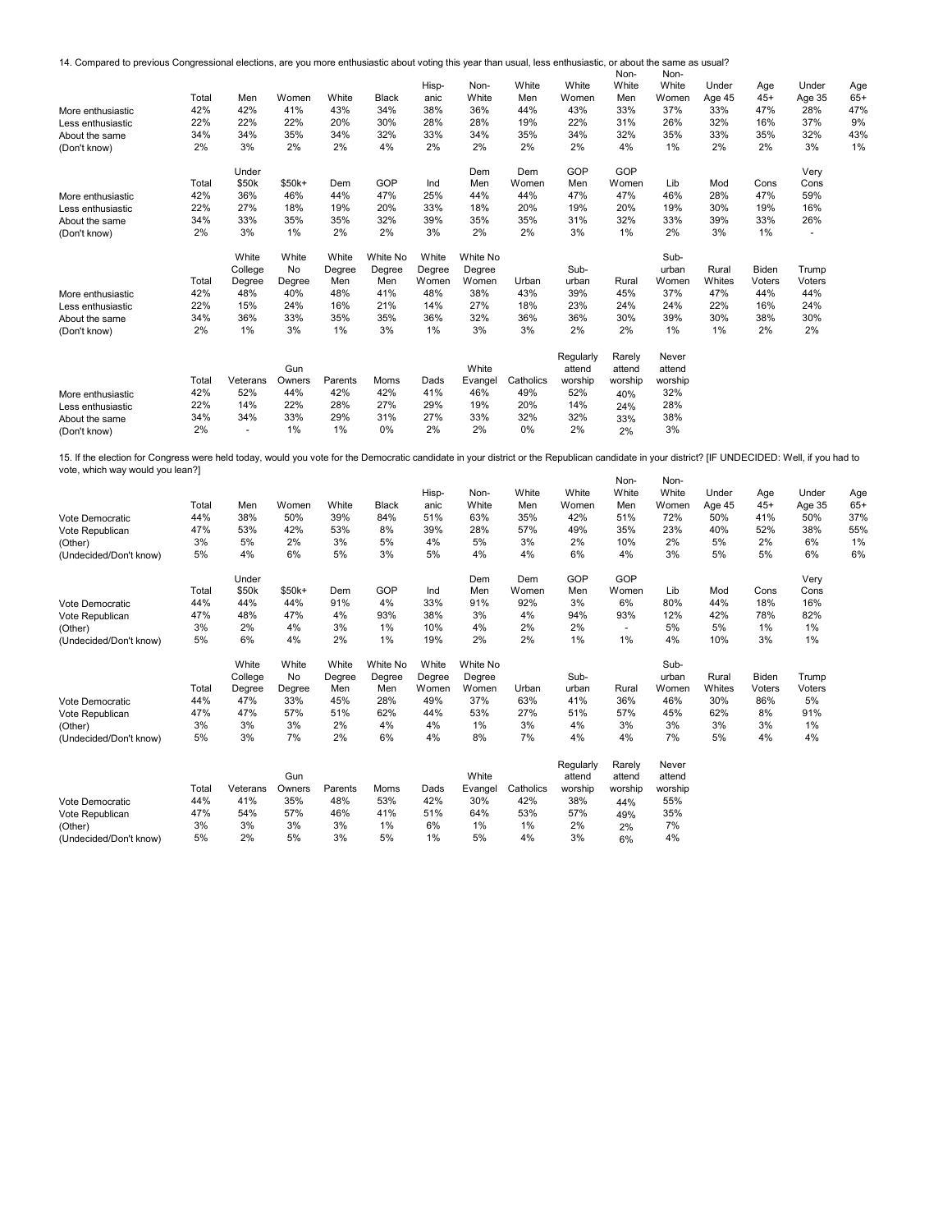14. Compared to previous Congressional elections, are you more enthusiastic about voting this year than usual, less enthusiastic, or about the same as usual?

| | Total | Men | Women | White | Black | Hisp-anic | Non-White | White Men | White Women | Non-White Men | Non-White Women | Under Age 45 | Age 45+ | Under Age 35 | Age 65+ |
|---|---|---|---|---|---|---|---|---|---|---|---|---|---|---|---|
| More enthusiastic | 42% | 42% | 41% | 43% | 34% | 38% | 36% | 44% | 43% | 33% | 37% | 33% | 47% | 28% | 47% |
| Less enthusiastic | 22% | 22% | 22% | 20% | 30% | 28% | 28% | 19% | 22% | 31% | 26% | 32% | 16% | 37% | 9% |
| About the same | 34% | 34% | 35% | 34% | 32% | 33% | 34% | 35% | 34% | 32% | 35% | 33% | 35% | 32% | 43% |
| (Don't know) | 2% | 3% | 2% | 2% | 4% | 2% | 2% | 2% | 2% | 4% | 1% | 2% | 2% | 3% | 1% |

| | Total | Under $50k | $50k+ | Dem | GOP | Ind | Dem Men | Dem Women | GOP Men | GOP Women | Lib | Mod | Cons | Very Cons |
|---|---|---|---|---|---|---|---|---|---|---|---|---|---|---|
| More enthusiastic | 42% | 36% | 46% | 44% | 47% | 25% | 44% | 44% | 47% | 47% | 46% | 28% | 47% | 59% |
| Less enthusiastic | 22% | 27% | 18% | 19% | 20% | 33% | 18% | 20% | 19% | 20% | 19% | 30% | 19% | 16% |
| About the same | 34% | 33% | 35% | 35% | 32% | 39% | 35% | 35% | 31% | 32% | 33% | 39% | 33% | 26% |
| (Don't know) | 2% | 3% | 1% | 2% | 2% | 3% | 2% | 2% | 3% | 1% | 2% | 3% | 1% | - |

| | Total | White College Degree | White No Degree | White Degree Men | White No Degree Men | White Degree Women | White No Degree Women | Urban | Sub-urban | Rural | Sub-urban Women | Rural Whites | Biden Voters | Trump Voters |
|---|---|---|---|---|---|---|---|---|---|---|---|---|---|---|
| More enthusiastic | 42% | 48% | 40% | 48% | 41% | 48% | 38% | 43% | 39% | 45% | 37% | 47% | 44% | 44% |
| Less enthusiastic | 22% | 15% | 24% | 16% | 21% | 14% | 27% | 18% | 23% | 24% | 24% | 22% | 16% | 24% |
| About the same | 34% | 36% | 33% | 35% | 35% | 36% | 32% | 36% | 36% | 30% | 39% | 30% | 38% | 30% |
| (Don't know) | 2% | 1% | 3% | 1% | 3% | 1% | 3% | 3% | 2% | 2% | 1% | 1% | 2% | 2% |

| | Total | Veterans | Gun Owners | Parents | Moms | Dads | White Evangel | Catholics | Regularly attend worship | Rarely attend worship | Never attend worship |
|---|---|---|---|---|---|---|---|---|---|---|---|
| More enthusiastic | 42% | 52% | 44% | 42% | 42% | 41% | 46% | 49% | 52% | 40% | 32% |
| Less enthusiastic | 22% | 14% | 22% | 28% | 27% | 29% | 19% | 20% | 14% | 24% | 28% |
| About the same | 34% | 34% | 33% | 29% | 31% | 27% | 33% | 32% | 32% | 33% | 38% |
| (Don't know) | 2% | - | 1% | 1% | 0% | 2% | 2% | 0% | 2% | 2% | 3% |

15. If the election for Congress were held today, would you vote for the Democratic candidate in your district or the Republican candidate in your district? [IF UNDECIDED: Well, if you had to vote, which way would you lean?]

| | Total | Men | Women | White | Black | Hisp-anic | Non-White | White Men | White Women | Non-White Men | Non-White Women | Under Age 45 | Age 45+ | Under Age 35 | Age 65+ |
|---|---|---|---|---|---|---|---|---|---|---|---|---|---|---|---|
| Vote Democratic | 44% | 38% | 50% | 39% | 84% | 51% | 63% | 35% | 42% | 51% | 72% | 50% | 41% | 50% | 37% |
| Vote Republican | 47% | 53% | 42% | 53% | 8% | 39% | 28% | 57% | 49% | 35% | 23% | 40% | 52% | 38% | 55% |
| (Other) | 3% | 5% | 2% | 3% | 5% | 4% | 5% | 3% | 2% | 10% | 2% | 5% | 2% | 6% | 1% |
| (Undecided/Don't know) | 5% | 4% | 6% | 5% | 3% | 5% | 4% | 4% | 6% | 4% | 3% | 5% | 5% | 6% | 6% |

| | Total | Under $50k | $50k+ | Dem | GOP | Ind | Dem Men | Dem Women | GOP Men | GOP Women | Lib | Mod | Cons | Very Cons |
|---|---|---|---|---|---|---|---|---|---|---|---|---|---|---|
| Vote Democratic | 44% | 44% | 44% | 91% | 4% | 33% | 91% | 92% | 3% | 6% | 80% | 44% | 18% | 16% |
| Vote Republican | 47% | 48% | 47% | 4% | 93% | 38% | 3% | 4% | 94% | 93% | 12% | 42% | 78% | 82% |
| (Other) | 3% | 2% | 4% | 3% | 1% | 10% | 4% | 2% | 2% | - | 5% | 5% | 1% | 1% |
| (Undecided/Don't know) | 5% | 6% | 4% | 2% | 1% | 19% | 2% | 2% | 1% | 1% | 4% | 10% | 3% | 1% |

| | Total | White College Degree | White No Degree | White Degree Men | White No Degree Men | White Degree Women | White No Degree Women | Urban | Sub-urban | Rural | Sub-urban Women | Rural Whites | Biden Voters | Trump Voters |
|---|---|---|---|---|---|---|---|---|---|---|---|---|---|---|
| Vote Democratic | 44% | 47% | 33% | 45% | 28% | 49% | 37% | 63% | 41% | 36% | 46% | 30% | 86% | 5% |
| Vote Republican | 47% | 47% | 57% | 51% | 62% | 44% | 53% | 27% | 51% | 57% | 45% | 62% | 8% | 91% |
| (Other) | 3% | 3% | 3% | 2% | 4% | 4% | 1% | 3% | 4% | 3% | 3% | 3% | 3% | 1% |
| (Undecided/Don't know) | 5% | 3% | 7% | 2% | 6% | 4% | 8% | 7% | 4% | 4% | 7% | 5% | 4% | 4% |

| | Total | Veterans | Gun Owners | Parents | Moms | Dads | White Evangel | Catholics | Regularly attend worship | Rarely attend worship | Never attend worship |
|---|---|---|---|---|---|---|---|---|---|---|---|
| Vote Democratic | 44% | 41% | 35% | 48% | 53% | 42% | 30% | 42% | 38% | 44% | 55% |
| Vote Republican | 47% | 54% | 57% | 46% | 41% | 51% | 64% | 53% | 57% | 49% | 35% |
| (Other) | 3% | 3% | 3% | 3% | 1% | 6% | 1% | 1% | 2% | 2% | 7% |
| (Undecided/Don't know) | 5% | 2% | 5% | 3% | 5% | 1% | 5% | 4% | 3% | 6% | 4% |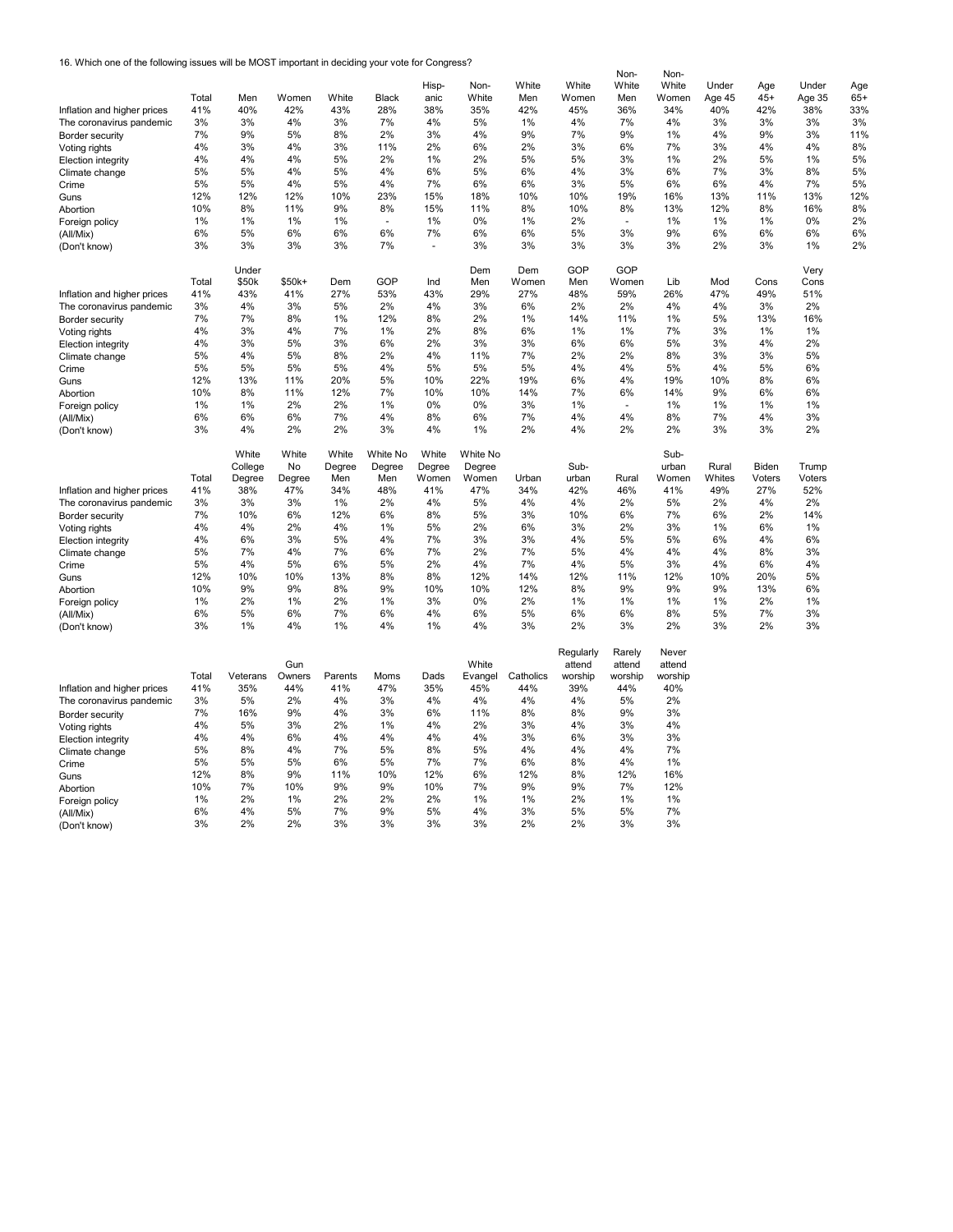16. Which one of the following issues will be MOST important in deciding your vote for Congress?

| | Total | Men | Women | White | Black | Hisp-anic | Non-White | White Men | White Women | Non-White Men | Non-White Women | Under Age 45 | Age 45+ | Under Age 35 | Age 65+ |
|---|---|---|---|---|---|---|---|---|---|---|---|---|---|---|---|
| Inflation and higher prices | 41% | 40% | 42% | 43% | 28% | 38% | 35% | 42% | 45% | 36% | 34% | 40% | 42% | 38% | 33% |
| The coronavirus pandemic | 3% | 3% | 4% | 3% | 7% | 4% | 5% | 1% | 4% | 7% | 4% | 3% | 3% | 3% | 3% |
| Border security | 7% | 9% | 5% | 8% | 2% | 3% | 4% | 9% | 7% | 9% | 1% | 4% | 9% | 3% | 11% |
| Voting rights | 4% | 3% | 4% | 3% | 11% | 2% | 6% | 2% | 3% | 6% | 7% | 3% | 4% | 4% | 8% |
| Election integrity | 4% | 4% | 4% | 5% | 2% | 1% | 2% | 5% | 5% | 3% | 1% | 2% | 5% | 1% | 5% |
| Climate change | 5% | 5% | 4% | 5% | 4% | 6% | 5% | 6% | 4% | 3% | 6% | 7% | 3% | 8% | 5% |
| Crime | 5% | 5% | 4% | 5% | 4% | 7% | 6% | 6% | 3% | 5% | 6% | 6% | 4% | 7% | 5% |
| Guns | 12% | 12% | 12% | 10% | 23% | 15% | 18% | 10% | 10% | 19% | 16% | 13% | 11% | 13% | 12% |
| Abortion | 10% | 8% | 11% | 9% | 8% | 15% | 11% | 8% | 10% | 8% | 13% | 12% | 8% | 16% | 8% |
| Foreign policy | 1% | 1% | 1% | 1% | - | 1% | 0% | 1% | 2% | - | 1% | 1% | 1% | 0% | 2% |
| (All/Mix) | 6% | 5% | 6% | 6% | 6% | 7% | 6% | 6% | 5% | 3% | 9% | 6% | 6% | 6% | 6% |
| (Don't know) | 3% | 3% | 3% | 3% | 7% | - | 3% | 3% | 3% | 3% | 3% | 2% | 3% | 1% | 2% |

| | Total | Under $50k | $50k+ | Dem | GOP | Ind | Dem Men | Dem Women | GOP Men | GOP Women | Lib | Mod | Cons | Very Cons |
|---|---|---|---|---|---|---|---|---|---|---|---|---|---|---|
| Inflation and higher prices | 41% | 43% | 41% | 27% | 53% | 43% | 29% | 27% | 48% | 59% | 26% | 47% | 49% | 51% |
| The coronavirus pandemic | 3% | 4% | 3% | 5% | 2% | 4% | 3% | 6% | 2% | 2% | 4% | 4% | 3% | 2% |
| Border security | 7% | 7% | 8% | 1% | 12% | 8% | 2% | 1% | 14% | 11% | 1% | 5% | 13% | 16% |
| Voting rights | 4% | 3% | 4% | 7% | 1% | 2% | 8% | 6% | 1% | 1% | 7% | 3% | 1% | 1% |
| Election integrity | 4% | 3% | 5% | 3% | 6% | 2% | 3% | 3% | 6% | 6% | 5% | 3% | 4% | 2% |
| Climate change | 5% | 4% | 5% | 8% | 2% | 4% | 11% | 7% | 2% | 2% | 8% | 3% | 3% | 5% |
| Crime | 5% | 5% | 5% | 5% | 4% | 5% | 5% | 5% | 4% | 4% | 5% | 4% | 5% | 6% |
| Guns | 12% | 13% | 11% | 20% | 5% | 10% | 22% | 19% | 6% | 4% | 19% | 10% | 8% | 6% |
| Abortion | 10% | 8% | 11% | 12% | 7% | 10% | 10% | 14% | 7% | 6% | 14% | 9% | 6% | 6% |
| Foreign policy | 1% | 1% | 2% | 2% | 1% | 0% | 0% | 3% | 1% | - | 1% | 1% | 1% | 1% |
| (All/Mix) | 6% | 6% | 6% | 7% | 4% | 8% | 6% | 7% | 4% | 4% | 8% | 7% | 4% | 3% |
| (Don't know) | 3% | 4% | 2% | 2% | 3% | 4% | 1% | 2% | 4% | 2% | 2% | 3% | 3% | 2% |

| | Total | White College Degree | White No Degree | White Degree Men | White No Degree Men | White Degree Women | White No Degree Women | Urban | Sub-urban | Rural | Sub-urban Women | Rural Whites | Biden Voters | Trump Voters |
|---|---|---|---|---|---|---|---|---|---|---|---|---|---|---|
| Inflation and higher prices | 41% | 38% | 47% | 34% | 48% | 41% | 47% | 34% | 42% | 46% | 41% | 49% | 27% | 52% |
| The coronavirus pandemic | 3% | 3% | 3% | 1% | 2% | 4% | 5% | 4% | 4% | 2% | 5% | 2% | 4% | 2% |
| Border security | 7% | 10% | 6% | 12% | 6% | 8% | 5% | 3% | 10% | 6% | 7% | 6% | 2% | 14% |
| Voting rights | 4% | 4% | 2% | 4% | 1% | 5% | 2% | 6% | 3% | 2% | 3% | 1% | 6% | 1% |
| Election integrity | 4% | 6% | 3% | 5% | 4% | 7% | 3% | 3% | 4% | 5% | 5% | 6% | 4% | 6% |
| Climate change | 5% | 7% | 4% | 7% | 6% | 7% | 2% | 7% | 5% | 4% | 4% | 4% | 8% | 3% |
| Crime | 5% | 4% | 5% | 6% | 5% | 2% | 4% | 7% | 4% | 5% | 3% | 4% | 6% | 4% |
| Guns | 12% | 10% | 10% | 13% | 8% | 8% | 12% | 14% | 12% | 11% | 12% | 10% | 20% | 5% |
| Abortion | 10% | 9% | 9% | 8% | 9% | 10% | 10% | 12% | 8% | 9% | 9% | 9% | 13% | 6% |
| Foreign policy | 1% | 2% | 1% | 2% | 1% | 3% | 0% | 2% | 1% | 1% | 1% | 1% | 2% | 1% |
| (All/Mix) | 6% | 5% | 6% | 7% | 6% | 4% | 6% | 5% | 6% | 6% | 8% | 5% | 7% | 3% |
| (Don't know) | 3% | 1% | 4% | 1% | 4% | 1% | 4% | 3% | 2% | 3% | 2% | 3% | 2% | 3% |

| | Total | Veterans | Gun Owners | Parents | Moms | Dads | White Evangel | Catholics | Regularly attend worship | Rarely attend worship | Never attend worship |
|---|---|---|---|---|---|---|---|---|---|---|---|
| Inflation and higher prices | 41% | 35% | 44% | 41% | 47% | 35% | 45% | 44% | 39% | 44% | 40% |
| The coronavirus pandemic | 3% | 5% | 2% | 4% | 3% | 4% | 4% | 4% | 4% | 5% | 2% |
| Border security | 7% | 16% | 9% | 4% | 3% | 6% | 11% | 8% | 8% | 9% | 3% |
| Voting rights | 4% | 5% | 3% | 2% | 1% | 4% | 2% | 3% | 4% | 3% | 4% |
| Election integrity | 4% | 4% | 6% | 4% | 4% | 4% | 4% | 3% | 6% | 3% | 3% |
| Climate change | 5% | 8% | 4% | 7% | 5% | 8% | 5% | 4% | 4% | 4% | 7% |
| Crime | 5% | 5% | 5% | 6% | 5% | 7% | 7% | 6% | 8% | 4% | 1% |
| Guns | 12% | 8% | 9% | 11% | 10% | 12% | 6% | 12% | 8% | 12% | 16% |
| Abortion | 10% | 7% | 10% | 9% | 9% | 10% | 7% | 9% | 9% | 7% | 12% |
| Foreign policy | 1% | 2% | 1% | 2% | 2% | 2% | 1% | 1% | 2% | 1% | 1% |
| (All/Mix) | 6% | 4% | 5% | 7% | 9% | 5% | 4% | 3% | 5% | 5% | 7% |
| (Don't know) | 3% | 2% | 2% | 3% | 3% | 3% | 3% | 2% | 2% | 3% | 3% |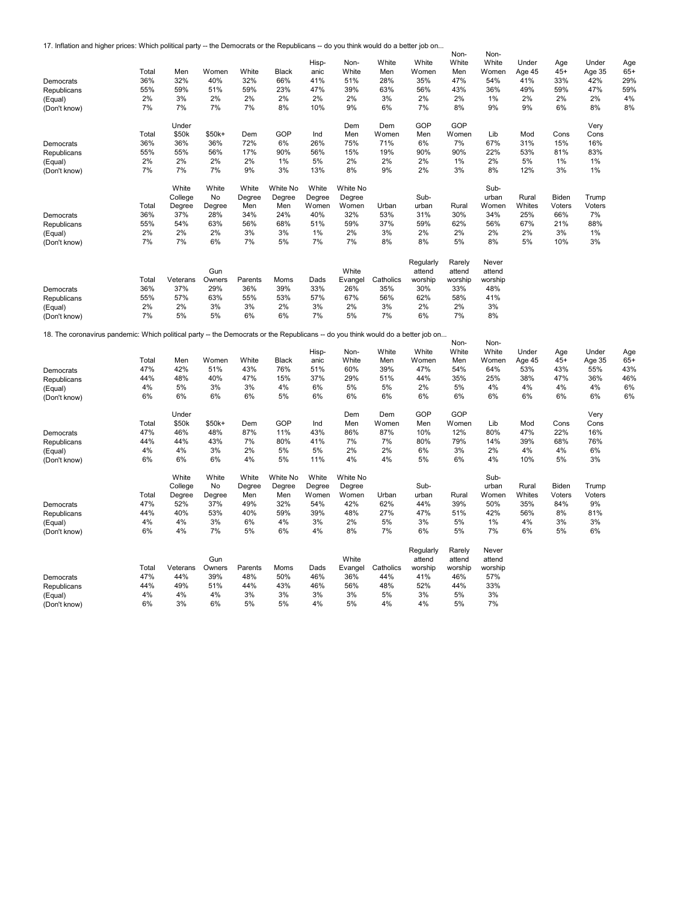17. Inflation and higher prices: Which political party -- the Democrats or the Republicans -- do you think would do a better job on...

| | Total | Men | Women | White | Black | Hisp-anic | Non-White | White Men | White Women | Non-White Men | Non-White Women | Under Age 45 | Age 45+ | Under Age 35 | Age 65+ |
|---|---|---|---|---|---|---|---|---|---|---|---|---|---|---|---|
| Democrats | 36% | 32% | 40% | 32% | 66% | 41% | 51% | 28% | 35% | 47% | 54% | 41% | 33% | 42% | 29% |
| Republicans | 55% | 59% | 51% | 59% | 23% | 47% | 39% | 63% | 56% | 43% | 36% | 49% | 59% | 47% | 59% |
| (Equal) | 2% | 3% | 2% | 2% | 2% | 2% | 2% | 3% | 2% | 2% | 1% | 2% | 2% | 2% | 4% |
| (Don't know) | 7% | 7% | 7% | 7% | 8% | 10% | 9% | 6% | 7% | 8% | 9% | 9% | 6% | 8% | 8% |

| | Total | Under $50k | $50k+ | Dem | GOP | Ind | Dem Men | Dem Women | GOP Men | GOP Women | Lib | Mod | Cons | Very Cons |
|---|---|---|---|---|---|---|---|---|---|---|---|---|---|---|
| Democrats | 36% | 36% | 36% | 72% | 6% | 26% | 75% | 71% | 6% | 7% | 67% | 31% | 15% | 16% |
| Republicans | 55% | 55% | 56% | 17% | 90% | 56% | 15% | 19% | 90% | 90% | 22% | 53% | 81% | 83% |
| (Equal) | 2% | 2% | 2% | 2% | 1% | 5% | 2% | 2% | 2% | 1% | 2% | 5% | 1% | 1% |
| (Don't know) | 7% | 7% | 7% | 9% | 3% | 13% | 8% | 9% | 2% | 3% | 8% | 12% | 3% | 1% |

| | Total | White College Degree | White No Degree | White Degree Men | White No Degree Men | White Degree Women | White No Degree Women | Urban | Sub-urban | Rural | Sub-urban Women | Rural Whites | Biden Voters | Trump Voters |
|---|---|---|---|---|---|---|---|---|---|---|---|---|---|---|
| Democrats | 36% | 37% | 28% | 34% | 24% | 40% | 32% | 53% | 31% | 30% | 34% | 25% | 66% | 7% |
| Republicans | 55% | 54% | 63% | 56% | 68% | 51% | 59% | 37% | 59% | 62% | 56% | 67% | 21% | 88% |
| (Equal) | 2% | 2% | 2% | 3% | 3% | 1% | 2% | 3% | 2% | 2% | 2% | 2% | 3% | 1% |
| (Don't know) | 7% | 7% | 6% | 7% | 5% | 7% | 7% | 8% | 8% | 5% | 8% | 5% | 10% | 3% |

| | Total | Veterans | Gun Owners | Parents | Moms | Dads | White Evangel | Catholics | Regularly attend worship | Rarely attend worship | Never attend worship |
|---|---|---|---|---|---|---|---|---|---|---|---|
| Democrats | 36% | 37% | 29% | 36% | 39% | 33% | 26% | 35% | 30% | 33% | 48% |
| Republicans | 55% | 57% | 63% | 55% | 53% | 57% | 67% | 56% | 62% | 58% | 41% |
| (Equal) | 2% | 2% | 3% | 3% | 2% | 3% | 2% | 3% | 2% | 2% | 3% |
| (Don't know) | 7% | 5% | 5% | 6% | 6% | 7% | 5% | 7% | 6% | 7% | 8% |

18. The coronavirus pandemic: Which political party -- the Democrats or the Republicans -- do you think would do a better job on...

| | Total | Men | Women | White | Black | Hisp-anic | Non-White | White Men | White Women | Non-White Men | Non-White Women | Under Age 45 | Age 45+ | Under Age 35 | Age 65+ |
|---|---|---|---|---|---|---|---|---|---|---|---|---|---|---|---|
| Democrats | 47% | 42% | 51% | 43% | 76% | 51% | 60% | 39% | 47% | 54% | 64% | 53% | 43% | 55% | 43% |
| Republicans | 44% | 48% | 40% | 47% | 15% | 37% | 29% | 51% | 44% | 35% | 25% | 38% | 47% | 36% | 46% |
| (Equal) | 4% | 5% | 3% | 3% | 4% | 6% | 5% | 5% | 2% | 5% | 4% | 4% | 4% | 4% | 6% |
| (Don't know) | 6% | 6% | 6% | 6% | 5% | 6% | 6% | 6% | 6% | 6% | 6% | 6% | 6% | 6% | 6% |

| | Total | Under $50k | $50k+ | Dem | GOP | Ind | Dem Men | Dem Women | GOP Men | GOP Women | Lib | Mod | Cons | Very Cons |
|---|---|---|---|---|---|---|---|---|---|---|---|---|---|---|
| Democrats | 47% | 46% | 48% | 87% | 11% | 43% | 86% | 87% | 10% | 12% | 80% | 47% | 22% | 16% |
| Republicans | 44% | 44% | 43% | 7% | 80% | 41% | 7% | 7% | 80% | 79% | 14% | 39% | 68% | 76% |
| (Equal) | 4% | 4% | 3% | 2% | 5% | 5% | 2% | 2% | 6% | 3% | 2% | 4% | 4% | 6% |
| (Don't know) | 6% | 6% | 6% | 4% | 5% | 11% | 4% | 4% | 5% | 6% | 4% | 10% | 5% | 3% |

| | Total | White College Degree | White No Degree | White Degree Men | White No Degree Men | White Degree Women | White No Degree Women | Urban | Sub-urban | Rural | Sub-urban Women | Rural Whites | Biden Voters | Trump Voters |
|---|---|---|---|---|---|---|---|---|---|---|---|---|---|---|
| Democrats | 47% | 52% | 37% | 49% | 32% | 54% | 42% | 62% | 44% | 39% | 50% | 35% | 84% | 9% |
| Republicans | 44% | 40% | 53% | 40% | 59% | 39% | 48% | 27% | 47% | 51% | 42% | 56% | 8% | 81% |
| (Equal) | 4% | 4% | 3% | 6% | 4% | 3% | 2% | 5% | 3% | 5% | 1% | 4% | 3% | 3% |
| (Don't know) | 6% | 4% | 7% | 5% | 6% | 4% | 8% | 7% | 6% | 5% | 7% | 6% | 5% | 6% |

| | Total | Veterans | Gun Owners | Parents | Moms | Dads | White Evangel | Catholics | Regularly attend worship | Rarely attend worship | Never attend worship |
|---|---|---|---|---|---|---|---|---|---|---|---|
| Democrats | 47% | 44% | 39% | 48% | 50% | 46% | 36% | 44% | 41% | 46% | 57% |
| Republicans | 44% | 49% | 51% | 44% | 43% | 46% | 56% | 48% | 52% | 44% | 33% |
| (Equal) | 4% | 4% | 4% | 3% | 3% | 3% | 3% | 5% | 3% | 5% | 3% |
| (Don't know) | 6% | 3% | 6% | 5% | 5% | 4% | 5% | 4% | 4% | 5% | 7% |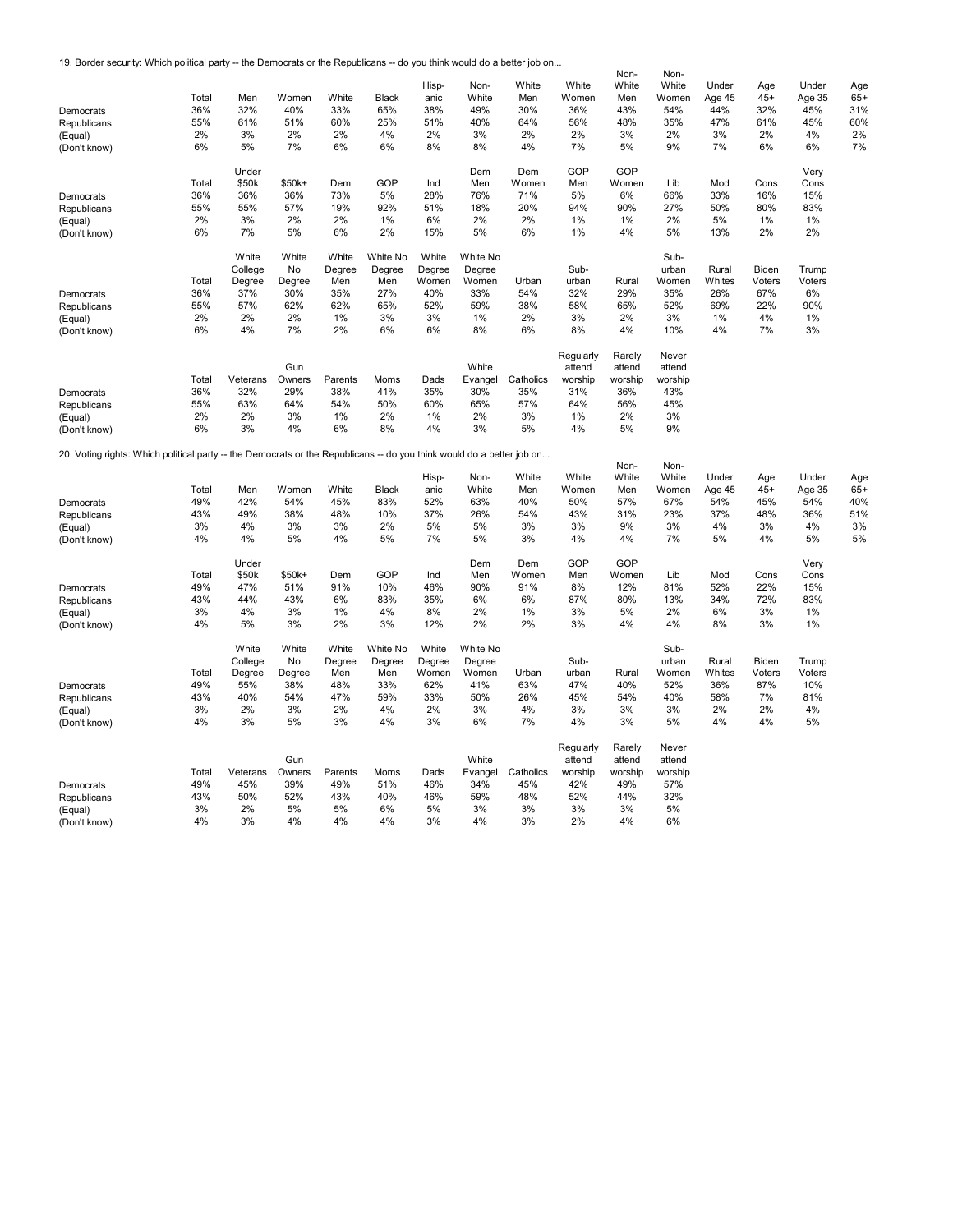19. Border security: Which political party -- the Democrats or the Republicans -- do you think would do a better job on...

| | Total | Men | Women | White | Black | Hisp-anic | Non-White | White Men | White Women | Non-White Men | Non-White Women | Under Age 45 | Age 45+ | Under Age 35 | Age 65+ |
|---|---|---|---|---|---|---|---|---|---|---|---|---|---|---|---|
| Democrats | 36% | 32% | 40% | 33% | 65% | 38% | 49% | 30% | 36% | 43% | 54% | 44% | 32% | 45% | 31% |
| Republicans | 55% | 61% | 51% | 60% | 25% | 51% | 40% | 64% | 56% | 48% | 35% | 47% | 61% | 45% | 60% |
| (Equal) | 2% | 3% | 2% | 2% | 4% | 2% | 3% | 2% | 2% | 3% | 2% | 3% | 2% | 4% | 2% |
| (Don't know) | 6% | 5% | 7% | 6% | 6% | 8% | 8% | 4% | 7% | 5% | 9% | 7% | 6% | 6% | 7% |

| | Total | Under $50k | $50k+ | Dem | GOP | Ind | Dem Men | Dem Women | GOP Men | GOP Women | Lib | Mod | Cons | Very Cons |
|---|---|---|---|---|---|---|---|---|---|---|---|---|---|---|
| Democrats | 36% | 36% | 36% | 73% | 5% | 28% | 76% | 71% | 5% | 6% | 66% | 33% | 16% | 15% |
| Republicans | 55% | 55% | 57% | 19% | 92% | 51% | 18% | 20% | 94% | 90% | 27% | 50% | 80% | 83% |
| (Equal) | 2% | 3% | 2% | 2% | 1% | 6% | 2% | 2% | 1% | 1% | 2% | 5% | 1% | 1% |
| (Don't know) | 6% | 7% | 5% | 6% | 2% | 15% | 5% | 6% | 1% | 4% | 5% | 13% | 2% | 2% |

| | Total | White College Degree | White No Degree | White Degree Men | White No Degree Men | White Degree Women | White No Degree Women | Urban | Sub-urban | Rural | Sub-urban Women | Rural Whites | Biden Voters | Trump Voters |
|---|---|---|---|---|---|---|---|---|---|---|---|---|---|---|
| Democrats | 36% | 37% | 30% | 35% | 27% | 40% | 33% | 54% | 32% | 29% | 35% | 26% | 67% | 6% |
| Republicans | 55% | 57% | 62% | 62% | 65% | 52% | 59% | 38% | 58% | 65% | 52% | 69% | 22% | 90% |
| (Equal) | 2% | 2% | 2% | 1% | 3% | 3% | 1% | 2% | 3% | 2% | 3% | 1% | 4% | 1% |
| (Don't know) | 6% | 4% | 7% | 2% | 6% | 6% | 8% | 6% | 8% | 4% | 10% | 4% | 7% | 3% |

| | Total | Veterans | Gun Owners | Parents | Moms | Dads | White Evangel | Catholics | Regularly attend worship | Rarely attend worship | Never attend worship |
|---|---|---|---|---|---|---|---|---|---|---|---|
| Democrats | 36% | 32% | 29% | 38% | 41% | 35% | 30% | 35% | 31% | 36% | 43% |
| Republicans | 55% | 63% | 64% | 54% | 50% | 60% | 65% | 57% | 64% | 56% | 45% |
| (Equal) | 2% | 2% | 3% | 1% | 2% | 1% | 2% | 3% | 1% | 2% | 3% |
| (Don't know) | 6% | 3% | 4% | 6% | 8% | 4% | 3% | 5% | 4% | 5% | 9% |

20. Voting rights: Which political party -- the Democrats or the Republicans -- do you think would do a better job on...

| | Total | Men | Women | White | Black | Hisp-anic | Non-White | White Men | White Women | Non-White Men | Non-White Women | Under Age 45 | Age 45+ | Under Age 35 | Age 65+ |
|---|---|---|---|---|---|---|---|---|---|---|---|---|---|---|---|
| Democrats | 49% | 42% | 54% | 45% | 83% | 52% | 63% | 40% | 50% | 57% | 67% | 54% | 45% | 54% | 40% |
| Republicans | 43% | 49% | 38% | 48% | 10% | 37% | 26% | 54% | 43% | 31% | 23% | 37% | 48% | 36% | 51% |
| (Equal) | 3% | 4% | 3% | 3% | 2% | 5% | 5% | 3% | 3% | 9% | 3% | 4% | 3% | 4% | 3% |
| (Don't know) | 4% | 4% | 5% | 4% | 5% | 7% | 5% | 3% | 4% | 4% | 7% | 5% | 4% | 5% | 5% |

| | Total | Under $50k | $50k+ | Dem | GOP | Ind | Dem Men | Dem Women | GOP Men | GOP Women | Lib | Mod | Cons | Very Cons |
|---|---|---|---|---|---|---|---|---|---|---|---|---|---|---|
| Democrats | 49% | 47% | 51% | 91% | 10% | 46% | 90% | 91% | 8% | 12% | 81% | 52% | 22% | 15% |
| Republicans | 43% | 44% | 43% | 6% | 83% | 35% | 6% | 6% | 87% | 80% | 13% | 34% | 72% | 83% |
| (Equal) | 3% | 4% | 3% | 1% | 4% | 8% | 2% | 1% | 3% | 5% | 2% | 6% | 3% | 1% |
| (Don't know) | 4% | 5% | 3% | 2% | 3% | 12% | 2% | 2% | 3% | 4% | 4% | 8% | 3% | 1% |

| | Total | White College Degree | White No Degree | White Degree Men | White No Degree Men | White Degree Women | White No Degree Women | Urban | Sub-urban | Rural | Sub-urban Women | Rural Whites | Biden Voters | Trump Voters |
|---|---|---|---|---|---|---|---|---|---|---|---|---|---|---|
| Democrats | 49% | 55% | 38% | 48% | 33% | 62% | 41% | 63% | 47% | 40% | 52% | 36% | 87% | 10% |
| Republicans | 43% | 40% | 54% | 47% | 59% | 33% | 50% | 26% | 45% | 54% | 40% | 58% | 7% | 81% |
| (Equal) | 3% | 2% | 3% | 2% | 4% | 2% | 3% | 4% | 3% | 3% | 3% | 2% | 2% | 4% |
| (Don't know) | 4% | 3% | 5% | 3% | 4% | 3% | 6% | 7% | 4% | 3% | 5% | 4% | 4% | 5% |

| | Total | Veterans | Gun Owners | Parents | Moms | Dads | White Evangel | Catholics | Regularly attend worship | Rarely attend worship | Never attend worship |
|---|---|---|---|---|---|---|---|---|---|---|---|
| Democrats | 49% | 45% | 39% | 49% | 51% | 46% | 34% | 45% | 42% | 49% | 57% |
| Republicans | 43% | 50% | 52% | 43% | 40% | 46% | 59% | 48% | 52% | 44% | 32% |
| (Equal) | 3% | 2% | 5% | 5% | 6% | 5% | 3% | 3% | 3% | 3% | 5% |
| (Don't know) | 4% | 3% | 4% | 4% | 4% | 3% | 4% | 3% | 2% | 4% | 6% |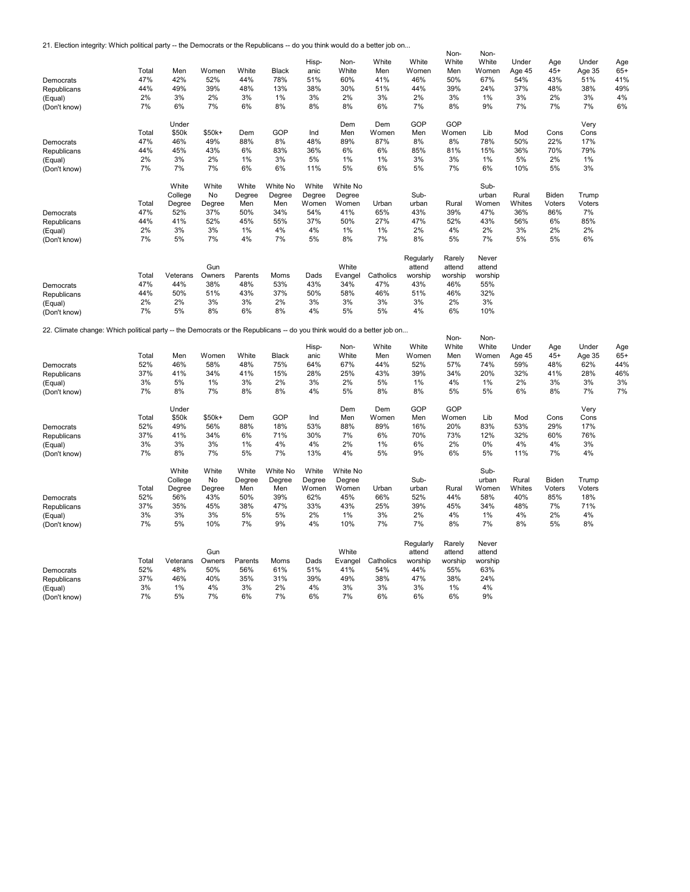21. Election integrity: Which political party -- the Democrats or the Republicans -- do you think would do a better job on...

| | Total | Men | Women | White | Black | Hisp-anic | Non-White | White Men | White Women | Non-White Men | Non-White Women | Under Age 45 | Age 45+ | Under Age 35 | Age 65+ |
|---|---|---|---|---|---|---|---|---|---|---|---|---|---|---|---|
| Democrats | 47% | 42% | 52% | 44% | 78% | 51% | 60% | 41% | 46% | 50% | 67% | 54% | 43% | 51% | 41% |
| Republicans | 44% | 49% | 39% | 48% | 13% | 38% | 30% | 51% | 44% | 39% | 24% | 37% | 48% | 38% | 49% |
| (Equal) | 2% | 3% | 2% | 3% | 1% | 3% | 2% | 3% | 2% | 3% | 1% | 3% | 2% | 3% | 4% |
| (Don't know) | 7% | 6% | 7% | 6% | 8% | 8% | 8% | 6% | 7% | 8% | 9% | 7% | 7% | 7% | 6% |

| | Total | Under $50k | $50k+ | Dem | GOP | Ind | Dem Men | Dem Women | GOP Men | GOP Women | Lib | Mod | Cons | Very Cons |
|---|---|---|---|---|---|---|---|---|---|---|---|---|---|---|
| Democrats | 47% | 46% | 49% | 88% | 8% | 48% | 89% | 87% | 8% | 8% | 78% | 50% | 22% | 17% |
| Republicans | 44% | 45% | 43% | 6% | 83% | 36% | 6% | 6% | 85% | 81% | 15% | 36% | 70% | 79% |
| (Equal) | 2% | 3% | 2% | 1% | 3% | 5% | 1% | 1% | 3% | 3% | 1% | 5% | 2% | 1% |
| (Don't know) | 7% | 7% | 7% | 6% | 6% | 11% | 5% | 6% | 5% | 7% | 6% | 10% | 5% | 3% |

| | Total | White College Degree | White No Degree | White Degree Men | White No Degree Men | White Degree Women | White No Degree Women | Urban | Sub-urban | Rural | Sub-urban Women | Rural Whites | Biden Voters | Trump Voters |
|---|---|---|---|---|---|---|---|---|---|---|---|---|---|---|
| Democrats | 47% | 52% | 37% | 50% | 34% | 54% | 41% | 65% | 43% | 39% | 47% | 36% | 86% | 7% |
| Republicans | 44% | 41% | 52% | 45% | 55% | 37% | 50% | 27% | 47% | 52% | 43% | 56% | 6% | 85% |
| (Equal) | 2% | 3% | 3% | 1% | 4% | 4% | 1% | 1% | 2% | 4% | 2% | 3% | 2% | 2% |
| (Don't know) | 7% | 5% | 7% | 4% | 7% | 5% | 8% | 7% | 8% | 5% | 7% | 5% | 5% | 6% |

| | Total | Veterans | Gun Owners | Parents | Moms | Dads | White Evangel | Catholics | Regularly attend worship | Rarely attend worship | Never attend worship |
|---|---|---|---|---|---|---|---|---|---|---|---|
| Democrats | 47% | 44% | 38% | 48% | 53% | 43% | 34% | 47% | 43% | 46% | 55% |
| Republicans | 44% | 50% | 51% | 43% | 37% | 50% | 58% | 46% | 51% | 46% | 32% |
| (Equal) | 2% | 2% | 3% | 3% | 2% | 3% | 3% | 3% | 3% | 2% | 3% |
| (Don't know) | 7% | 5% | 8% | 6% | 8% | 4% | 5% | 5% | 4% | 6% | 10% |

22. Climate change: Which political party -- the Democrats or the Republicans -- do you think would do a better job on...

| | Total | Men | Women | White | Black | Hisp-anic | Non-White | White Men | White Women | Non-White Men | Non-White Women | Under Age 45 | Age 45+ | Under Age 35 | Age 65+ |
|---|---|---|---|---|---|---|---|---|---|---|---|---|---|---|---|
| Democrats | 52% | 46% | 58% | 48% | 75% | 64% | 67% | 44% | 52% | 57% | 74% | 59% | 48% | 62% | 44% |
| Republicans | 37% | 41% | 34% | 41% | 15% | 28% | 25% | 43% | 39% | 34% | 20% | 32% | 41% | 28% | 46% |
| (Equal) | 3% | 5% | 1% | 3% | 2% | 3% | 2% | 5% | 1% | 4% | 1% | 2% | 3% | 3% | 3% |
| (Don't know) | 7% | 8% | 7% | 8% | 8% | 4% | 5% | 8% | 8% | 5% | 5% | 6% | 8% | 7% | 7% |

| | Total | Under $50k | $50k+ | Dem | GOP | Ind | Dem Men | Dem Women | GOP Men | GOP Women | Lib | Mod | Cons | Very Cons |
|---|---|---|---|---|---|---|---|---|---|---|---|---|---|---|
| Democrats | 52% | 49% | 56% | 88% | 18% | 53% | 88% | 89% | 16% | 20% | 83% | 53% | 29% | 17% |
| Republicans | 37% | 41% | 34% | 6% | 71% | 30% | 7% | 6% | 70% | 73% | 12% | 32% | 60% | 76% |
| (Equal) | 3% | 3% | 3% | 1% | 4% | 4% | 2% | 1% | 6% | 2% | 0% | 4% | 4% | 3% |
| (Don't know) | 7% | 8% | 7% | 5% | 7% | 13% | 4% | 5% | 9% | 6% | 5% | 11% | 7% | 4% |

| | Total | White College Degree | White No Degree | White Degree Men | White No Degree Men | White Degree Women | White No Degree Women | Urban | Sub-urban | Rural | Sub-urban Women | Rural Whites | Biden Voters | Trump Voters |
|---|---|---|---|---|---|---|---|---|---|---|---|---|---|---|
| Democrats | 52% | 56% | 43% | 50% | 39% | 62% | 45% | 66% | 52% | 44% | 58% | 40% | 85% | 18% |
| Republicans | 37% | 35% | 45% | 38% | 47% | 33% | 43% | 25% | 39% | 45% | 34% | 48% | 7% | 71% |
| (Equal) | 3% | 3% | 3% | 5% | 5% | 2% | 1% | 3% | 2% | 4% | 1% | 4% | 2% | 4% |
| (Don't know) | 7% | 5% | 10% | 7% | 9% | 4% | 10% | 7% | 7% | 8% | 7% | 8% | 5% | 8% |

| | Total | Veterans | Gun Owners | Parents | Moms | Dads | White Evangel | Catholics | Regularly attend worship | Rarely attend worship | Never attend worship |
|---|---|---|---|---|---|---|---|---|---|---|---|
| Democrats | 52% | 48% | 50% | 56% | 61% | 51% | 41% | 54% | 44% | 55% | 63% |
| Republicans | 37% | 46% | 40% | 35% | 31% | 39% | 49% | 38% | 47% | 38% | 24% |
| (Equal) | 3% | 1% | 4% | 3% | 2% | 4% | 3% | 3% | 3% | 1% | 4% |
| (Don't know) | 7% | 5% | 7% | 6% | 7% | 6% | 7% | 6% | 6% | 6% | 9% |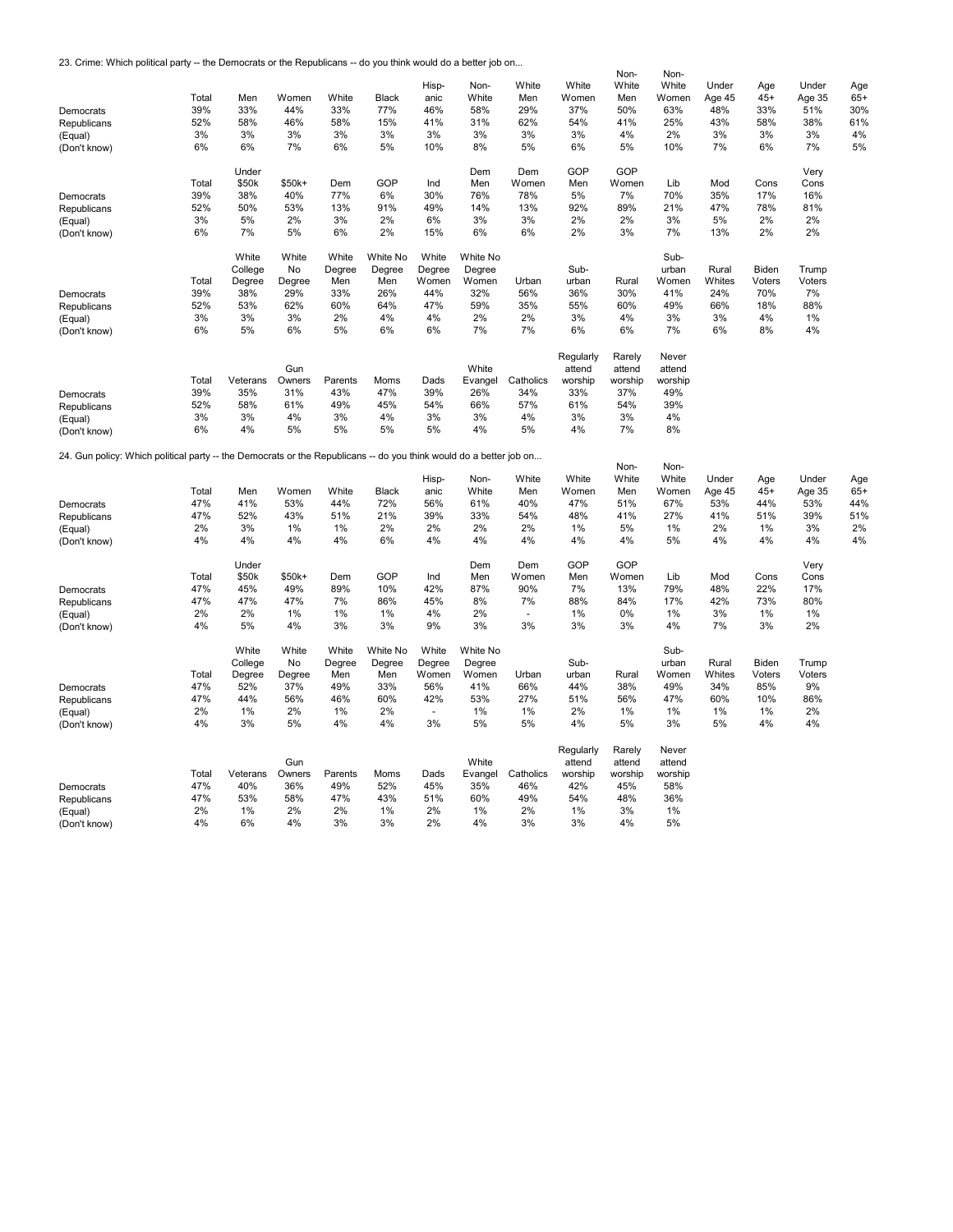23. Crime: Which political party -- the Democrats or the Republicans -- do you think would do a better job on...

| | Total | Men | Women | White | Black | Hisp-anic | Non-White | White Men | White Women | Non-White Men | Non-White Women | Under Age 45 | Age 45+ | Under Age 35 | Age 65+ |
|---|---|---|---|---|---|---|---|---|---|---|---|---|---|---|---|
| Democrats | 39% | 33% | 44% | 33% | 77% | 46% | 58% | 29% | 37% | 50% | 63% | 48% | 33% | 51% | 30% |
| Republicans | 52% | 58% | 46% | 58% | 15% | 41% | 31% | 62% | 54% | 41% | 25% | 43% | 58% | 38% | 61% |
| (Equal) | 3% | 3% | 3% | 3% | 3% | 3% | 3% | 3% | 3% | 4% | 2% | 3% | 3% | 3% | 4% |
| (Don't know) | 6% | 6% | 7% | 6% | 5% | 10% | 8% | 5% | 6% | 5% | 10% | 7% | 6% | 7% | 5% |

| | Total | Under $50k | $50k+ | Dem | GOP | Ind | Dem Men | Dem Women | GOP Men | GOP Women | Lib | Mod | Cons | Very Cons |
|---|---|---|---|---|---|---|---|---|---|---|---|---|---|---|
| Democrats | 39% | 38% | 40% | 77% | 6% | 30% | 76% | 78% | 5% | 7% | 70% | 35% | 17% | 16% |
| Republicans | 52% | 50% | 53% | 13% | 91% | 49% | 14% | 13% | 92% | 89% | 21% | 47% | 78% | 81% |
| (Equal) | 3% | 5% | 2% | 3% | 2% | 6% | 3% | 3% | 2% | 2% | 3% | 5% | 2% | 2% |
| (Don't know) | 6% | 7% | 5% | 6% | 2% | 15% | 6% | 6% | 2% | 3% | 7% | 13% | 2% | 2% |

| | Total | White College Degree | White No Degree | White Degree Men | White No Degree Men | White Degree Women | White No Degree Women | Urban | Sub-urban | Rural | Sub-urban Women | Rural Whites | Biden Voters | Trump Voters |
|---|---|---|---|---|---|---|---|---|---|---|---|---|---|---|
| Democrats | 39% | 38% | 29% | 33% | 26% | 44% | 32% | 56% | 36% | 30% | 41% | 24% | 70% | 7% |
| Republicans | 52% | 53% | 62% | 60% | 64% | 47% | 59% | 35% | 55% | 60% | 49% | 66% | 18% | 88% |
| (Equal) | 3% | 3% | 3% | 2% | 4% | 4% | 2% | 2% | 3% | 4% | 3% | 3% | 4% | 1% |
| (Don't know) | 6% | 5% | 6% | 5% | 6% | 6% | 7% | 7% | 6% | 6% | 7% | 6% | 8% | 4% |

| | Total | Veterans | Gun Owners | Parents | Moms | Dads | White Evangel | Catholics | Regularly attend worship | Rarely attend worship | Never attend worship |
|---|---|---|---|---|---|---|---|---|---|---|---|
| Democrats | 39% | 35% | 31% | 43% | 47% | 39% | 26% | 34% | 33% | 37% | 49% |
| Republicans | 52% | 58% | 61% | 49% | 45% | 54% | 66% | 57% | 61% | 54% | 39% |
| (Equal) | 3% | 3% | 4% | 3% | 4% | 3% | 3% | 4% | 3% | 3% | 4% |
| (Don't know) | 6% | 4% | 5% | 5% | 5% | 5% | 4% | 5% | 4% | 7% | 8% |

24. Gun policy: Which political party -- the Democrats or the Republicans -- do you think would do a better job on...

| | Total | Men | Women | White | Black | Hisp-anic | Non-White | White Men | White Women | Non-White Men | Non-White Women | Under Age 45 | Age 45+ | Under Age 35 | Age 65+ |
|---|---|---|---|---|---|---|---|---|---|---|---|---|---|---|---|
| Democrats | 47% | 41% | 53% | 44% | 72% | 56% | 61% | 40% | 47% | 51% | 67% | 53% | 44% | 53% | 44% |
| Republicans | 47% | 52% | 43% | 51% | 21% | 39% | 33% | 54% | 48% | 41% | 27% | 41% | 51% | 39% | 51% |
| (Equal) | 2% | 3% | 1% | 1% | 2% | 2% | 2% | 2% | 1% | 5% | 1% | 2% | 1% | 3% | 2% |
| (Don't know) | 4% | 4% | 4% | 4% | 6% | 4% | 4% | 4% | 4% | 4% | 5% | 4% | 4% | 4% | 4% |

| | Total | Under $50k | $50k+ | Dem | GOP | Ind | Dem Men | Dem Women | GOP Men | GOP Women | Lib | Mod | Cons | Very Cons |
|---|---|---|---|---|---|---|---|---|---|---|---|---|---|---|
| Democrats | 47% | 45% | 49% | 89% | 10% | 42% | 87% | 90% | 7% | 13% | 79% | 48% | 22% | 17% |
| Republicans | 47% | 47% | 47% | 7% | 86% | 45% | 8% | 7% | 88% | 84% | 17% | 42% | 73% | 80% |
| (Equal) | 2% | 2% | 1% | 1% | 1% | 4% | 2% | - | 1% | 0% | 1% | 3% | 1% | 1% |
| (Don't know) | 4% | 5% | 4% | 3% | 3% | 9% | 3% | 3% | 3% | 3% | 4% | 7% | 3% | 2% |

| | Total | White College Degree | White No Degree | White Degree Men | White No Degree Men | White Degree Women | White No Degree Women | Urban | Sub-urban | Rural | Sub-urban Women | Rural Whites | Biden Voters | Trump Voters |
|---|---|---|---|---|---|---|---|---|---|---|---|---|---|---|
| Democrats | 47% | 52% | 37% | 49% | 33% | 56% | 41% | 66% | 44% | 38% | 49% | 34% | 85% | 9% |
| Republicans | 47% | 44% | 56% | 46% | 60% | 42% | 53% | 27% | 51% | 56% | 47% | 60% | 10% | 86% |
| (Equal) | 2% | 1% | 2% | 1% | 2% | - | 1% | 1% | 2% | 1% | 1% | 1% | 1% | 2% |
| (Don't know) | 4% | 3% | 5% | 4% | 4% | 3% | 5% | 5% | 4% | 5% | 3% | 5% | 4% | 4% |

| | Total | Veterans | Gun Owners | Parents | Moms | Dads | White Evangel | Catholics | Regularly attend worship | Rarely attend worship | Never attend worship |
|---|---|---|---|---|---|---|---|---|---|---|---|
| Democrats | 47% | 40% | 36% | 49% | 52% | 45% | 35% | 46% | 42% | 45% | 58% |
| Republicans | 47% | 53% | 58% | 47% | 43% | 51% | 60% | 49% | 54% | 48% | 36% |
| (Equal) | 2% | 1% | 2% | 2% | 1% | 2% | 1% | 2% | 1% | 3% | 1% |
| (Don't know) | 4% | 6% | 4% | 3% | 3% | 2% | 4% | 3% | 3% | 4% | 5% |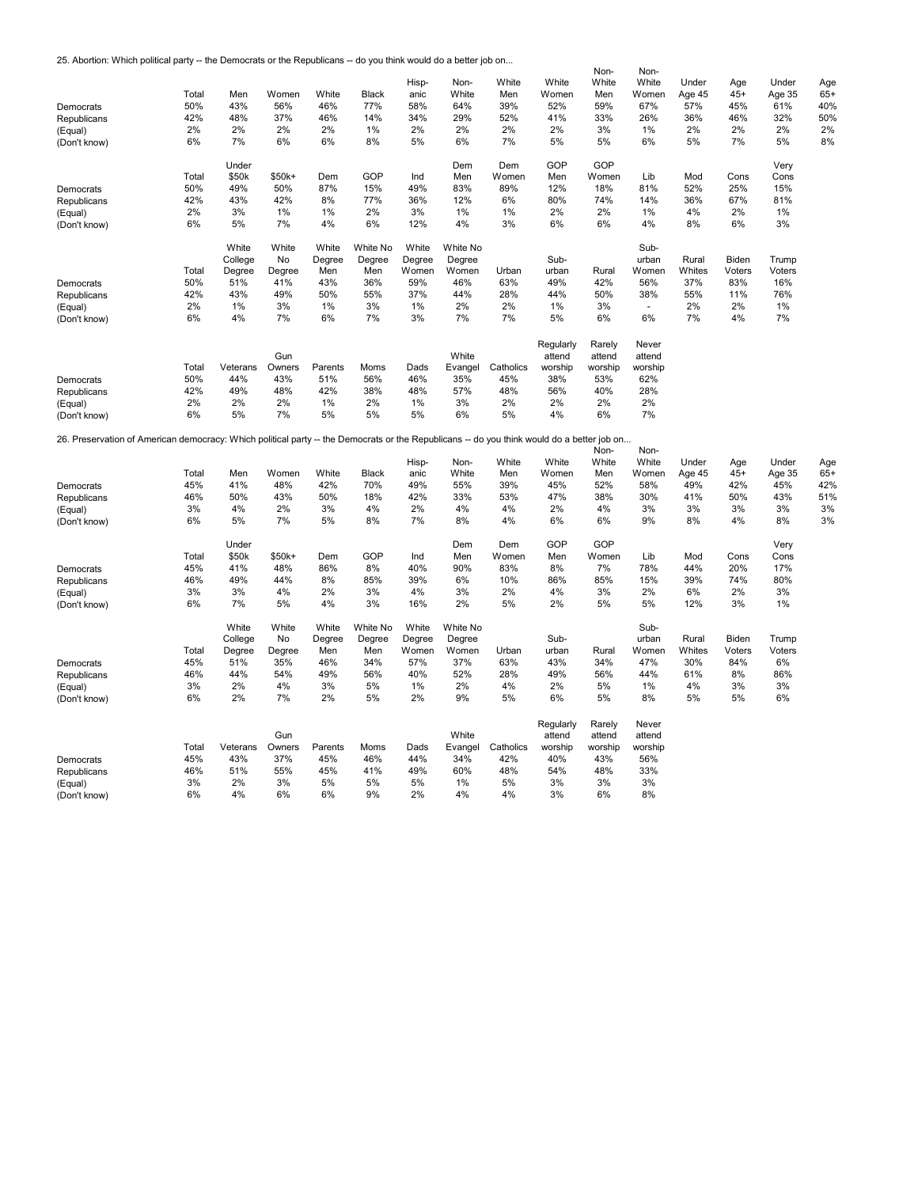25. Abortion: Which political party -- the Democrats or the Republicans -- do you think would do a better job on...

| | Total | Men | Women | White | Black | Hisp-anic | Non-White | White Men | White Women | Non-White Men | Non-White Women | Under Age 45 | Age 45+ | Under Age 35 | Age 65+ |
|---|---|---|---|---|---|---|---|---|---|---|---|---|---|---|---|
| Democrats | 50% | 43% | 56% | 46% | 77% | 58% | 64% | 39% | 52% | 59% | 67% | 57% | 45% | 61% | 40% |
| Republicans | 42% | 48% | 37% | 46% | 14% | 34% | 29% | 52% | 41% | 33% | 26% | 36% | 46% | 32% | 50% |
| (Equal) | 2% | 2% | 2% | 2% | 1% | 2% | 2% | 2% | 2% | 3% | 1% | 2% | 2% | 2% | 2% |
| (Don't know) | 6% | 7% | 6% | 6% | 8% | 5% | 6% | 7% | 5% | 5% | 6% | 5% | 7% | 5% | 8% |

| | Total | Under $50k | $50k+ | Dem | GOP | Ind | Dem Men | Dem Women | GOP Men | GOP Women | Lib | Mod | Cons | Very Cons |
|---|---|---|---|---|---|---|---|---|---|---|---|---|---|---|
| Democrats | 50% | 49% | 50% | 87% | 15% | 49% | 83% | 89% | 12% | 18% | 81% | 52% | 25% | 15% |
| Republicans | 42% | 43% | 42% | 8% | 77% | 36% | 12% | 6% | 80% | 74% | 14% | 36% | 67% | 81% |
| (Equal) | 2% | 3% | 1% | 1% | 2% | 3% | 1% | 1% | 2% | 2% | 1% | 4% | 2% | 1% |
| (Don't know) | 6% | 5% | 7% | 4% | 6% | 12% | 4% | 3% | 6% | 6% | 4% | 8% | 6% | 3% |

| | Total | White College Degree | White No Degree | White Degree Men | White No Degree Men | White Degree Women | White No Degree Women | Urban | Sub-urban | Rural | Sub-urban Women | Rural Whites | Biden Voters | Trump Voters |
|---|---|---|---|---|---|---|---|---|---|---|---|---|---|---|
| Democrats | 50% | 51% | 41% | 43% | 36% | 59% | 46% | 63% | 49% | 42% | 56% | 37% | 83% | 16% |
| Republicans | 42% | 43% | 49% | 50% | 55% | 37% | 44% | 28% | 44% | 50% | 38% | 55% | 11% | 76% |
| (Equal) | 2% | 1% | 3% | 1% | 3% | 1% | 2% | 2% | 1% | 3% | - | 2% | 2% | 1% |
| (Don't know) | 6% | 4% | 7% | 6% | 7% | 3% | 7% | 7% | 5% | 6% | 6% | 7% | 4% | 7% |

| | Total | Veterans | Gun Owners | Parents | Moms | Dads | White Evangel | Catholics | Regularly attend worship | Rarely attend worship | Never attend worship |
|---|---|---|---|---|---|---|---|---|---|---|---|
| Democrats | 50% | 44% | 43% | 51% | 56% | 46% | 35% | 45% | 38% | 53% | 62% |
| Republicans | 42% | 49% | 48% | 42% | 38% | 48% | 57% | 48% | 56% | 40% | 28% |
| (Equal) | 2% | 2% | 2% | 1% | 2% | 1% | 3% | 2% | 2% | 2% | 2% |
| (Don't know) | 6% | 5% | 7% | 5% | 5% | 5% | 6% | 5% | 4% | 6% | 7% |

26. Preservation of American democracy: Which political party -- the Democrats or the Republicans -- do you think would do a better job on...

| | Total | Men | Women | White | Black | Hisp-anic | Non-White | White Men | White Women | Non-White Men | Non-White Women | Under Age 45 | Age 45+ | Under Age 35 | Age 65+ |
|---|---|---|---|---|---|---|---|---|---|---|---|---|---|---|---|
| Democrats | 45% | 41% | 48% | 42% | 70% | 49% | 55% | 39% | 45% | 52% | 58% | 49% | 42% | 45% | 42% |
| Republicans | 46% | 50% | 43% | 50% | 18% | 42% | 33% | 53% | 47% | 38% | 30% | 41% | 50% | 43% | 51% |
| (Equal) | 3% | 4% | 2% | 3% | 4% | 2% | 4% | 4% | 2% | 4% | 3% | 3% | 3% | 3% | 3% |
| (Don't know) | 6% | 5% | 7% | 5% | 8% | 7% | 8% | 4% | 6% | 6% | 9% | 8% | 4% | 8% | 3% |

| | Total | Under $50k | $50k+ | Dem | GOP | Ind | Dem Men | Dem Women | GOP Men | GOP Women | Lib | Mod | Cons | Very Cons |
|---|---|---|---|---|---|---|---|---|---|---|---|---|---|---|
| Democrats | 45% | 41% | 48% | 86% | 8% | 40% | 90% | 83% | 8% | 7% | 78% | 44% | 20% | 17% |
| Republicans | 46% | 49% | 44% | 8% | 85% | 39% | 6% | 10% | 86% | 85% | 15% | 39% | 74% | 80% |
| (Equal) | 3% | 3% | 4% | 2% | 3% | 4% | 3% | 2% | 4% | 3% | 2% | 6% | 2% | 3% |
| (Don't know) | 6% | 7% | 5% | 4% | 3% | 16% | 2% | 5% | 2% | 5% | 5% | 12% | 3% | 1% |

| | Total | White College Degree | White No Degree | White Degree Men | White No Degree Men | White Degree Women | White No Degree Women | Urban | Sub-urban | Rural | Sub-urban Women | Rural Whites | Biden Voters | Trump Voters |
|---|---|---|---|---|---|---|---|---|---|---|---|---|---|---|
| Democrats | 45% | 51% | 35% | 46% | 34% | 57% | 37% | 63% | 43% | 34% | 47% | 30% | 84% | 6% |
| Republicans | 46% | 44% | 54% | 49% | 56% | 40% | 52% | 28% | 49% | 56% | 44% | 61% | 8% | 86% |
| (Equal) | 3% | 2% | 4% | 3% | 5% | 1% | 2% | 4% | 2% | 5% | 1% | 4% | 3% | 3% |
| (Don't know) | 6% | 2% | 7% | 2% | 5% | 2% | 9% | 5% | 6% | 5% | 8% | 5% | 5% | 6% |

| | Total | Veterans | Gun Owners | Parents | Moms | Dads | White Evangel | Catholics | Regularly attend worship | Rarely attend worship | Never attend worship |
|---|---|---|---|---|---|---|---|---|---|---|---|
| Democrats | 45% | 43% | 37% | 45% | 46% | 44% | 34% | 42% | 40% | 43% | 56% |
| Republicans | 46% | 51% | 55% | 45% | 41% | 49% | 60% | 48% | 54% | 48% | 33% |
| (Equal) | 3% | 2% | 3% | 5% | 5% | 5% | 1% | 5% | 3% | 3% | 3% |
| (Don't know) | 6% | 4% | 6% | 6% | 9% | 2% | 4% | 4% | 3% | 6% | 8% |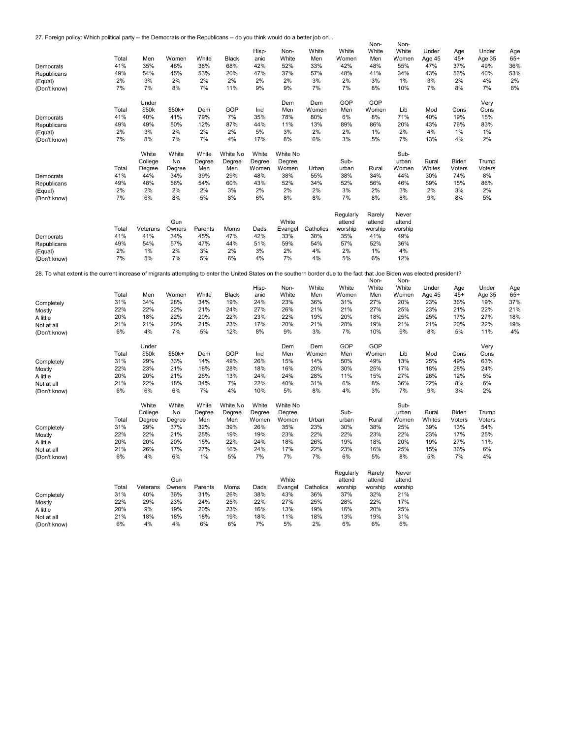27. Foreign policy: Which political party -- the Democrats or the Republicans -- do you think would do a better job on...

| | Total | Men | Women | White | Black | Hisp-anic | Non-White | White Men | White Women | Non-White Men | Non-White Women | Under Age 45 | Age 45+ | Under Age 35 | Age 65+ |
|---|---|---|---|---|---|---|---|---|---|---|---|---|---|---|---|
| Democrats | 41% | 35% | 46% | 38% | 68% | 42% | 52% | 33% | 42% | 48% | 55% | 47% | 37% | 49% | 36% |
| Republicans | 49% | 54% | 45% | 53% | 20% | 47% | 37% | 57% | 48% | 41% | 34% | 43% | 53% | 40% | 53% |
| (Equal) | 2% | 3% | 2% | 2% | 2% | 2% | 2% | 3% | 2% | 3% | 1% | 3% | 2% | 4% | 2% |
| (Don't know) | 7% | 7% | 8% | 7% | 11% | 9% | 9% | 7% | 7% | 8% | 10% | 7% | 8% | 7% | 8% |

| | Total | Under $50k | $50k+ | Dem | GOP | Ind | Dem Men | Dem Women | GOP Men | GOP Women | Lib | Mod | Cons | Very Cons |
|---|---|---|---|---|---|---|---|---|---|---|---|---|---|---|
| Democrats | 41% | 40% | 41% | 79% | 7% | 35% | 78% | 80% | 6% | 8% | 71% | 40% | 19% | 15% |
| Republicans | 49% | 49% | 50% | 12% | 87% | 44% | 11% | 13% | 89% | 86% | 20% | 43% | 76% | 83% |
| (Equal) | 2% | 3% | 2% | 2% | 2% | 5% | 3% | 2% | 2% | 1% | 2% | 4% | 1% | 1% |
| (Don't know) | 7% | 8% | 7% | 7% | 4% | 17% | 8% | 6% | 3% | 5% | 7% | 13% | 4% | 2% |

| | Total | White College Degree | White No Degree | White Degree Men | White No Degree Men | White Degree Women | White No Degree Women | Urban | Sub-urban | Rural | Sub-urban Women | Rural Whites | Biden Voters | Trump Voters |
|---|---|---|---|---|---|---|---|---|---|---|---|---|---|---|
| Democrats | 41% | 44% | 34% | 39% | 29% | 48% | 38% | 55% | 38% | 34% | 44% | 30% | 74% | 8% |
| Republicans | 49% | 48% | 56% | 54% | 60% | 43% | 52% | 34% | 52% | 56% | 46% | 59% | 15% | 86% |
| (Equal) | 2% | 2% | 2% | 2% | 3% | 2% | 2% | 2% | 3% | 2% | 3% | 2% | 3% | 2% |
| (Don't know) | 7% | 6% | 8% | 5% | 8% | 6% | 8% | 8% | 7% | 8% | 8% | 9% | 8% | 5% |

| | Total | Veterans | Gun Owners | Parents | Moms | Dads | White Evangel | Catholics | Regularly attend worship | Rarely attend worship | Never attend worship |
|---|---|---|---|---|---|---|---|---|---|---|---|
| Democrats | 41% | 41% | 34% | 45% | 47% | 42% | 33% | 38% | 35% | 41% | 49% |
| Republicans | 49% | 54% | 57% | 47% | 44% | 51% | 59% | 54% | 57% | 52% | 36% |
| (Equal) | 2% | 1% | 2% | 3% | 2% | 3% | 2% | 4% | 2% | 1% | 4% |
| (Don't know) | 7% | 5% | 7% | 5% | 6% | 4% | 7% | 4% | 5% | 6% | 12% |

28. To what extent is the current increase of migrants attempting to enter the United States on the southern border due to the fact that Joe Biden was elected president?

| | Total | Men | Women | White | Black | Hisp-anic | Non-White | White Men | White Women | Non-White Men | Non-White Women | Under Age 45 | Age 45+ | Under Age 35 | Age 65+ |
|---|---|---|---|---|---|---|---|---|---|---|---|---|---|---|---|
| Completely | 31% | 34% | 28% | 34% | 19% | 24% | 23% | 36% | 31% | 27% | 20% | 23% | 36% | 19% | 37% |
| Mostly | 22% | 22% | 22% | 21% | 24% | 27% | 26% | 21% | 21% | 27% | 25% | 23% | 21% | 22% | 21% |
| A little | 20% | 18% | 22% | 20% | 22% | 23% | 22% | 19% | 20% | 18% | 25% | 25% | 17% | 27% | 18% |
| Not at all | 21% | 21% | 20% | 21% | 23% | 17% | 20% | 21% | 20% | 19% | 21% | 21% | 20% | 22% | 19% |
| (Don't know) | 6% | 4% | 7% | 5% | 12% | 8% | 9% | 3% | 7% | 10% | 9% | 8% | 5% | 11% | 4% |

| | Total | Under $50k | $50k+ | Dem | GOP | Ind | Dem Men | Dem Women | GOP Men | GOP Women | Lib | Mod | Cons | Very Cons |
|---|---|---|---|---|---|---|---|---|---|---|---|---|---|---|
| Completely | 31% | 29% | 33% | 14% | 49% | 26% | 15% | 14% | 50% | 49% | 13% | 25% | 49% | 63% |
| Mostly | 22% | 23% | 21% | 18% | 28% | 18% | 16% | 20% | 30% | 25% | 17% | 18% | 28% | 24% |
| A little | 20% | 20% | 21% | 26% | 13% | 24% | 24% | 28% | 11% | 15% | 27% | 26% | 12% | 5% |
| Not at all | 21% | 22% | 18% | 34% | 7% | 22% | 40% | 31% | 6% | 8% | 36% | 22% | 8% | 6% |
| (Don't know) | 6% | 6% | 6% | 7% | 4% | 10% | 5% | 8% | 4% | 3% | 7% | 9% | 3% | 2% |

| | Total | White College Degree | White No Degree | White Degree Men | White No Degree Men | White Degree Women | White No Degree Women | Urban | Sub-urban | Rural | Sub-urban Women | Rural Whites | Biden Voters | Trump Voters |
|---|---|---|---|---|---|---|---|---|---|---|---|---|---|---|
| Completely | 31% | 29% | 37% | 32% | 39% | 26% | 35% | 23% | 30% | 38% | 25% | 39% | 13% | 54% |
| Mostly | 22% | 22% | 21% | 25% | 19% | 19% | 23% | 22% | 22% | 23% | 22% | 23% | 17% | 25% |
| A little | 20% | 20% | 20% | 15% | 22% | 24% | 18% | 26% | 19% | 18% | 20% | 19% | 27% | 11% |
| Not at all | 21% | 26% | 17% | 27% | 16% | 24% | 17% | 22% | 23% | 16% | 25% | 15% | 36% | 6% |
| (Don't know) | 6% | 4% | 6% | 1% | 5% | 7% | 7% | 7% | 6% | 5% | 8% | 5% | 7% | 4% |

| | Total | Veterans | Gun Owners | Parents | Moms | Dads | White Evangel | Catholics | Regularly attend worship | Rarely attend worship | Never attend worship |
|---|---|---|---|---|---|---|---|---|---|---|---|
| Completely | 31% | 40% | 36% | 31% | 26% | 38% | 43% | 36% | 37% | 32% | 21% |
| Mostly | 22% | 29% | 23% | 24% | 25% | 22% | 27% | 25% | 28% | 22% | 17% |
| A little | 20% | 9% | 19% | 20% | 23% | 16% | 13% | 19% | 16% | 20% | 25% |
| Not at all | 21% | 18% | 18% | 18% | 19% | 18% | 11% | 18% | 13% | 19% | 31% |
| (Don't know) | 6% | 4% | 4% | 6% | 6% | 7% | 5% | 2% | 6% | 6% | 6% |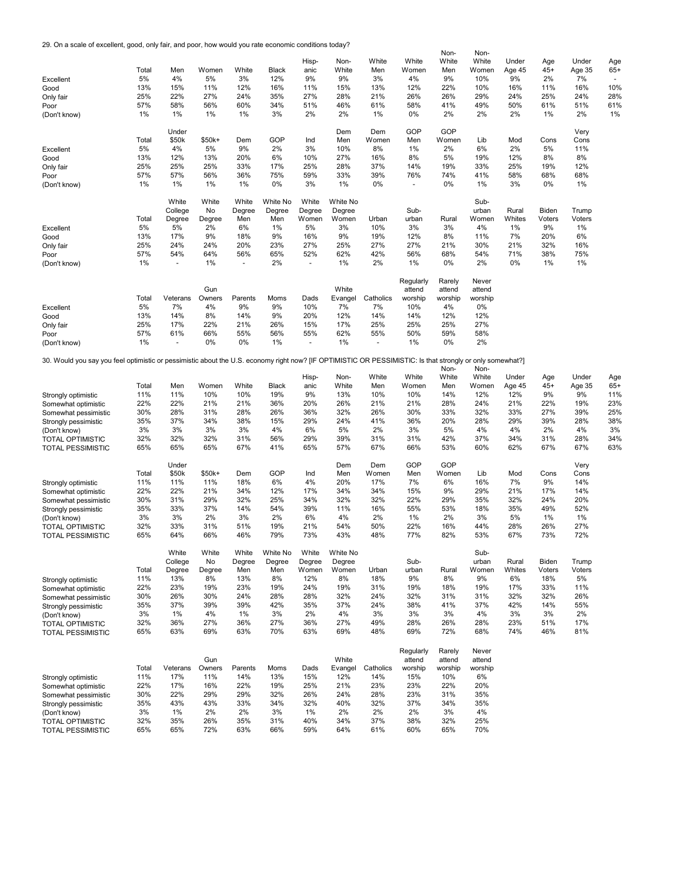29. On a scale of excellent, good, only fair, and poor, how would you rate economic conditions today?

| | Total | Men | Women | White | Black | Hisp-anic | Non-White | White Men | White Women | Non-White Men | Non-White Women | Under Age 45 | Age 45+ | Under Age 35 | Age 65+ |
|---|---|---|---|---|---|---|---|---|---|---|---|---|---|---|---|
| Excellent | 5% | 4% | 5% | 3% | 12% | 9% | 9% | 3% | 4% | 9% | 10% | 9% | 2% | 7% | - |
| Good | 13% | 15% | 11% | 12% | 16% | 11% | 15% | 13% | 12% | 22% | 10% | 16% | 11% | 16% | 10% |
| Only fair | 25% | 22% | 27% | 24% | 35% | 27% | 28% | 21% | 26% | 26% | 29% | 24% | 25% | 24% | 28% |
| Poor | 57% | 58% | 56% | 60% | 34% | 51% | 46% | 61% | 58% | 41% | 49% | 50% | 61% | 51% | 61% |
| (Don't know) | 1% | 1% | 1% | 1% | 3% | 2% | 2% | 1% | 0% | 2% | 2% | 2% | 1% | 2% | 1% |

| | Total | Under $50k | $50k+ | Dem | GOP | Ind | Dem Men | Dem Women | GOP Men | GOP Women | Lib | Mod | Cons | Very Cons |
|---|---|---|---|---|---|---|---|---|---|---|---|---|---|---|
| Excellent | 5% | 4% | 5% | 9% | 2% | 3% | 10% | 8% | 1% | 2% | 6% | 2% | 5% | 11% |
| Good | 13% | 12% | 13% | 20% | 6% | 10% | 27% | 16% | 8% | 5% | 19% | 12% | 8% | 8% |
| Only fair | 25% | 25% | 25% | 33% | 17% | 25% | 28% | 37% | 14% | 19% | 33% | 25% | 19% | 12% |
| Poor | 57% | 57% | 56% | 36% | 75% | 59% | 33% | 39% | 76% | 74% | 41% | 58% | 68% | 68% |
| (Don't know) | 1% | 1% | 1% | 1% | 0% | 3% | 1% | 0% | - | 0% | 1% | 3% | 0% | 1% |

| | Total | White College Degree | White No Degree | White Degree Men | White No Degree Men | White Degree Women | White No Degree Women | Urban | Sub-urban | Rural | Sub-urban Women | Rural Whites | Biden Voters | Trump Voters |
|---|---|---|---|---|---|---|---|---|---|---|---|---|---|---|
| Excellent | 5% | 5% | 2% | 6% | 1% | 5% | 3% | 10% | 3% | 3% | 4% | 1% | 9% | 1% |
| Good | 13% | 17% | 9% | 18% | 9% | 16% | 9% | 19% | 12% | 8% | 11% | 7% | 20% | 6% |
| Only fair | 25% | 24% | 24% | 20% | 23% | 27% | 25% | 27% | 27% | 21% | 30% | 21% | 32% | 16% |
| Poor | 57% | 54% | 64% | 56% | 65% | 52% | 62% | 42% | 56% | 68% | 54% | 71% | 38% | 75% |
| (Don't know) | 1% | - | 1% | - | 2% | - | 1% | 2% | 1% | 0% | 2% | 0% | 1% | 1% |

| | Total | Veterans | Gun Owners | Parents | Moms | Dads | White Evangel | Catholics | Regularly attend worship | Rarely attend worship | Never attend worship |
|---|---|---|---|---|---|---|---|---|---|---|---|
| Excellent | 5% | 7% | 4% | 9% | 9% | 10% | 7% | 7% | 10% | 4% | 0% |
| Good | 13% | 14% | 8% | 14% | 9% | 20% | 12% | 14% | 14% | 12% | 12% |
| Only fair | 25% | 17% | 22% | 21% | 26% | 15% | 17% | 25% | 25% | 25% | 27% |
| Poor | 57% | 61% | 66% | 55% | 56% | 55% | 62% | 55% | 50% | 59% | 58% |
| (Don't know) | 1% | - | 0% | 0% | 1% | - | 1% | - | 1% | 0% | 2% |

30. Would you say you feel optimistic or pessimistic about the U.S. economy right now? [IF OPTIMISTIC OR PESSIMISTIC: Is that strongly or only somewhat?]

| | Total | Men | Women | White | Black | Hisp-anic | Non-White | White Men | White Women | Non-White Men | Non-White Women | Under Age 45 | Age 45+ | Under Age 35 | Age 65+ |
|---|---|---|---|---|---|---|---|---|---|---|---|---|---|---|---|
| Strongly optimistic | 11% | 11% | 10% | 10% | 19% | 9% | 13% | 10% | 10% | 14% | 12% | 12% | 9% | 9% | 11% |
| Somewhat optimistic | 22% | 22% | 21% | 21% | 36% | 20% | 26% | 21% | 21% | 28% | 24% | 21% | 22% | 19% | 23% |
| Somewhat pessimistic | 30% | 28% | 31% | 28% | 26% | 36% | 32% | 26% | 30% | 33% | 32% | 33% | 27% | 39% | 25% |
| Strongly pessimistic | 35% | 37% | 34% | 38% | 15% | 29% | 24% | 41% | 36% | 20% | 28% | 29% | 39% | 28% | 38% |
| (Don't know) | 3% | 3% | 3% | 3% | 4% | 6% | 5% | 2% | 3% | 5% | 4% | 4% | 2% | 4% | 3% |
| TOTAL OPTIMISTIC | 32% | 32% | 32% | 31% | 56% | 29% | 39% | 31% | 31% | 42% | 37% | 34% | 31% | 28% | 34% |
| TOTAL PESSIMISTIC | 65% | 65% | 65% | 67% | 41% | 65% | 57% | 67% | 66% | 53% | 60% | 62% | 67% | 67% | 63% |

| | Total | Under $50k | $50k+ | Dem | GOP | Ind | Dem Men | Dem Women | GOP Men | GOP Women | Lib | Mod | Cons | Very Cons |
|---|---|---|---|---|---|---|---|---|---|---|---|---|---|---|
| Strongly optimistic | 11% | 11% | 11% | 18% | 6% | 4% | 20% | 17% | 7% | 6% | 16% | 7% | 9% | 14% |
| Somewhat optimistic | 22% | 22% | 21% | 34% | 12% | 17% | 34% | 34% | 15% | 9% | 29% | 21% | 17% | 14% |
| Somewhat pessimistic | 30% | 31% | 29% | 32% | 25% | 34% | 32% | 32% | 22% | 29% | 35% | 32% | 24% | 20% |
| Strongly pessimistic | 35% | 33% | 37% | 14% | 54% | 39% | 11% | 16% | 55% | 53% | 18% | 35% | 49% | 52% |
| (Don't know) | 3% | 3% | 2% | 3% | 2% | 6% | 4% | 2% | 1% | 2% | 3% | 5% | 1% | 1% |
| TOTAL OPTIMISTIC | 32% | 33% | 31% | 51% | 19% | 21% | 54% | 50% | 22% | 16% | 44% | 28% | 26% | 27% |
| TOTAL PESSIMISTIC | 65% | 64% | 66% | 46% | 79% | 73% | 43% | 48% | 77% | 82% | 53% | 67% | 73% | 72% |

| | Total | White College Degree | White No Degree | White Degree Men | White No Degree Men | White Degree Women | White No Degree Women | Urban | Sub-urban | Rural | Sub-urban Women | Rural Whites | Biden Voters | Trump Voters |
|---|---|---|---|---|---|---|---|---|---|---|---|---|---|---|
| Strongly optimistic | 11% | 13% | 8% | 13% | 8% | 12% | 8% | 18% | 9% | 8% | 9% | 6% | 18% | 5% |
| Somewhat optimistic | 22% | 23% | 19% | 23% | 19% | 24% | 19% | 31% | 19% | 18% | 19% | 17% | 33% | 11% |
| Somewhat pessimistic | 30% | 26% | 30% | 24% | 28% | 28% | 32% | 24% | 32% | 31% | 31% | 32% | 32% | 26% |
| Strongly pessimistic | 35% | 37% | 39% | 39% | 42% | 35% | 37% | 24% | 38% | 41% | 37% | 42% | 14% | 55% |
| (Don't know) | 3% | 1% | 4% | 1% | 3% | 2% | 4% | 3% | 3% | 3% | 4% | 3% | 3% | 2% |
| TOTAL OPTIMISTIC | 32% | 36% | 27% | 36% | 27% | 36% | 27% | 49% | 28% | 26% | 28% | 23% | 51% | 17% |
| TOTAL PESSIMISTIC | 65% | 63% | 69% | 63% | 70% | 63% | 69% | 48% | 69% | 72% | 68% | 74% | 46% | 81% |

| | Total | Veterans | Gun Owners | Parents | Moms | Dads | White Evangel | Catholics | Regularly attend worship | Rarely attend worship | Never attend worship |
|---|---|---|---|---|---|---|---|---|---|---|---|
| Strongly optimistic | 11% | 17% | 11% | 14% | 13% | 15% | 12% | 14% | 15% | 10% | 6% |
| Somewhat optimistic | 22% | 17% | 16% | 22% | 19% | 25% | 21% | 23% | 23% | 22% | 20% |
| Somewhat pessimistic | 30% | 22% | 29% | 29% | 32% | 26% | 24% | 28% | 23% | 31% | 35% |
| Strongly pessimistic | 35% | 43% | 43% | 33% | 34% | 32% | 40% | 32% | 37% | 34% | 35% |
| (Don't know) | 3% | 1% | 2% | 2% | 3% | 1% | 2% | 2% | 2% | 3% | 4% |
| TOTAL OPTIMISTIC | 32% | 35% | 26% | 35% | 31% | 40% | 34% | 37% | 38% | 32% | 25% |
| TOTAL PESSIMISTIC | 65% | 65% | 72% | 63% | 66% | 59% | 64% | 61% | 60% | 65% | 70% |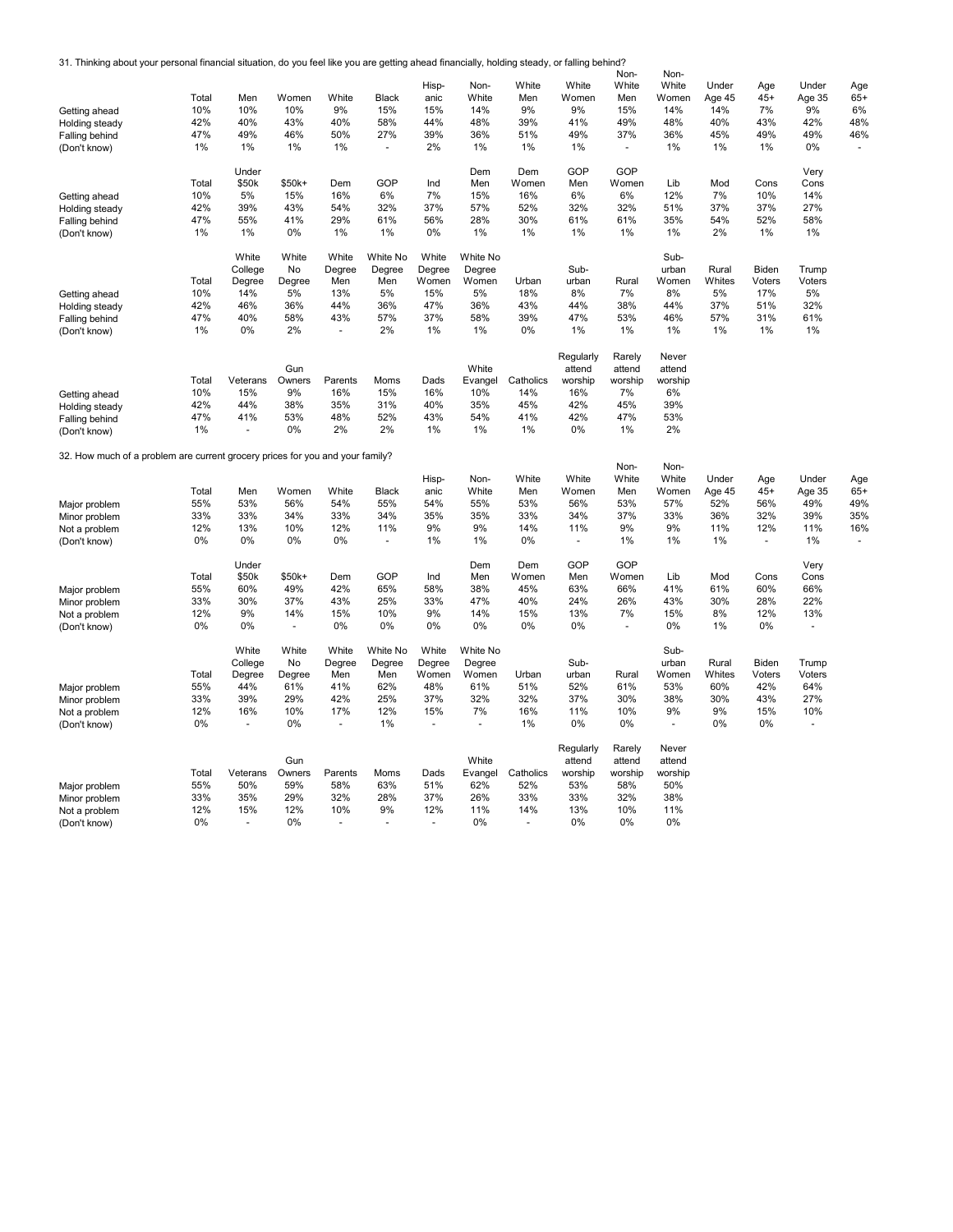31. Thinking about your personal financial situation, do you feel like you are getting ahead financially, holding steady, or falling behind?

| | Total | Men | Women | White | Black | Hisp-anic | Non-White | White Men | White Women | Non-White Men | Non-White Women | Under Age 45 | Age 45+ | Under Age 35 | Age 65+ |
|---|---|---|---|---|---|---|---|---|---|---|---|---|---|---|---|
| Getting ahead | 10% | 10% | 10% | 9% | 15% | 15% | 14% | 9% | 9% | 15% | 14% | 14% | 7% | 9% | 6% |
| Holding steady | 42% | 40% | 43% | 40% | 58% | 44% | 48% | 39% | 41% | 49% | 48% | 40% | 43% | 42% | 48% |
| Falling behind | 47% | 49% | 46% | 50% | 27% | 39% | 36% | 51% | 49% | 37% | 36% | 45% | 49% | 49% | 46% |
| (Don't know) | 1% | 1% | 1% | 1% | - | 2% | 1% | 1% | 1% | - | 1% | 1% | 1% | 0% | - |

| | Total | Under $50k | $50k+ | Dem | GOP | Ind | Dem Men | Dem Women | GOP Men | GOP Women | Lib | Mod | Cons | Very Cons |
|---|---|---|---|---|---|---|---|---|---|---|---|---|---|---|
| Getting ahead | 10% | 5% | 15% | 16% | 6% | 7% | 15% | 16% | 6% | 6% | 12% | 7% | 10% | 14% |
| Holding steady | 42% | 39% | 43% | 54% | 32% | 37% | 57% | 52% | 32% | 32% | 51% | 37% | 37% | 27% |
| Falling behind | 47% | 55% | 41% | 29% | 61% | 56% | 28% | 30% | 61% | 61% | 35% | 54% | 52% | 58% |
| (Don't know) | 1% | 1% | 0% | 1% | 1% | 0% | 1% | 1% | 1% | 1% | 1% | 2% | 1% | 1% |

| | Total | White College Degree | White No Degree | White Degree Men | White No Degree Men | White Degree Women | White No Degree Women | Urban | Sub-urban | Rural | Sub-urban Women | Rural Whites | Biden Voters | Trump Voters |
|---|---|---|---|---|---|---|---|---|---|---|---|---|---|---|
| Getting ahead | 10% | 14% | 5% | 13% | 5% | 15% | 5% | 18% | 8% | 7% | 8% | 5% | 17% | 5% |
| Holding steady | 42% | 46% | 36% | 44% | 36% | 47% | 36% | 43% | 44% | 38% | 44% | 37% | 51% | 32% |
| Falling behind | 47% | 40% | 58% | 43% | 57% | 37% | 58% | 39% | 47% | 53% | 46% | 57% | 31% | 61% |
| (Don't know) | 1% | 0% | 2% | - | 2% | 1% | 1% | 0% | 1% | 1% | 1% | 1% | 1% | 1% |

| | Total | Veterans | Gun Owners | Parents | Moms | Dads | White Evangel | Catholics | Regularly attend worship | Rarely attend worship | Never attend worship |
|---|---|---|---|---|---|---|---|---|---|---|---|
| Getting ahead | 10% | 15% | 9% | 16% | 15% | 16% | 10% | 14% | 16% | 7% | 6% |
| Holding steady | 42% | 44% | 38% | 35% | 31% | 40% | 35% | 45% | 42% | 45% | 39% |
| Falling behind | 47% | 41% | 53% | 48% | 52% | 43% | 54% | 41% | 42% | 47% | 53% |
| (Don't know) | 1% | - | 0% | 2% | 2% | 1% | 1% | 1% | 0% | 1% | 2% |

32. How much of a problem are current grocery prices for you and your family?

| | Total | Men | Women | White | Black | Hisp-anic | Non-White | White Men | White Women | Non-White Men | Non-White Women | Under Age 45 | Age 45+ | Under Age 35 | Age 65+ |
|---|---|---|---|---|---|---|---|---|---|---|---|---|---|---|---|
| Major problem | 55% | 53% | 56% | 54% | 55% | 54% | 55% | 53% | 56% | 53% | 57% | 52% | 56% | 49% | 49% |
| Minor problem | 33% | 33% | 34% | 33% | 34% | 35% | 35% | 33% | 34% | 37% | 33% | 36% | 32% | 39% | 35% |
| Not a problem | 12% | 13% | 10% | 12% | 11% | 9% | 9% | 14% | 11% | 9% | 9% | 11% | 12% | 11% | 16% |
| (Don't know) | 0% | 0% | 0% | 0% | - | 1% | 1% | 0% | - | 1% | 1% | 1% | - | 1% | - |

| | Total | Under $50k | $50k+ | Dem | GOP | Ind | Dem Men | Dem Women | GOP Men | GOP Women | Lib | Mod | Cons | Very Cons |
|---|---|---|---|---|---|---|---|---|---|---|---|---|---|---|
| Major problem | 55% | 60% | 49% | 42% | 65% | 58% | 38% | 45% | 63% | 66% | 41% | 61% | 60% | 66% |
| Minor problem | 33% | 30% | 37% | 43% | 25% | 33% | 47% | 40% | 24% | 26% | 43% | 30% | 28% | 22% |
| Not a problem | 12% | 9% | 14% | 15% | 10% | 9% | 14% | 15% | 13% | 7% | 15% | 8% | 12% | 13% |
| (Don't know) | 0% | 0% | - | 0% | 0% | 0% | 0% | 0% | 0% | - | 0% | 1% | 0% | - |

| | Total | White College Degree | White No Degree | White Degree Men | White No Degree Men | White Degree Women | White No Degree Women | Urban | Sub-urban | Rural | Sub-urban Women | Rural Whites | Biden Voters | Trump Voters |
|---|---|---|---|---|---|---|---|---|---|---|---|---|---|---|
| Major problem | 55% | 44% | 61% | 41% | 62% | 48% | 61% | 51% | 52% | 61% | 53% | 60% | 42% | 64% |
| Minor problem | 33% | 39% | 29% | 42% | 25% | 37% | 32% | 32% | 37% | 30% | 38% | 30% | 43% | 27% |
| Not a problem | 12% | 16% | 10% | 17% | 12% | 15% | 7% | 16% | 11% | 10% | 9% | 9% | 15% | 10% |
| (Don't know) | 0% | - | 0% | - | 1% | - | - | 1% | 0% | 0% | - | 0% | 0% | - |

| | Total | Veterans | Gun Owners | Parents | Moms | Dads | White Evangel | Catholics | Regularly attend worship | Rarely attend worship | Never attend worship |
|---|---|---|---|---|---|---|---|---|---|---|---|
| Major problem | 55% | 50% | 59% | 58% | 63% | 51% | 62% | 52% | 53% | 58% | 50% |
| Minor problem | 33% | 35% | 29% | 32% | 28% | 37% | 26% | 33% | 33% | 32% | 38% |
| Not a problem | 12% | 15% | 12% | 10% | 9% | 12% | 11% | 14% | 13% | 10% | 11% |
| (Don't know) | 0% | - | 0% | - | - | - | 0% | - | 0% | 0% | 0% |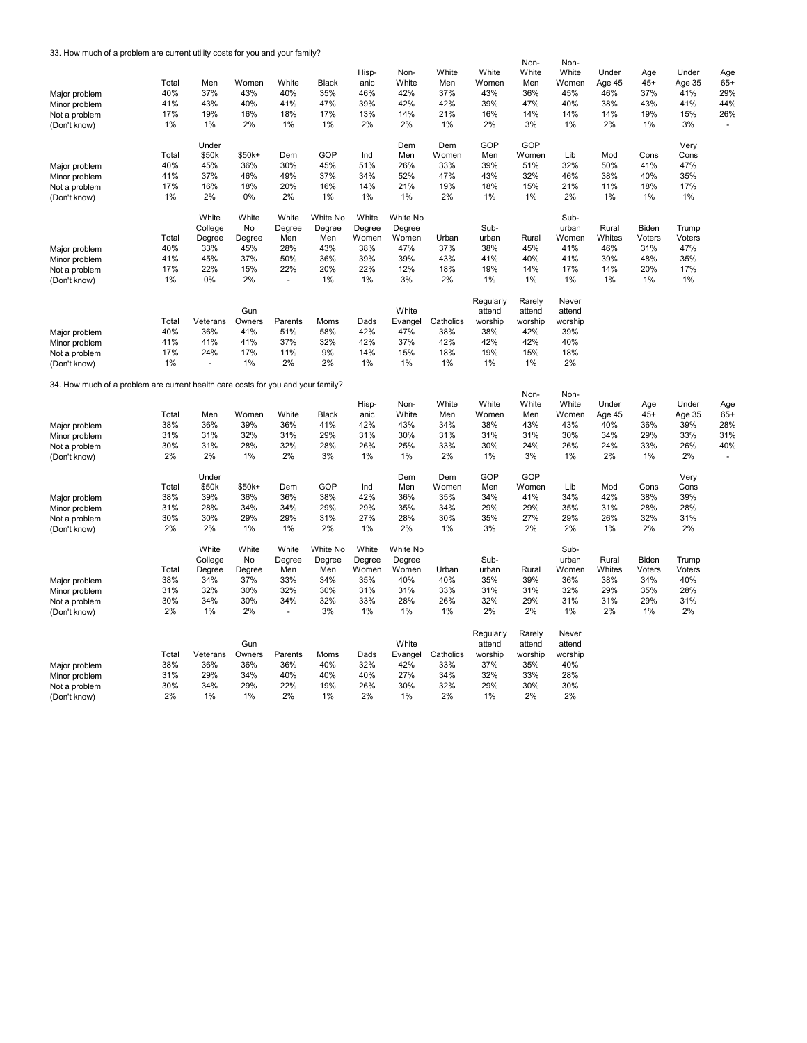33. How much of a problem are current utility costs for you and your family?

| | Total | Men | Women | White | Black | Hisp-anic | Non-White | White Men | White Women | Non-White Men | Non-White Women | Under Age 45 | Age 45+ | Under Age 35 | Age 65+ |
|---|---|---|---|---|---|---|---|---|---|---|---|---|---|---|---|
| Major problem | 40% | 37% | 43% | 40% | 35% | 46% | 42% | 37% | 43% | 36% | 45% | 46% | 37% | 41% | 29% |
| Minor problem | 41% | 43% | 40% | 41% | 47% | 39% | 42% | 42% | 39% | 47% | 40% | 38% | 43% | 41% | 44% |
| Not a problem | 17% | 19% | 16% | 18% | 17% | 13% | 14% | 21% | 16% | 14% | 14% | 14% | 19% | 15% | 26% |
| (Don't know) | 1% | 1% | 2% | 1% | 1% | 2% | 2% | 1% | 2% | 3% | 1% | 2% | 1% | 3% | - |

| | Total | Under $50k | $50k+ | Dem | GOP | Ind | Dem Men | Dem Women | GOP Men | GOP Women | Lib | Mod | Cons | Very Cons |
|---|---|---|---|---|---|---|---|---|---|---|---|---|---|---|
| Major problem | 40% | 45% | 36% | 30% | 45% | 51% | 26% | 33% | 39% | 51% | 32% | 50% | 41% | 47% |
| Minor problem | 41% | 37% | 46% | 49% | 37% | 34% | 52% | 47% | 43% | 32% | 46% | 38% | 40% | 35% |
| Not a problem | 17% | 16% | 18% | 20% | 16% | 14% | 21% | 19% | 18% | 15% | 21% | 11% | 18% | 17% |
| (Don't know) | 1% | 2% | 0% | 2% | 1% | 1% | 1% | 2% | 1% | 1% | 2% | 1% | 1% | 1% |

| | Total | White College Degree | White No Degree | White Degree Men | White No Degree Men | White Degree Women | White No Degree Women | Urban | Sub-urban | Rural | Sub-urban Women | Rural Whites | Biden Voters | Trump Voters |
|---|---|---|---|---|---|---|---|---|---|---|---|---|---|---|
| Major problem | 40% | 33% | 45% | 28% | 43% | 38% | 47% | 37% | 38% | 45% | 41% | 46% | 31% | 47% |
| Minor problem | 41% | 45% | 37% | 50% | 36% | 39% | 39% | 43% | 41% | 40% | 41% | 39% | 48% | 35% |
| Not a problem | 17% | 22% | 15% | 22% | 20% | 22% | 12% | 18% | 19% | 14% | 17% | 14% | 20% | 17% |
| (Don't know) | 1% | 0% | 2% | - | 1% | 1% | 3% | 2% | 1% | 1% | 1% | 1% | 1% | 1% |

| | Total | Veterans | Gun Owners | Parents | Moms | Dads | White Evangel | Catholics | Regularly attend worship | Rarely attend worship | Never attend worship |
|---|---|---|---|---|---|---|---|---|---|---|---|
| Major problem | 40% | 36% | 41% | 51% | 58% | 42% | 47% | 38% | 38% | 42% | 39% |
| Minor problem | 41% | 41% | 41% | 37% | 32% | 42% | 37% | 42% | 42% | 42% | 40% |
| Not a problem | 17% | 24% | 17% | 11% | 9% | 14% | 15% | 18% | 19% | 15% | 18% |
| (Don't know) | 1% | - | 1% | 2% | 2% | 1% | 1% | 1% | 1% | 1% | 2% |

34. How much of a problem are current health care costs for you and your family?

| | Total | Men | Women | White | Black | Hisp-anic | Non-White | White Men | White Women | Non-White Men | Non-White Women | Under Age 45 | Age 45+ | Under Age 35 | Age 65+ |
|---|---|---|---|---|---|---|---|---|---|---|---|---|---|---|---|
| Major problem | 38% | 36% | 39% | 36% | 41% | 42% | 43% | 34% | 38% | 43% | 43% | 40% | 36% | 39% | 28% |
| Minor problem | 31% | 31% | 32% | 31% | 29% | 31% | 30% | 31% | 31% | 31% | 30% | 34% | 29% | 33% | 31% |
| Not a problem | 30% | 31% | 28% | 32% | 28% | 26% | 25% | 33% | 30% | 24% | 26% | 24% | 33% | 26% | 40% |
| (Don't know) | 2% | 2% | 1% | 2% | 3% | 1% | 1% | 2% | 1% | 3% | 1% | 2% | 1% | 2% | - |

| | Total | Under $50k | $50k+ | Dem | GOP | Ind | Dem Men | Dem Women | GOP Men | GOP Women | Lib | Mod | Cons | Very Cons |
|---|---|---|---|---|---|---|---|---|---|---|---|---|---|---|
| Major problem | 38% | 39% | 36% | 36% | 38% | 42% | 36% | 35% | 34% | 41% | 34% | 42% | 38% | 39% |
| Minor problem | 31% | 28% | 34% | 34% | 29% | 29% | 35% | 34% | 29% | 29% | 35% | 31% | 28% | 28% |
| Not a problem | 30% | 30% | 29% | 29% | 31% | 27% | 28% | 30% | 35% | 27% | 29% | 26% | 32% | 31% |
| (Don't know) | 2% | 2% | 1% | 1% | 2% | 1% | 2% | 1% | 3% | 2% | 2% | 1% | 2% | 2% |

| | Total | White College Degree | White No Degree | White Degree Men | White No Degree Men | White Degree Women | White No Degree Women | Urban | Sub-urban | Rural | Sub-urban Women | Rural Whites | Biden Voters | Trump Voters |
|---|---|---|---|---|---|---|---|---|---|---|---|---|---|---|
| Major problem | 38% | 34% | 37% | 33% | 34% | 35% | 40% | 40% | 35% | 39% | 36% | 38% | 34% | 40% |
| Minor problem | 31% | 32% | 30% | 32% | 30% | 31% | 31% | 33% | 31% | 31% | 32% | 29% | 35% | 28% |
| Not a problem | 30% | 34% | 30% | 34% | 32% | 33% | 28% | 26% | 32% | 29% | 31% | 31% | 29% | 31% |
| (Don't know) | 2% | 1% | 2% | - | 3% | 1% | 1% | 1% | 2% | 2% | 1% | 2% | 1% | 2% |

| | Total | Veterans | Gun Owners | Parents | Moms | Dads | White Evangel | Catholics | Regularly attend worship | Rarely attend worship | Never attend worship |
|---|---|---|---|---|---|---|---|---|---|---|---|
| Major problem | 38% | 36% | 36% | 36% | 40% | 32% | 42% | 33% | 37% | 35% | 40% |
| Minor problem | 31% | 29% | 34% | 40% | 40% | 40% | 27% | 34% | 32% | 33% | 28% |
| Not a problem | 30% | 34% | 29% | 22% | 19% | 26% | 30% | 32% | 29% | 30% | 30% |
| (Don't know) | 2% | 1% | 1% | 2% | 1% | 2% | 1% | 2% | 1% | 2% | 2% |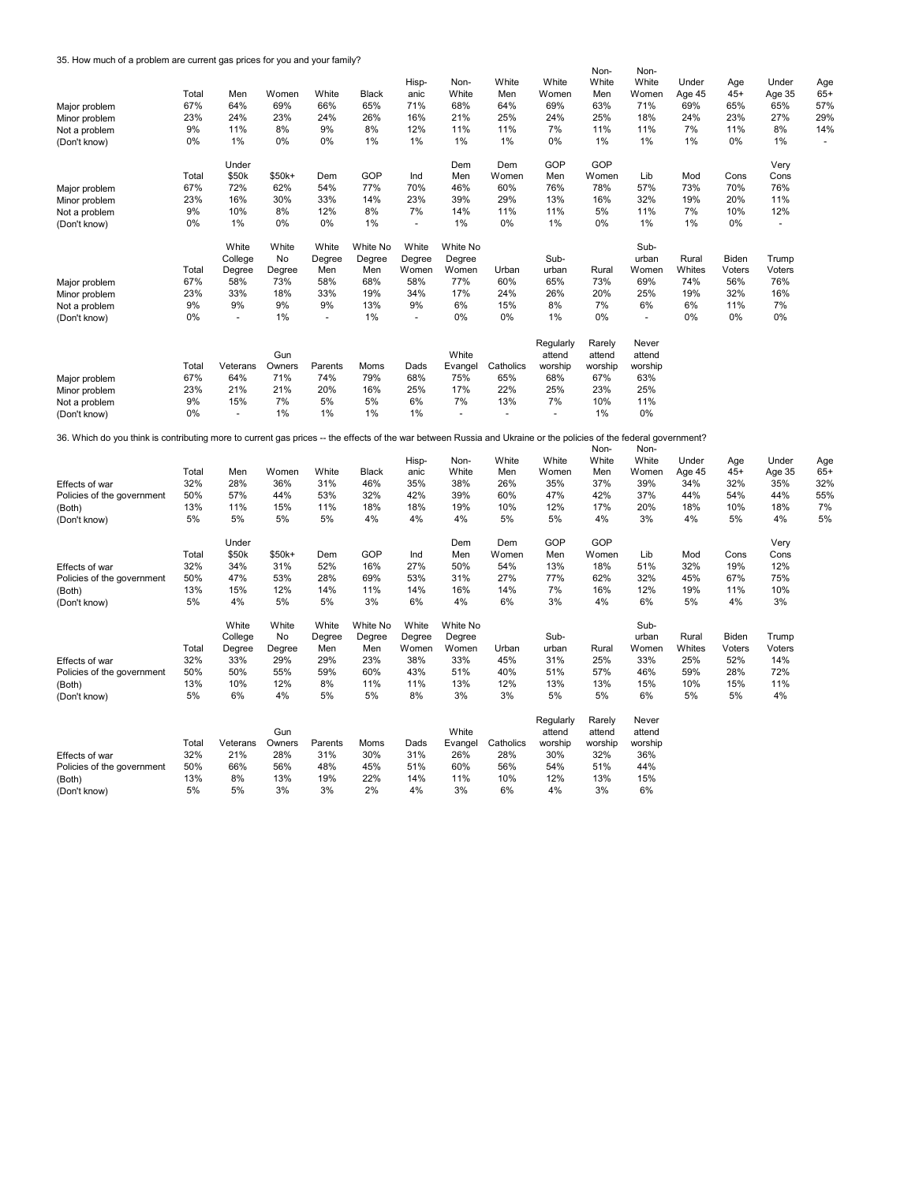35. How much of a problem are current gas prices for you and your family?

| | Total | Men | Women | White | Black | Hispanic | Non-White | White Men | White Women | Non-White Men | Non-White Women | Under Age 45 | Age 45+ | Under Age 35 | Age 65+ |
|---|---|---|---|---|---|---|---|---|---|---|---|---|---|---|---|
| Major problem | 67% | 64% | 69% | 66% | 65% | 71% | 68% | 64% | 69% | 63% | 71% | 69% | 65% | 65% | 57% |
| Minor problem | 23% | 24% | 23% | 24% | 26% | 16% | 21% | 25% | 24% | 25% | 18% | 24% | 23% | 27% | 29% |
| Not a problem | 9% | 11% | 8% | 9% | 8% | 12% | 11% | 11% | 7% | 11% | 11% | 7% | 11% | 8% | 14% |
| (Don't know) | 0% | 1% | 0% | 0% | 1% | 1% | 1% | 1% | 0% | 1% | 1% | 1% | 0% | 1% | - |

| | Total | Under $50k | $50k+ | Dem | GOP | Ind | Dem Men | Dem Women | GOP Men | GOP Women | Lib | Mod | Cons | Very Cons |
|---|---|---|---|---|---|---|---|---|---|---|---|---|---|---|
| Major problem | 67% | 72% | 62% | 54% | 77% | 70% | 46% | 60% | 76% | 78% | 57% | 73% | 70% | 76% |
| Minor problem | 23% | 16% | 30% | 33% | 14% | 23% | 39% | 29% | 13% | 16% | 32% | 19% | 20% | 11% |
| Not a problem | 9% | 10% | 8% | 12% | 8% | 7% | 14% | 11% | 11% | 5% | 11% | 7% | 10% | 12% |
| (Don't know) | 0% | 1% | 0% | 0% | 1% | - | 1% | 0% | 1% | 0% | 1% | 1% | 0% | - |

| | Total | White College Degree | White No Degree | White Degree Men | White No Degree Men | White Degree Women | White No Degree Women | Urban | Suburban | Rural | Suburban Women | Rural Whites | Biden Voters | Trump Voters |
|---|---|---|---|---|---|---|---|---|---|---|---|---|---|---|
| Major problem | 67% | 58% | 73% | 58% | 68% | 58% | 77% | 60% | 65% | 73% | 69% | 74% | 56% | 76% |
| Minor problem | 23% | 33% | 18% | 33% | 19% | 34% | 17% | 24% | 26% | 20% | 25% | 19% | 32% | 16% |
| Not a problem | 9% | 9% | 9% | 9% | 13% | 9% | 6% | 15% | 8% | 7% | 6% | 6% | 11% | 7% |
| (Don't know) | 0% | - | 1% | - | 1% | - | 0% | 0% | 1% | 0% | - | 0% | 0% | 0% |

| | Total | Veterans | Gun Owners | Parents | Moms | Dads | White Evangel | Catholics | Regularly attend worship | Rarely attend worship | Never attend worship |
|---|---|---|---|---|---|---|---|---|---|---|---|
| Major problem | 67% | 64% | 71% | 74% | 79% | 68% | 75% | 65% | 68% | 67% | 63% |
| Minor problem | 23% | 21% | 21% | 20% | 16% | 25% | 17% | 22% | 25% | 23% | 25% |
| Not a problem | 9% | 15% | 7% | 5% | 5% | 6% | 7% | 13% | 7% | 10% | 11% |
| (Don't know) | 0% | - | 1% | 1% | 1% | 1% | - | - | - | 1% | 0% |

36. Which do you think is contributing more to current gas prices -- the effects of the war between Russia and Ukraine or the policies of the federal government?

| | Total | Men | Women | White | Black | Hispanic | Non-White | White Men | White Women | Non-White Men | Non-White Women | Under Age 45 | Age 45+ | Under Age 35 | Age 65+ |
|---|---|---|---|---|---|---|---|---|---|---|---|---|---|---|---|
| Effects of war | 32% | 28% | 36% | 31% | 46% | 35% | 38% | 26% | 35% | 37% | 39% | 34% | 32% | 35% | 32% |
| Policies of the government | 50% | 57% | 44% | 53% | 32% | 42% | 39% | 60% | 47% | 42% | 37% | 44% | 54% | 44% | 55% |
| (Both) | 13% | 11% | 15% | 11% | 18% | 18% | 19% | 10% | 12% | 17% | 20% | 18% | 10% | 18% | 7% |
| (Don't know) | 5% | 5% | 5% | 5% | 4% | 4% | 4% | 5% | 5% | 4% | 3% | 4% | 5% | 4% | 5% |

| | Total | Under $50k | $50k+ | Dem | GOP | Ind | Dem Men | Dem Women | GOP Men | GOP Women | Lib | Mod | Cons | Very Cons |
|---|---|---|---|---|---|---|---|---|---|---|---|---|---|---|
| Effects of war | 32% | 34% | 31% | 52% | 16% | 27% | 50% | 54% | 13% | 18% | 51% | 32% | 19% | 12% |
| Policies of the government | 50% | 47% | 53% | 28% | 69% | 53% | 31% | 27% | 77% | 62% | 32% | 45% | 67% | 75% |
| (Both) | 13% | 15% | 12% | 14% | 11% | 14% | 16% | 14% | 7% | 16% | 12% | 19% | 11% | 10% |
| (Don't know) | 5% | 4% | 5% | 5% | 3% | 6% | 4% | 6% | 3% | 4% | 6% | 5% | 4% | 3% |

| | Total | White College Degree | White No Degree | White Degree Men | White No Degree Men | White Degree Women | White No Degree Women | Urban | Suburban | Rural | Suburban Women | Rural Whites | Biden Voters | Trump Voters |
|---|---|---|---|---|---|---|---|---|---|---|---|---|---|---|
| Effects of war | 32% | 33% | 29% | 29% | 23% | 38% | 33% | 45% | 31% | 25% | 33% | 25% | 52% | 14% |
| Policies of the government | 50% | 50% | 55% | 59% | 60% | 43% | 51% | 40% | 51% | 57% | 46% | 59% | 28% | 72% |
| (Both) | 13% | 10% | 12% | 8% | 11% | 11% | 13% | 12% | 13% | 13% | 15% | 10% | 15% | 11% |
| (Don't know) | 5% | 6% | 4% | 5% | 5% | 8% | 3% | 3% | 5% | 5% | 6% | 5% | 5% | 4% |

| | Total | Veterans | Gun Owners | Parents | Moms | Dads | White Evangel | Catholics | Regularly attend worship | Rarely attend worship | Never attend worship |
|---|---|---|---|---|---|---|---|---|---|---|---|
| Effects of war | 32% | 21% | 28% | 31% | 30% | 31% | 26% | 28% | 30% | 32% | 36% |
| Policies of the government | 50% | 66% | 56% | 48% | 45% | 51% | 60% | 56% | 54% | 51% | 44% |
| (Both) | 13% | 8% | 13% | 19% | 22% | 14% | 11% | 10% | 12% | 13% | 15% |
| (Don't know) | 5% | 5% | 3% | 3% | 2% | 4% | 3% | 6% | 4% | 3% | 6% |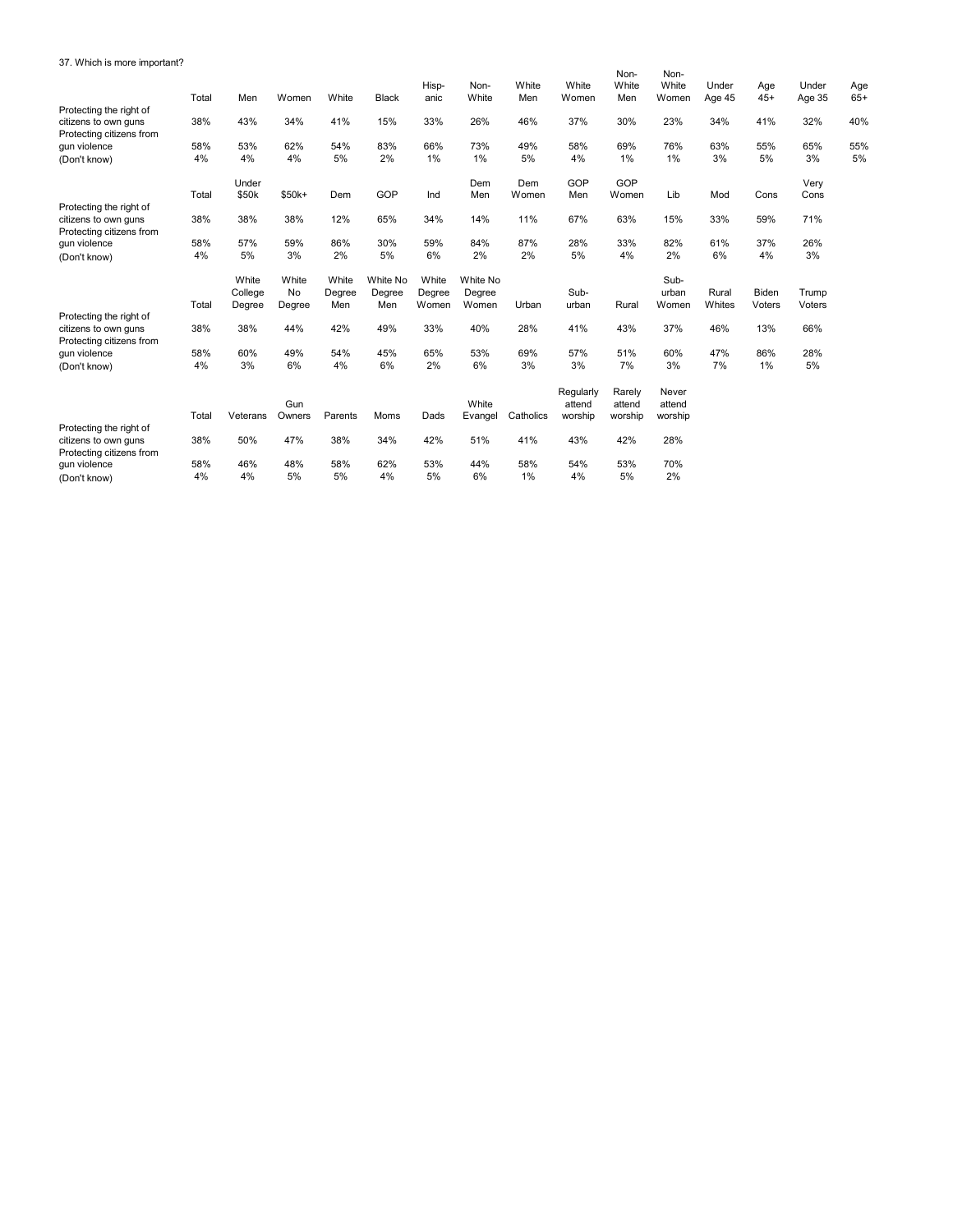37. Which is more important?

| | Total | Men | Women | White | Black | Hisp-anic | Non-White | White Men | White Women | Non-White Men | Non-White Women | Under Age 45 | Age 45+ | Under Age 35 | Age 65+ |
|---|---|---|---|---|---|---|---|---|---|---|---|---|---|---|---|
| Protecting the right of citizens to own guns | 38% | 43% | 34% | 41% | 15% | 33% | 26% | 46% | 37% | 30% | 23% | 34% | 41% | 32% | 40% |
| Protecting citizens from gun violence | 58% | 53% | 62% | 54% | 83% | 66% | 73% | 49% | 58% | 69% | 76% | 63% | 55% | 65% | 55% |
| (Don't know) | 4% | 4% | 4% | 5% | 2% | 1% | 1% | 5% | 4% | 1% | 1% | 3% | 5% | 3% | 5% |

| | Total | Under $50k | $50k+ | Dem | GOP | Ind | Dem Men | Dem Women | GOP Men | GOP Women | Lib | Mod | Cons | Very Cons |
|---|---|---|---|---|---|---|---|---|---|---|---|---|---|---|
| Protecting the right of citizens to own guns | 38% | 38% | 38% | 12% | 65% | 34% | 14% | 11% | 67% | 63% | 15% | 33% | 59% | 71% |
| Protecting citizens from gun violence | 58% | 57% | 59% | 86% | 30% | 59% | 84% | 87% | 28% | 33% | 82% | 61% | 37% | 26% |
| (Don't know) | 4% | 5% | 3% | 2% | 5% | 6% | 2% | 2% | 5% | 4% | 2% | 6% | 4% | 3% |

| | Total | White College Degree | White No Degree | White Degree Men | White No Degree Men | White Degree Women | White No Degree Women | Urban | Sub-urban | Rural | Sub-urban Women | Rural Whites | Biden Voters | Trump Voters |
|---|---|---|---|---|---|---|---|---|---|---|---|---|---|---|
| Protecting the right of citizens to own guns | 38% | 38% | 44% | 42% | 49% | 33% | 40% | 28% | 41% | 43% | 37% | 46% | 13% | 66% |
| Protecting citizens from gun violence | 58% | 60% | 49% | 54% | 45% | 65% | 53% | 69% | 57% | 51% | 60% | 47% | 86% | 28% |
| (Don't know) | 4% | 3% | 6% | 4% | 6% | 2% | 6% | 3% | 3% | 7% | 3% | 7% | 1% | 5% |

| | Total | Veterans | Gun Owners | Parents | Moms | Dads | White Evangel | Catholics | Regularly attend worship | Rarely attend worship | Never attend worship |
|---|---|---|---|---|---|---|---|---|---|---|---|
| Protecting the right of citizens to own guns | 38% | 50% | 47% | 38% | 34% | 42% | 51% | 41% | 43% | 42% | 28% |
| Protecting citizens from gun violence | 58% | 46% | 48% | 58% | 62% | 53% | 44% | 58% | 54% | 53% | 70% |
| (Don't know) | 4% | 4% | 5% | 5% | 4% | 5% | 6% | 1% | 4% | 5% | 2% |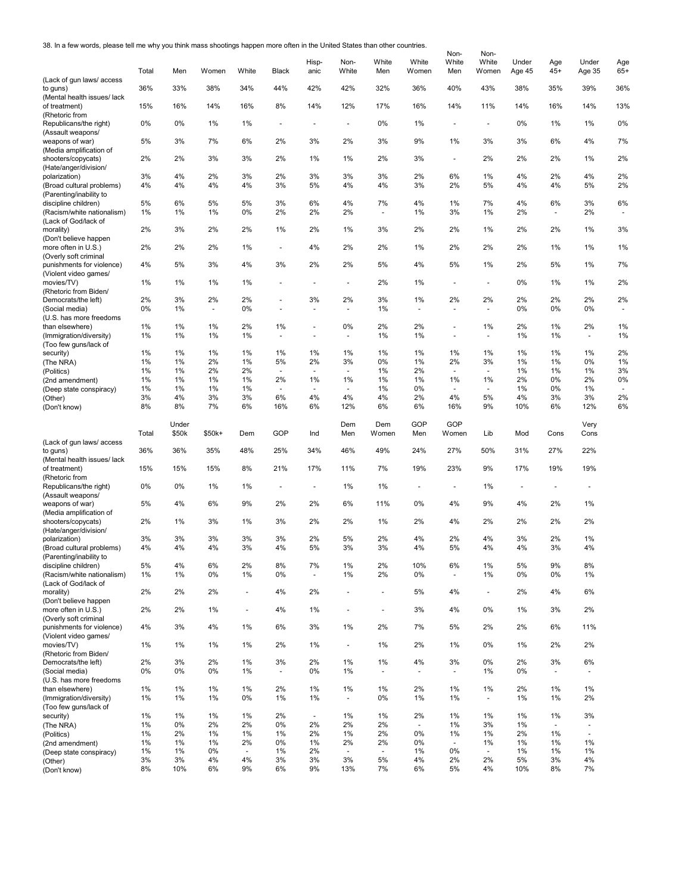38. In a few words, please tell me why you think mass shootings happen more often in the United States than other countries.

| | Total | Men | Women | White | Black | Hisp-anic | Non-White | White Men | White Women | Non-White Men | Non-White Women | Under Age 45 | Age 45+ | Under Age 35 | Age 65+ |
|---|---|---|---|---|---|---|---|---|---|---|---|---|---|---|---|
| (Lack of gun laws/ access to guns) | 36% | 33% | 38% | 34% | 44% | 42% | 42% | 32% | 36% | 40% | 43% | 38% | 35% | 39% | 36% |
| (Mental health issues/ lack of treatment) | 15% | 16% | 14% | 16% | 8% | 14% | 12% | 17% | 16% | 14% | 11% | 14% | 16% | 14% | 13% |
| (Rhetoric from Republicans/the right) | 0% | 0% | 1% | 1% | - | - | - | 0% | 1% | - | - | 0% | 1% | 1% | 0% |
| (Assault weapons/ weapons of war) | 5% | 3% | 7% | 6% | 2% | 3% | 2% | 3% | 9% | 1% | 3% | 3% | 6% | 4% | 7% |
| (Media amplification of shooters/copycats) | 2% | 2% | 3% | 3% | 2% | 1% | 1% | 2% | 3% | - | 2% | 2% | 2% | 1% | 2% |
| (Hate/anger/division/ polarization) | 3% | 4% | 2% | 3% | 2% | 3% | 3% | 3% | 2% | 6% | 1% | 4% | 2% | 4% | 2% |
| (Broad cultural problems) | 4% | 4% | 4% | 4% | 3% | 5% | 4% | 4% | 3% | 2% | 5% | 4% | 4% | 5% | 2% |
| (Parenting/inability to discipline children) | 5% | 6% | 5% | 5% | 3% | 6% | 4% | 7% | 4% | 1% | 7% | 4% | 6% | 3% | 6% |
| (Racism/white nationalism) | 1% | 1% | 1% | 0% | 2% | 2% | 2% | - | 1% | 3% | 1% | 2% | - | 2% | - |
| (Lack of God/lack of morality) | 2% | 3% | 2% | 2% | 1% | 2% | 1% | 3% | 2% | 2% | 1% | 2% | 2% | 1% | 3% |
| (Don't believe happen more often in U.S.) | 2% | 2% | 2% | 1% | - | 4% | 2% | 2% | 1% | 2% | 2% | 2% | 1% | 1% | 1% |
| (Overly soft criminal punishments for violence) | 4% | 5% | 3% | 4% | 3% | 2% | 2% | 5% | 4% | 5% | 1% | 2% | 5% | 1% | 7% |
| (Violent video games/ movies/TV) | 1% | 1% | 1% | 1% | - | - | - | 2% | 1% | - | - | 0% | 1% | 1% | 2% |
| (Rhetoric from Biden/ Democrats/the left) | 2% | 3% | 2% | 2% | - | 3% | 2% | 3% | 1% | 2% | 2% | 2% | 2% | 2% | 2% |
| (Social media) | 0% | 1% | - | 0% | - | - | - | 1% | - | - | - | 0% | 0% | 0% | - |
| (U.S. has more freedoms than elsewhere) | 1% | 1% | 1% | 2% | 1% | - | 0% | 2% | 2% | - | 1% | 2% | 1% | 2% | 1% |
| (Immigration/diversity) | 1% | 1% | 1% | 1% | - | - | - | 1% | 1% | - | - | 1% | 1% | - | 1% |
| (Too few guns/lack of security) | 1% | 1% | 1% | 1% | 1% | 1% | 1% | 1% | 1% | 1% | 1% | 1% | 1% | 1% | 2% |
| (The NRA) | 1% | 1% | 2% | 1% | 5% | 2% | 3% | 0% | 1% | 2% | 3% | 1% | 1% | 0% | 1% |
| (Politics) | 1% | 1% | 2% | 2% | - | - | - | 1% | 2% | - | - | 1% | 1% | 1% | 3% |
| (2nd amendment) | 1% | 1% | 1% | 1% | 2% | 1% | 1% | 1% | 1% | 1% | 1% | 2% | 0% | 2% | 0% |
| (Deep state conspiracy) | 1% | 1% | 1% | 1% | - | - | - | 1% | 0% | - | - | 1% | 0% | 1% | - |
| (Other) | 3% | 4% | 3% | 3% | 6% | 4% | 4% | 4% | 2% | 4% | 5% | 4% | 3% | 3% | 2% |
| (Don't know) | 8% | 8% | 7% | 6% | 16% | 6% | 12% | 6% | 6% | 16% | 9% | 10% | 6% | 12% | 6% |

| | Total | Under $50k | $50k+ | Dem | GOP | Ind | Dem Men | Dem Women | GOP Men | GOP Women | Lib | Mod | Cons | Very Cons |
|---|---|---|---|---|---|---|---|---|---|---|---|---|---|---|
| (Lack of gun laws/ access to guns) | 36% | 36% | 35% | 48% | 25% | 34% | 46% | 49% | 24% | 27% | 50% | 31% | 27% | 22% |
| (Mental health issues/ lack of treatment) | 15% | 15% | 15% | 8% | 21% | 17% | 11% | 7% | 19% | 23% | 9% | 17% | 19% | 19% |
| (Rhetoric from Republicans/the right) | 0% | 0% | 1% | 1% | - | - | 1% | 1% | - | - | 1% | - | - | - |
| (Assault weapons/ weapons of war) | 5% | 4% | 6% | 9% | 2% | 2% | 6% | 11% | 0% | 4% | 9% | 4% | 2% | 1% |
| (Media amplification of shooters/copycats) | 2% | 1% | 3% | 1% | 3% | 2% | 2% | 1% | 2% | 4% | 2% | 2% | 2% | 2% |
| (Hate/anger/division/ polarization) | 3% | 3% | 3% | 3% | 3% | 2% | 5% | 2% | 4% | 2% | 4% | 3% | 2% | 1% |
| (Broad cultural problems) | 4% | 4% | 4% | 3% | 4% | 5% | 3% | 3% | 4% | 5% | 4% | 4% | 3% | 4% |
| (Parenting/inability to discipline children) | 5% | 4% | 6% | 2% | 8% | 7% | 1% | 2% | 10% | 6% | 1% | 5% | 9% | 8% |
| (Racism/white nationalism) | 1% | 1% | 0% | 1% | 0% | - | 1% | 2% | 0% | - | 1% | 0% | 0% | 1% |
| (Lack of God/lack of morality) | 2% | 2% | 2% | - | 4% | 2% | - | - | 5% | 4% | - | 2% | 4% | 6% |
| (Don't believe happen more often in U.S.) | 2% | 2% | 1% | - | 4% | 1% | - | - | 3% | 4% | 0% | 1% | 3% | 2% |
| (Overly soft criminal punishments for violence) | 4% | 3% | 4% | 1% | 6% | 3% | 1% | 2% | 7% | 5% | 2% | 2% | 6% | 11% |
| (Violent video games/ movies/TV) | 1% | 1% | 1% | 1% | 2% | 1% | - | 1% | 2% | 1% | 0% | 1% | 2% | 2% |
| (Rhetoric from Biden/ Democrats/the left) | 2% | 3% | 2% | 1% | 3% | 2% | 1% | 1% | 4% | 3% | 0% | 2% | 3% | 6% |
| (Social media) | 0% | 0% | 0% | 1% | - | 0% | 1% | - | - | - | 1% | 0% | - | - |
| (U.S. has more freedoms than elsewhere) | 1% | 1% | 1% | 1% | 2% | 1% | 1% | 1% | 2% | 1% | 1% | 2% | 1% | 1% |
| (Immigration/diversity) | 1% | 1% | 1% | 0% | 1% | 1% | - | 0% | 1% | 1% | - | 1% | 1% | 2% |
| (Too few guns/lack of security) | 1% | 1% | 1% | 1% | 2% | - | 1% | 1% | 2% | 1% | 1% | 1% | 1% | 3% |
| (The NRA) | 1% | 0% | 2% | 2% | 0% | 2% | 2% | 2% | - | 1% | 3% | 1% | - | - |
| (Politics) | 1% | 2% | 1% | 1% | 1% | 2% | 1% | 2% | 0% | 1% | 1% | 2% | 1% | - |
| (2nd amendment) | 1% | 1% | 1% | 2% | 0% | 1% | 2% | 2% | 0% | - | 1% | 1% | 1% | 1% |
| (Deep state conspiracy) | 1% | 1% | 0% | - | 1% | 2% | - | - | 1% | 0% | - | 1% | 1% | 1% |
| (Other) | 3% | 3% | 4% | 4% | 3% | 3% | 3% | 5% | 4% | 2% | 2% | 5% | 3% | 4% |
| (Don't know) | 8% | 10% | 6% | 9% | 6% | 9% | 13% | 7% | 6% | 5% | 4% | 10% | 8% | 7% |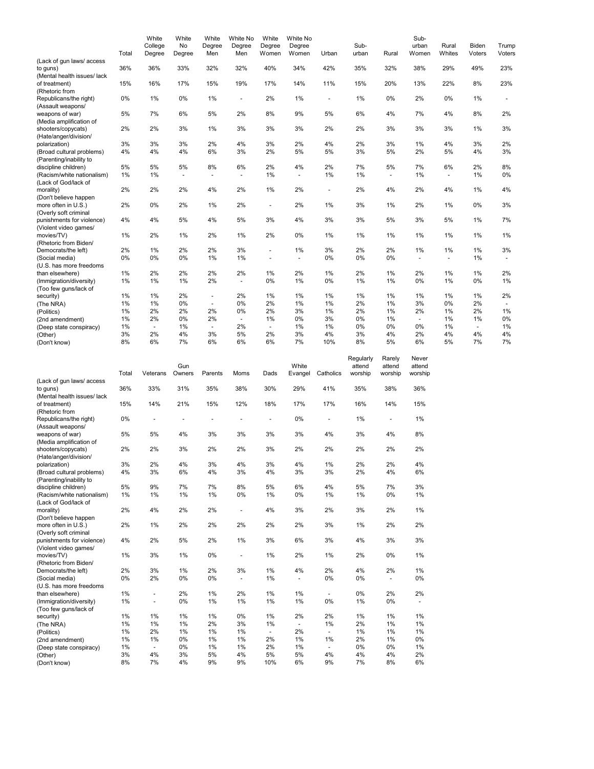| | Total | White College Degree | White No Degree | White Degree Men | White No Degree Men | White Degree Women | White No Degree Women | Urban | Sub-urban | Rural | Sub-urban Women | Rural Whites | Biden Voters | Trump Voters |
|---|---|---|---|---|---|---|---|---|---|---|---|---|---|---|
| (Lack of gun laws/ access to guns) | 36% | 36% | 33% | 32% | 32% | 40% | 34% | 42% | 35% | 32% | 38% | 29% | 49% | 23% |
| (Mental health issues/ lack of treatment) | 15% | 16% | 17% | 15% | 19% | 17% | 14% | 11% | 15% | 20% | 13% | 22% | 8% | 23% |
| (Rhetoric from Republicans/the right) | 0% | 1% | 0% | 1% | - | 2% | 1% | - | 1% | 0% | 2% | 0% | 1% | - |
| (Assault weapons/ weapons of war) | 5% | 7% | 6% | 5% | 2% | 8% | 9% | 5% | 6% | 4% | 7% | 4% | 8% | 2% |
| (Media amplification of shooters/copycats) | 2% | 2% | 3% | 1% | 3% | 3% | 3% | 2% | 2% | 3% | 3% | 3% | 1% | 3% |
| (Hate/anger/division/ polarization) | 3% | 3% | 3% | 2% | 4% | 3% | 2% | 4% | 2% | 3% | 1% | 4% | 3% | 2% |
| (Broad cultural problems) | 4% | 4% | 4% | 6% | 3% | 2% | 5% | 5% | 3% | 5% | 2% | 5% | 4% | 3% |
| (Parenting/inability to discipline children) | 5% | 5% | 5% | 8% | 6% | 2% | 4% | 2% | 7% | 5% | 7% | 6% | 2% | 8% |
| (Racism/white nationalism) | 1% | 1% | - | - | - | 1% | - | 1% | 1% | - | 1% | - | 1% | 0% |
| (Lack of God/lack of morality) | 2% | 2% | 2% | 4% | 2% | 1% | 2% | - | 2% | 4% | 2% | 4% | 1% | 4% |
| (Don't believe happen more often in U.S.) | 2% | 0% | 2% | 1% | 2% | - | 2% | 1% | 3% | 1% | 2% | 1% | 0% | 3% |
| (Overly soft criminal punishments for violence) | 4% | 4% | 5% | 4% | 5% | 3% | 4% | 3% | 3% | 5% | 3% | 5% | 1% | 7% |
| (Violent video games/ movies/TV) | 1% | 2% | 1% | 2% | 1% | 2% | 0% | 1% | 1% | 1% | 1% | 1% | 1% | 1% |
| (Rhetoric from Biden/ Democrats/the left) | 2% | 1% | 2% | 2% | 3% | - | 1% | 3% | 2% | 2% | 1% | 1% | 1% | 3% |
| (Social media) | 0% | 0% | 0% | 1% | 1% | - | - | 0% | 0% | 0% | - | - | 1% | - |
| (U.S. has more freedoms than elsewhere) | 1% | 2% | 2% | 2% | 2% | 1% | 2% | 1% | 2% | 1% | 2% | 1% | 1% | 2% |
| (Immigration/diversity) | 1% | 1% | 1% | 2% | - | 0% | 1% | 0% | 1% | 1% | 0% | 1% | 0% | 1% |
| (Too few guns/lack of security) | 1% | 1% | 2% | - | 2% | 1% | 1% | 1% | 1% | 1% | 1% | 1% | 1% | 2% |
| (The NRA) | 1% | 1% | 0% | - | 0% | 2% | 1% | 1% | 2% | 1% | 3% | 0% | 2% | - |
| (Politics) | 1% | 2% | 2% | 2% | 0% | 2% | 3% | 1% | 2% | 1% | 2% | 1% | 2% | 1% |
| (2nd amendment) | 1% | 2% | 0% | 2% | - | 1% | 0% | 3% | 0% | 1% | - | 1% | 1% | 0% |
| (Deep state conspiracy) | 1% | - | 1% | - | 2% | - | 1% | 1% | 0% | 0% | 0% | 1% | - | 1% |
| (Other) | 3% | 2% | 4% | 3% | 5% | 2% | 3% | 4% | 3% | 4% | 2% | 4% | 4% | 4% |
| (Don't know) | 8% | 6% | 7% | 6% | 6% | 6% | 7% | 10% | 8% | 5% | 6% | 5% | 7% | 7% |

| | Total | Veterans | Gun Owners | Parents | Moms | Dads | White Evangel | Catholics | Regularly attend worship | Rarely attend worship | Never attend worship |
|---|---|---|---|---|---|---|---|---|---|---|---|
| (Lack of gun laws/ access to guns) | 36% | 33% | 31% | 35% | 38% | 30% | 29% | 41% | 35% | 38% | 36% |
| (Mental health issues/ lack of treatment) | 15% | 14% | 21% | 15% | 12% | 18% | 17% | 17% | 16% | 14% | 15% |
| (Rhetoric from Republicans/the right) | 0% | - | - | - | - | - | 0% | - | 1% | - | 1% |
| (Assault weapons/ weapons of war) | 5% | 5% | 4% | 3% | 3% | 3% | 3% | 4% | 3% | 4% | 8% |
| (Media amplification of shooters/copycats) | 2% | 2% | 3% | 2% | 2% | 3% | 2% | 2% | 2% | 2% | 2% |
| (Hate/anger/division/ polarization) | 3% | 2% | 4% | 3% | 4% | 3% | 4% | 1% | 2% | 2% | 4% |
| (Broad cultural problems) | 4% | 3% | 6% | 4% | 3% | 4% | 3% | 3% | 2% | 4% | 6% |
| (Parenting/inability to discipline children) | 5% | 9% | 7% | 7% | 8% | 5% | 6% | 4% | 5% | 7% | 3% |
| (Racism/white nationalism) | 1% | 1% | 1% | 1% | 0% | 1% | 0% | 1% | 1% | 0% | 1% |
| (Lack of God/lack of morality) | 2% | 4% | 2% | 2% | - | 4% | 3% | 2% | 3% | 2% | 1% |
| (Don't believe happen more often in U.S.) | 2% | 1% | 2% | 2% | 2% | 2% | 2% | 3% | 1% | 2% | 2% |
| (Overly soft criminal punishments for violence) | 4% | 2% | 5% | 2% | 1% | 3% | 6% | 3% | 4% | 3% | 3% |
| (Violent video games/ movies/TV) | 1% | 3% | 1% | 0% | - | 1% | 2% | 1% | 2% | 0% | 1% |
| (Rhetoric from Biden/ Democrats/the left) | 2% | 3% | 1% | 2% | 3% | 1% | 4% | 2% | 4% | 2% | 1% |
| (Social media) | 0% | 2% | 0% | 0% | - | 1% | - | 0% | 0% | - | 0% |
| (U.S. has more freedoms than elsewhere) | 1% | - | 2% | 1% | 2% | 1% | 1% | - | 0% | 2% | 2% |
| (Immigration/diversity) | 1% | - | 0% | 1% | 1% | 1% | 1% | 0% | 1% | 0% | - |
| (Too few guns/lack of security) | 1% | 1% | 1% | 1% | 0% | 1% | 2% | 2% | 1% | 1% | 1% |
| (The NRA) | 1% | 1% | 1% | 2% | 3% | 1% | - | 1% | 2% | 1% | 1% |
| (Politics) | 1% | 2% | 1% | 1% | 1% | - | 2% | - | 1% | 1% | 1% |
| (2nd amendment) | 1% | 1% | 0% | 1% | 1% | 2% | 1% | 1% | 2% | 1% | 0% |
| (Deep state conspiracy) | 1% | - | 0% | 1% | 1% | 2% | 1% | - | 0% | 0% | 1% |
| (Other) | 3% | 4% | 3% | 5% | 4% | 5% | 5% | 4% | 4% | 4% | 2% |
| (Don't know) | 8% | 7% | 4% | 9% | 9% | 10% | 6% | 9% | 7% | 8% | 6% |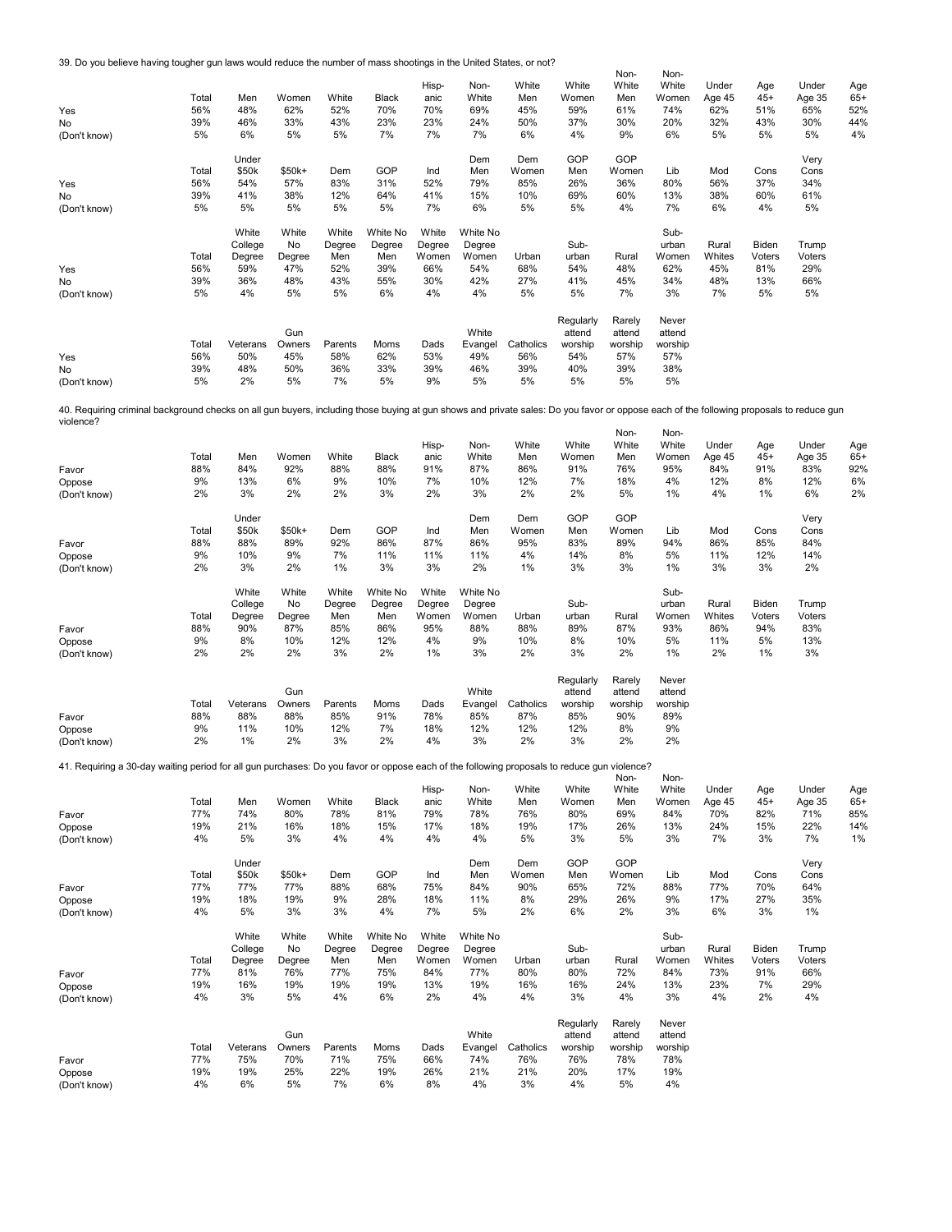39. Do you believe having tougher gun laws would reduce the number of mass shootings in the United States, or not?

| | Total | Men | Women | White | Black | Hisp-anic | Non-White | White Men | White Women | Non-White Men | Non-White Women | Under Age 45 | Age 45+ | Under Age 35 | Age 65+ |
|---|---|---|---|---|---|---|---|---|---|---|---|---|---|---|---|
| Yes | 56% | 48% | 62% | 52% | 70% | 70% | 69% | 45% | 59% | 61% | 74% | 62% | 51% | 65% | 52% |
| No | 39% | 46% | 33% | 43% | 23% | 23% | 24% | 50% | 37% | 30% | 20% | 32% | 43% | 30% | 44% |
| (Don't know) | 5% | 6% | 5% | 5% | 7% | 7% | 7% | 6% | 4% | 9% | 6% | 5% | 5% | 5% | 4% |

| | Total | Under $50k | $50k+ | Dem | GOP | Ind | Dem Men | Dem Women | GOP Men | GOP Women | Lib | Mod | Cons | Very Cons |
|---|---|---|---|---|---|---|---|---|---|---|---|---|---|---|
| Yes | 56% | 54% | 57% | 83% | 31% | 52% | 79% | 85% | 26% | 36% | 80% | 56% | 37% | 34% |
| No | 39% | 41% | 38% | 12% | 64% | 41% | 15% | 10% | 69% | 60% | 13% | 38% | 60% | 61% |
| (Don't know) | 5% | 5% | 5% | 5% | 5% | 7% | 6% | 5% | 5% | 4% | 7% | 6% | 4% | 5% |

| | Total | White College Degree | White No Degree | White Degree Men | White No Degree Men | White Degree Women | White No Degree Women | Urban | Sub-urban | Rural | Sub-urban Women | Rural Whites | Biden Voters | Trump Voters |
|---|---|---|---|---|---|---|---|---|---|---|---|---|---|---|
| Yes | 56% | 59% | 47% | 52% | 39% | 66% | 54% | 68% | 54% | 48% | 62% | 45% | 81% | 29% |
| No | 39% | 36% | 48% | 43% | 55% | 30% | 42% | 27% | 41% | 45% | 34% | 48% | 13% | 66% |
| (Don't know) | 5% | 4% | 5% | 5% | 6% | 4% | 4% | 5% | 5% | 7% | 3% | 7% | 5% | 5% |

| | Total | Veterans | Gun Owners | Parents | Moms | Dads | White Evangel | Catholics | Regularly attend worship | Rarely attend worship | Never attend worship |
|---|---|---|---|---|---|---|---|---|---|---|---|
| Yes | 56% | 50% | 45% | 58% | 62% | 53% | 49% | 56% | 54% | 57% | 57% |
| No | 39% | 48% | 50% | 36% | 33% | 39% | 46% | 39% | 40% | 39% | 38% |
| (Don't know) | 5% | 2% | 5% | 7% | 5% | 9% | 5% | 5% | 5% | 5% | 5% |

40. Requiring criminal background checks on all gun buyers, including those buying at gun shows and private sales: Do you favor or oppose each of the following proposals to reduce gun violence?

| | Total | Men | Women | White | Black | Hisp-anic | Non-White | White Men | White Women | Non-White Men | Non-White Women | Under Age 45 | Age 45+ | Under Age 35 | Age 65+ |
|---|---|---|---|---|---|---|---|---|---|---|---|---|---|---|---|
| Favor | 88% | 84% | 92% | 88% | 88% | 91% | 87% | 86% | 91% | 76% | 95% | 84% | 91% | 83% | 92% |
| Oppose | 9% | 13% | 6% | 9% | 10% | 7% | 10% | 12% | 7% | 18% | 4% | 12% | 8% | 12% | 6% |
| (Don't know) | 2% | 3% | 2% | 2% | 3% | 2% | 3% | 2% | 2% | 5% | 1% | 4% | 1% | 6% | 2% |

| | Total | Under $50k | $50k+ | Dem | GOP | Ind | Dem Men | Dem Women | GOP Men | GOP Women | Lib | Mod | Cons | Very Cons |
|---|---|---|---|---|---|---|---|---|---|---|---|---|---|---|
| Favor | 88% | 88% | 89% | 92% | 86% | 87% | 86% | 95% | 83% | 89% | 94% | 86% | 85% | 84% |
| Oppose | 9% | 10% | 9% | 7% | 11% | 11% | 11% | 4% | 14% | 8% | 5% | 11% | 12% | 14% |
| (Don't know) | 2% | 3% | 2% | 1% | 3% | 3% | 2% | 1% | 3% | 3% | 1% | 3% | 3% | 2% |

| | Total | White College Degree | White No Degree | White Degree Men | White No Degree Men | White Degree Women | White No Degree Women | Urban | Sub-urban | Rural | Sub-urban Women | Rural Whites | Biden Voters | Trump Voters |
|---|---|---|---|---|---|---|---|---|---|---|---|---|---|---|
| Favor | 88% | 90% | 87% | 85% | 86% | 95% | 88% | 88% | 89% | 87% | 93% | 86% | 94% | 83% |
| Oppose | 9% | 8% | 10% | 12% | 12% | 4% | 9% | 10% | 8% | 10% | 5% | 11% | 5% | 13% |
| (Don't know) | 2% | 2% | 2% | 3% | 2% | 1% | 3% | 2% | 3% | 2% | 1% | 2% | 1% | 3% |

| | Total | Veterans | Gun Owners | Parents | Moms | Dads | White Evangel | Catholics | Regularly attend worship | Rarely attend worship | Never attend worship |
|---|---|---|---|---|---|---|---|---|---|---|---|
| Favor | 88% | 88% | 88% | 85% | 91% | 78% | 85% | 87% | 85% | 90% | 89% |
| Oppose | 9% | 11% | 10% | 12% | 7% | 18% | 12% | 12% | 12% | 8% | 9% |
| (Don't know) | 2% | 1% | 2% | 3% | 2% | 4% | 3% | 2% | 3% | 2% | 2% |

41. Requiring a 30-day waiting period for all gun purchases: Do you favor or oppose each of the following proposals to reduce gun violence?

| | Total | Men | Women | White | Black | Hisp-anic | Non-White | White Men | White Women | Non-White Men | Non-White Women | Under Age 45 | Age 45+ | Under Age 35 | Age 65+ |
|---|---|---|---|---|---|---|---|---|---|---|---|---|---|---|---|
| Favor | 77% | 74% | 80% | 78% | 81% | 79% | 78% | 76% | 80% | 69% | 84% | 70% | 82% | 71% | 85% |
| Oppose | 19% | 21% | 16% | 18% | 15% | 17% | 18% | 19% | 17% | 26% | 13% | 24% | 15% | 22% | 14% |
| (Don't know) | 4% | 5% | 3% | 4% | 4% | 4% | 4% | 5% | 3% | 5% | 3% | 7% | 3% | 7% | 1% |

| | Total | Under $50k | $50k+ | Dem | GOP | Ind | Dem Men | Dem Women | GOP Men | GOP Women | Lib | Mod | Cons | Very Cons |
|---|---|---|---|---|---|---|---|---|---|---|---|---|---|---|
| Favor | 77% | 77% | 77% | 88% | 68% | 75% | 84% | 90% | 65% | 72% | 88% | 77% | 70% | 64% |
| Oppose | 19% | 18% | 19% | 9% | 28% | 18% | 11% | 8% | 29% | 26% | 9% | 17% | 27% | 35% |
| (Don't know) | 4% | 5% | 3% | 3% | 4% | 7% | 5% | 2% | 6% | 2% | 3% | 6% | 3% | 1% |

| | Total | White College Degree | White No Degree | White Degree Men | White No Degree Men | White Degree Women | White No Degree Women | Urban | Sub-urban | Rural | Sub-urban Women | Rural Whites | Biden Voters | Trump Voters |
|---|---|---|---|---|---|---|---|---|---|---|---|---|---|---|
| Favor | 77% | 81% | 76% | 77% | 75% | 84% | 77% | 80% | 80% | 72% | 84% | 73% | 91% | 66% |
| Oppose | 19% | 16% | 19% | 19% | 19% | 13% | 19% | 16% | 16% | 24% | 13% | 23% | 7% | 29% |
| (Don't know) | 4% | 3% | 5% | 4% | 6% | 2% | 4% | 4% | 3% | 4% | 3% | 4% | 2% | 4% |

| | Total | Veterans | Gun Owners | Parents | Moms | Dads | White Evangel | Catholics | Regularly attend worship | Rarely attend worship | Never attend worship |
|---|---|---|---|---|---|---|---|---|---|---|---|
| Favor | 77% | 75% | 70% | 71% | 75% | 66% | 74% | 76% | 76% | 78% | 78% |
| Oppose | 19% | 19% | 25% | 22% | 19% | 26% | 21% | 21% | 20% | 17% | 19% |
| (Don't know) | 4% | 6% | 5% | 7% | 6% | 8% | 4% | 3% | 4% | 5% | 4% |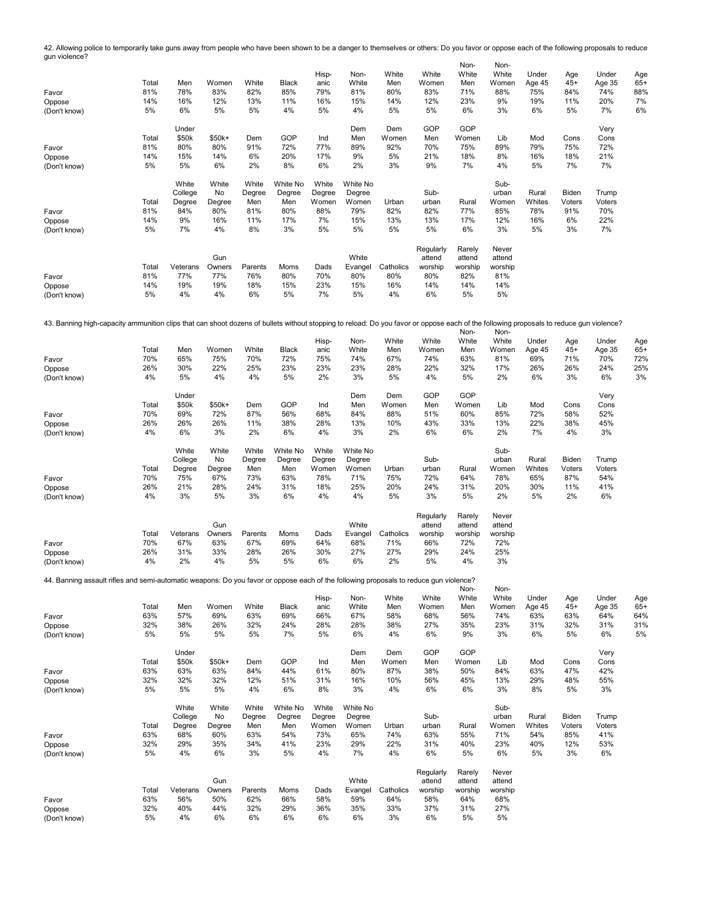42. Allowing police to temporarily take guns away from people who have been shown to be a danger to themselves or others: Do you favor or oppose each of the following proposals to reduce gun violence?

| | Total | Men | Women | White | Black | Hispanic | Non-White | White Men | White Women | Non-White Men | Non-White Women | Under Age 45 | Age 45+ | Under Age 35 | Age 65+ |
|---|---|---|---|---|---|---|---|---|---|---|---|---|---|---|---|
| Favor | 81% | 78% | 83% | 82% | 85% | 79% | 81% | 80% | 83% | 71% | 88% | 75% | 84% | 74% | 88% |
| Oppose | 14% | 16% | 12% | 13% | 11% | 16% | 15% | 14% | 12% | 23% | 9% | 19% | 11% | 20% | 7% |
| (Don't know) | 5% | 6% | 5% | 5% | 4% | 5% | 4% | 5% | 5% | 6% | 3% | 6% | 5% | 7% | 6% |

| | Total | Under $50k | $50k+ | Dem | GOP | Ind | Dem Men | Dem Women | GOP Men | GOP Women | Lib | Mod | Cons | Very Cons |
|---|---|---|---|---|---|---|---|---|---|---|---|---|---|---|
| Favor | 81% | 80% | 80% | 91% | 72% | 77% | 89% | 92% | 70% | 75% | 89% | 79% | 75% | 72% |
| Oppose | 14% | 15% | 14% | 6% | 20% | 17% | 9% | 5% | 21% | 18% | 8% | 16% | 18% | 21% |
| (Don't know) | 5% | 5% | 6% | 2% | 8% | 6% | 2% | 3% | 9% | 7% | 4% | 5% | 7% | 7% |

| | Total | White College Degree | White No Degree | White Degree Men | White No Degree Men | White Degree Women | White No Degree Women | Urban | Suburban | Rural | Suburban Women | Rural Whites | Biden Voters | Trump Voters |
|---|---|---|---|---|---|---|---|---|---|---|---|---|---|---|
| Favor | 81% | 84% | 80% | 81% | 80% | 88% | 79% | 82% | 82% | 77% | 85% | 78% | 91% | 70% |
| Oppose | 14% | 9% | 16% | 11% | 17% | 7% | 15% | 13% | 13% | 17% | 12% | 16% | 6% | 22% |
| (Don't know) | 5% | 7% | 4% | 8% | 3% | 5% | 5% | 5% | 5% | 6% | 3% | 5% | 3% | 7% |

| | Total | Veterans | Gun Owners | Parents | Moms | Dads | White Evangel | Catholics | Regularly attend worship | Rarely attend worship | Never attend worship |
|---|---|---|---|---|---|---|---|---|---|---|---|
| Favor | 81% | 77% | 77% | 76% | 80% | 70% | 80% | 80% | 80% | 82% | 81% |
| Oppose | 14% | 19% | 19% | 18% | 15% | 23% | 15% | 16% | 14% | 14% | 14% |
| (Don't know) | 5% | 4% | 4% | 6% | 5% | 7% | 5% | 4% | 6% | 5% | 5% |

43. Banning high-capacity ammunition clips that can shoot dozens of bullets without stopping to reload: Do you favor or oppose each of the following proposals to reduce gun violence?

| | Total | Men | Women | White | Black | Hispanic | Non-White | White Men | White Women | Non-White Men | Non-White Women | Under Age 45 | Age 45+ | Under Age 35 | Age 65+ |
|---|---|---|---|---|---|---|---|---|---|---|---|---|---|---|---|
| Favor | 70% | 65% | 75% | 70% | 72% | 75% | 74% | 67% | 74% | 63% | 81% | 69% | 71% | 70% | 72% |
| Oppose | 26% | 30% | 22% | 25% | 23% | 23% | 23% | 28% | 22% | 32% | 17% | 26% | 26% | 24% | 25% |
| (Don't know) | 4% | 5% | 4% | 4% | 5% | 2% | 3% | 5% | 4% | 5% | 2% | 6% | 3% | 6% | 3% |

| | Total | Under $50k | $50k+ | Dem | GOP | Ind | Dem Men | Dem Women | GOP Men | GOP Women | Lib | Mod | Cons | Very Cons |
|---|---|---|---|---|---|---|---|---|---|---|---|---|---|---|
| Favor | 70% | 69% | 72% | 87% | 56% | 68% | 84% | 88% | 51% | 60% | 85% | 72% | 58% | 52% |
| Oppose | 26% | 26% | 26% | 11% | 38% | 28% | 13% | 10% | 43% | 33% | 13% | 22% | 38% | 45% |
| (Don't know) | 4% | 6% | 3% | 2% | 6% | 4% | 3% | 2% | 6% | 6% | 2% | 7% | 4% | 3% |

| | Total | White College Degree | White No Degree | White Degree Men | White No Degree Men | White Degree Women | White No Degree Women | Urban | Suburban | Rural | Suburban Women | Rural Whites | Biden Voters | Trump Voters |
|---|---|---|---|---|---|---|---|---|---|---|---|---|---|---|
| Favor | 70% | 75% | 67% | 73% | 63% | 78% | 71% | 75% | 72% | 64% | 78% | 65% | 87% | 54% |
| Oppose | 26% | 21% | 28% | 24% | 31% | 18% | 25% | 20% | 24% | 31% | 20% | 30% | 11% | 41% |
| (Don't know) | 4% | 3% | 5% | 3% | 6% | 4% | 4% | 5% | 3% | 5% | 2% | 5% | 2% | 6% |

| | Total | Veterans | Gun Owners | Parents | Moms | Dads | White Evangel | Catholics | Regularly attend worship | Rarely attend worship | Never attend worship |
|---|---|---|---|---|---|---|---|---|---|---|---|
| Favor | 70% | 67% | 63% | 67% | 69% | 64% | 68% | 71% | 66% | 72% | 72% |
| Oppose | 26% | 31% | 33% | 28% | 26% | 30% | 27% | 27% | 29% | 24% | 25% |
| (Don't know) | 4% | 2% | 4% | 5% | 5% | 6% | 6% | 2% | 5% | 4% | 3% |

44. Banning assault rifles and semi-automatic weapons: Do you favor or oppose each of the following proposals to reduce gun violence?

| | Total | Men | Women | White | Black | Hispanic | Non-White | White Men | White Women | Non-White Men | Non-White Women | Under Age 45 | Age 45+ | Under Age 35 | Age 65+ |
|---|---|---|---|---|---|---|---|---|---|---|---|---|---|---|---|
| Favor | 63% | 57% | 69% | 63% | 69% | 66% | 67% | 58% | 68% | 56% | 74% | 63% | 63% | 64% | 64% |
| Oppose | 32% | 38% | 26% | 32% | 24% | 28% | 28% | 38% | 27% | 35% | 23% | 31% | 32% | 31% | 31% |
| (Don't know) | 5% | 5% | 5% | 5% | 7% | 5% | 6% | 4% | 6% | 9% | 3% | 6% | 5% | 6% | 5% |

| | Total | Under $50k | $50k+ | Dem | GOP | Ind | Dem Men | Dem Women | GOP Men | GOP Women | Lib | Mod | Cons | Very Cons |
|---|---|---|---|---|---|---|---|---|---|---|---|---|---|---|
| Favor | 63% | 63% | 63% | 84% | 44% | 61% | 80% | 87% | 38% | 50% | 84% | 63% | 47% | 42% |
| Oppose | 32% | 32% | 32% | 12% | 51% | 31% | 16% | 10% | 56% | 45% | 13% | 29% | 48% | 55% |
| (Don't know) | 5% | 5% | 5% | 4% | 6% | 8% | 3% | 4% | 6% | 6% | 3% | 8% | 5% | 3% |

| | Total | White College Degree | White No Degree | White Degree Men | White No Degree Men | White Degree Women | White No Degree Women | Urban | Suburban | Rural | Suburban Women | Rural Whites | Biden Voters | Trump Voters |
|---|---|---|---|---|---|---|---|---|---|---|---|---|---|---|
| Favor | 63% | 68% | 60% | 63% | 54% | 73% | 65% | 74% | 63% | 55% | 71% | 54% | 85% | 41% |
| Oppose | 32% | 29% | 35% | 34% | 41% | 23% | 29% | 22% | 31% | 40% | 23% | 40% | 12% | 53% |
| (Don't know) | 5% | 4% | 6% | 3% | 5% | 4% | 7% | 4% | 6% | 5% | 6% | 5% | 3% | 6% |

| | Total | Veterans | Gun Owners | Parents | Moms | Dads | White Evangel | Catholics | Regularly attend worship | Rarely attend worship | Never attend worship |
|---|---|---|---|---|---|---|---|---|---|---|---|
| Favor | 63% | 56% | 50% | 62% | 66% | 58% | 59% | 64% | 58% | 64% | 68% |
| Oppose | 32% | 40% | 44% | 32% | 29% | 36% | 35% | 33% | 37% | 31% | 27% |
| (Don't know) | 5% | 4% | 6% | 6% | 6% | 6% | 6% | 3% | 6% | 5% | 5% |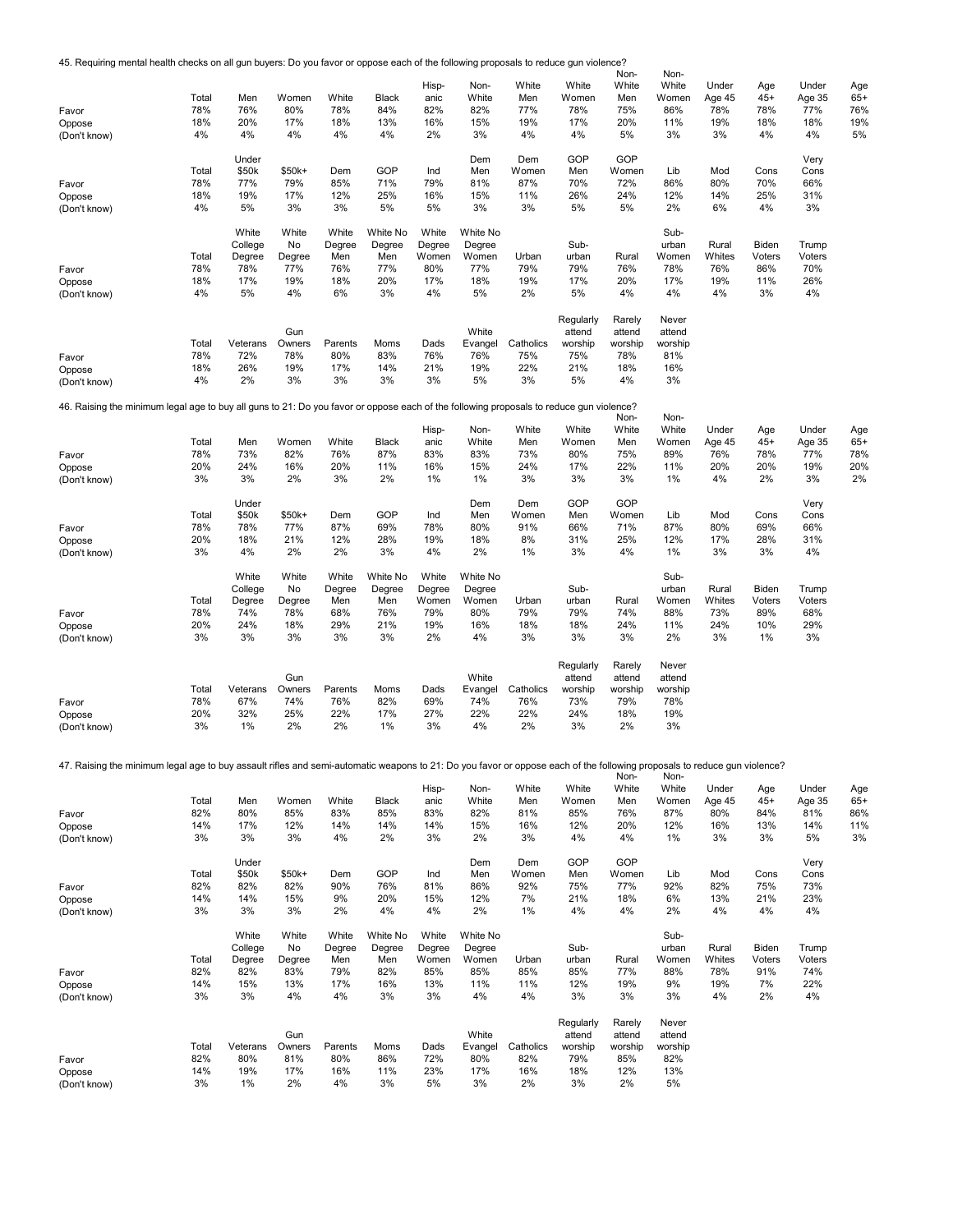45. Requiring mental health checks on all gun buyers: Do you favor or oppose each of the following proposals to reduce gun violence?

| | Total | Men | Women | White | Black | Hisp-anic | Non-White | White Men | White Women | Non-White Men | Non-White Women | Under Age 45 | Age 45+ | Under Age 35 | Age 65+ |
|---|---|---|---|---|---|---|---|---|---|---|---|---|---|---|---|
| Favor | 78% | 76% | 80% | 78% | 84% | 82% | 82% | 77% | 78% | 75% | 86% | 78% | 78% | 77% | 76% |
| Oppose | 18% | 20% | 17% | 18% | 13% | 16% | 15% | 19% | 17% | 20% | 11% | 19% | 18% | 18% | 19% |
| (Don't know) | 4% | 4% | 4% | 4% | 4% | 2% | 3% | 4% | 4% | 5% | 3% | 3% | 4% | 4% | 5% |

| | Total | Under $50k | $50k+ | Dem | GOP | Ind | Dem Men | Dem Women | GOP Men | GOP Women | Lib | Mod | Cons | Very Cons |
|---|---|---|---|---|---|---|---|---|---|---|---|---|---|---|
| Favor | 78% | 77% | 79% | 85% | 71% | 79% | 81% | 87% | 70% | 72% | 86% | 80% | 70% | 66% |
| Oppose | 18% | 19% | 17% | 12% | 25% | 16% | 15% | 11% | 26% | 24% | 12% | 14% | 25% | 31% |
| (Don't know) | 4% | 5% | 3% | 3% | 5% | 5% | 3% | 3% | 5% | 5% | 2% | 6% | 4% | 3% |

| | Total | White College Degree | White No Degree | White Degree Men | White No Degree Men | White Degree Women | White No Degree Women | Urban | Sub-urban | Rural | Sub-urban Women | Rural Whites | Biden Voters | Trump Voters |
|---|---|---|---|---|---|---|---|---|---|---|---|---|---|---|
| Favor | 78% | 78% | 77% | 76% | 77% | 80% | 77% | 79% | 79% | 76% | 78% | 76% | 86% | 70% |
| Oppose | 18% | 17% | 19% | 18% | 20% | 17% | 18% | 19% | 17% | 20% | 17% | 19% | 11% | 26% |
| (Don't know) | 4% | 5% | 4% | 6% | 3% | 4% | 5% | 2% | 5% | 4% | 4% | 4% | 3% | 4% |

| | Total | Veterans | Gun Owners | Parents | Moms | Dads | White Evangel | Catholics | Regularly attend worship | Rarely attend worship | Never attend worship |
|---|---|---|---|---|---|---|---|---|---|---|---|
| Favor | 78% | 72% | 78% | 80% | 83% | 76% | 76% | 75% | 75% | 78% | 81% |
| Oppose | 18% | 26% | 19% | 17% | 14% | 21% | 19% | 22% | 21% | 18% | 16% |
| (Don't know) | 4% | 2% | 3% | 3% | 3% | 3% | 5% | 3% | 5% | 4% | 3% |

46. Raising the minimum legal age to buy all guns to 21: Do you favor or oppose each of the following proposals to reduce gun violence?

| | Total | Men | Women | White | Black | Hisp-anic | Non-White | White Men | White Women | Non-White Men | Non-White Women | Under Age 45 | Age 45+ | Under Age 35 | Age 65+ |
|---|---|---|---|---|---|---|---|---|---|---|---|---|---|---|---|
| Favor | 78% | 73% | 82% | 76% | 87% | 83% | 83% | 73% | 80% | 75% | 89% | 76% | 78% | 77% | 78% |
| Oppose | 20% | 24% | 16% | 20% | 11% | 16% | 15% | 24% | 17% | 22% | 11% | 20% | 20% | 19% | 20% |
| (Don't know) | 3% | 3% | 2% | 3% | 2% | 1% | 1% | 3% | 3% | 3% | 1% | 4% | 2% | 3% | 2% |

| | Total | Under $50k | $50k+ | Dem | GOP | Ind | Dem Men | Dem Women | GOP Men | GOP Women | Lib | Mod | Cons | Very Cons |
|---|---|---|---|---|---|---|---|---|---|---|---|---|---|---|
| Favor | 78% | 78% | 77% | 87% | 69% | 78% | 80% | 91% | 66% | 71% | 87% | 80% | 69% | 66% |
| Oppose | 20% | 18% | 21% | 12% | 28% | 19% | 18% | 8% | 31% | 25% | 12% | 17% | 28% | 31% |
| (Don't know) | 3% | 4% | 2% | 2% | 3% | 4% | 2% | 1% | 3% | 4% | 1% | 3% | 3% | 4% |

| | Total | White College Degree | White No Degree | White Degree Men | White No Degree Men | White Degree Women | White No Degree Women | Urban | Sub-urban | Rural | Sub-urban Women | Rural Whites | Biden Voters | Trump Voters |
|---|---|---|---|---|---|---|---|---|---|---|---|---|---|---|
| Favor | 78% | 74% | 78% | 68% | 76% | 79% | 80% | 79% | 79% | 74% | 88% | 73% | 89% | 68% |
| Oppose | 20% | 24% | 18% | 29% | 21% | 19% | 16% | 18% | 18% | 24% | 11% | 24% | 10% | 29% |
| (Don't know) | 3% | 3% | 3% | 3% | 3% | 2% | 4% | 3% | 3% | 3% | 2% | 3% | 1% | 3% |

| | Total | Veterans | Gun Owners | Parents | Moms | Dads | White Evangel | Catholics | Regularly attend worship | Rarely attend worship | Never attend worship |
|---|---|---|---|---|---|---|---|---|---|---|---|
| Favor | 78% | 67% | 74% | 76% | 82% | 69% | 74% | 76% | 73% | 79% | 78% |
| Oppose | 20% | 32% | 25% | 22% | 17% | 27% | 22% | 22% | 24% | 18% | 19% |
| (Don't know) | 3% | 1% | 2% | 2% | 1% | 3% | 4% | 2% | 3% | 2% | 3% |

47. Raising the minimum legal age to buy assault rifles and semi-automatic weapons to 21: Do you favor or oppose each of the following proposals to reduce gun violence?

| | Total | Men | Women | White | Black | Hisp-anic | Non-White | White Men | White Women | Non-White Men | Non-White Women | Under Age 45 | Age 45+ | Under Age 35 | Age 65+ |
|---|---|---|---|---|---|---|---|---|---|---|---|---|---|---|---|
| Favor | 82% | 80% | 85% | 83% | 85% | 83% | 82% | 81% | 85% | 76% | 87% | 80% | 84% | 81% | 86% |
| Oppose | 14% | 17% | 12% | 14% | 14% | 14% | 15% | 16% | 12% | 20% | 12% | 16% | 13% | 14% | 11% |
| (Don't know) | 3% | 3% | 3% | 4% | 2% | 3% | 2% | 3% | 4% | 4% | 1% | 3% | 3% | 5% | 3% |

| | Total | Under $50k | $50k+ | Dem | GOP | Ind | Dem Men | Dem Women | GOP Men | GOP Women | Lib | Mod | Cons | Very Cons |
|---|---|---|---|---|---|---|---|---|---|---|---|---|---|---|
| Favor | 82% | 82% | 82% | 90% | 76% | 81% | 86% | 92% | 75% | 77% | 92% | 82% | 75% | 73% |
| Oppose | 14% | 14% | 15% | 9% | 20% | 15% | 12% | 7% | 21% | 18% | 6% | 13% | 21% | 23% |
| (Don't know) | 3% | 3% | 3% | 2% | 4% | 4% | 2% | 1% | 4% | 4% | 2% | 4% | 4% | 4% |

| | Total | White College Degree | White No Degree | White Degree Men | White No Degree Men | White Degree Women | White No Degree Women | Urban | Sub-urban | Rural | Sub-urban Women | Rural Whites | Biden Voters | Trump Voters |
|---|---|---|---|---|---|---|---|---|---|---|---|---|---|---|
| Favor | 82% | 82% | 83% | 79% | 82% | 85% | 85% | 85% | 85% | 77% | 88% | 78% | 91% | 74% |
| Oppose | 14% | 15% | 13% | 17% | 16% | 13% | 11% | 11% | 12% | 19% | 9% | 19% | 7% | 22% |
| (Don't know) | 3% | 3% | 4% | 4% | 3% | 3% | 4% | 4% | 3% | 3% | 3% | 4% | 2% | 4% |

| | Total | Veterans | Gun Owners | Parents | Moms | Dads | White Evangel | Catholics | Regularly attend worship | Rarely attend worship | Never attend worship |
|---|---|---|---|---|---|---|---|---|---|---|---|
| Favor | 82% | 80% | 81% | 80% | 86% | 72% | 80% | 82% | 79% | 85% | 82% |
| Oppose | 14% | 19% | 17% | 16% | 11% | 23% | 17% | 16% | 18% | 12% | 13% |
| (Don't know) | 3% | 1% | 2% | 4% | 3% | 5% | 3% | 2% | 3% | 2% | 5% |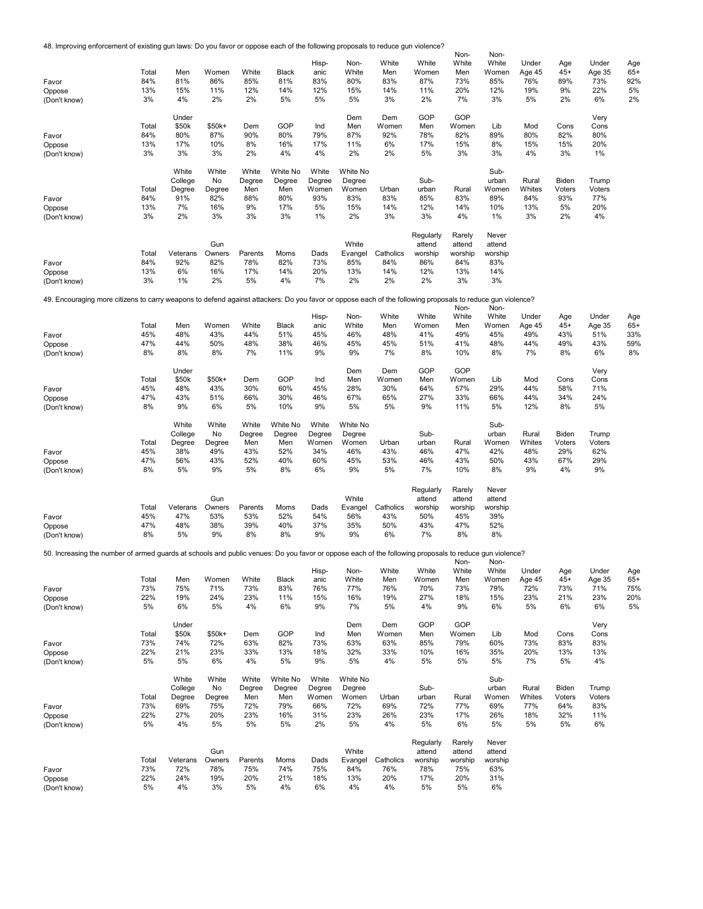48. Improving enforcement of existing gun laws: Do you favor or oppose each of the following proposals to reduce gun violence?

| | Total | Men | Women | White | Black | Hisp-anic | Non-White | White Men | White Women | Non-White Men | Non-White Women | Under Age 45 | Age 45+ | Under Age 35 | Age 65+ |
|---|---|---|---|---|---|---|---|---|---|---|---|---|---|---|---|
| Favor | 84% | 81% | 86% | 85% | 81% | 83% | 80% | 83% | 87% | 73% | 85% | 76% | 89% | 73% | 92% |
| Oppose | 13% | 15% | 11% | 12% | 14% | 12% | 15% | 14% | 11% | 20% | 12% | 19% | 9% | 22% | 5% |
| (Don't know) | 3% | 4% | 2% | 2% | 5% | 5% | 5% | 3% | 2% | 7% | 3% | 5% | 2% | 6% | 2% |

| | Total | Under $50k | $50k+ | Dem | GOP | Ind | Dem Men | Dem Women | GOP Men | GOP Women | Lib | Mod | Cons | Very Cons |
|---|---|---|---|---|---|---|---|---|---|---|---|---|---|---|
| Favor | 84% | 80% | 87% | 90% | 80% | 79% | 87% | 92% | 78% | 82% | 89% | 80% | 82% | 80% |
| Oppose | 13% | 17% | 10% | 8% | 16% | 17% | 11% | 6% | 17% | 15% | 8% | 15% | 15% | 20% |
| (Don't know) | 3% | 3% | 3% | 2% | 4% | 4% | 2% | 2% | 5% | 3% | 3% | 4% | 3% | 1% |

| | Total | White College Degree | White No Degree | White Degree Men | White No Degree Men | White Degree Women | White No Degree Women | Urban | Sub-urban | Rural | Sub-urban Women | Rural Whites | Biden Voters | Trump Voters |
|---|---|---|---|---|---|---|---|---|---|---|---|---|---|---|
| Favor | 84% | 91% | 82% | 88% | 80% | 93% | 83% | 83% | 85% | 83% | 89% | 84% | 93% | 77% |
| Oppose | 13% | 7% | 16% | 9% | 17% | 5% | 15% | 14% | 12% | 14% | 10% | 13% | 5% | 20% |
| (Don't know) | 3% | 2% | 3% | 3% | 3% | 1% | 2% | 3% | 3% | 4% | 1% | 3% | 2% | 4% |

| | Total | Veterans | Gun Owners | Parents | Moms | Dads | White Evangel | Catholics | Regularly attend worship | Rarely attend worship | Never attend worship |
|---|---|---|---|---|---|---|---|---|---|---|---|
| Favor | 84% | 92% | 82% | 78% | 82% | 73% | 85% | 84% | 86% | 84% | 83% |
| Oppose | 13% | 6% | 16% | 17% | 14% | 20% | 13% | 14% | 12% | 13% | 14% |
| (Don't know) | 3% | 1% | 2% | 5% | 4% | 7% | 2% | 2% | 2% | 3% | 3% |

49. Encouraging more citizens to carry weapons to defend against attackers: Do you favor or oppose each of the following proposals to reduce gun violence?

| | Total | Men | Women | White | Black | Hisp-anic | Non-White | White Men | White Women | Non-White Men | Non-White Women | Under Age 45 | Age 45+ | Under Age 35 | Age 65+ |
|---|---|---|---|---|---|---|---|---|---|---|---|---|---|---|---|
| Favor | 45% | 48% | 43% | 44% | 51% | 45% | 46% | 48% | 41% | 49% | 45% | 49% | 43% | 51% | 33% |
| Oppose | 47% | 44% | 50% | 48% | 38% | 46% | 45% | 45% | 51% | 41% | 48% | 44% | 49% | 43% | 59% |
| (Don't know) | 8% | 8% | 8% | 7% | 11% | 9% | 9% | 7% | 8% | 10% | 8% | 7% | 8% | 6% | 8% |

| | Total | Under $50k | $50k+ | Dem | GOP | Ind | Dem Men | Dem Women | GOP Men | GOP Women | Lib | Mod | Cons | Very Cons |
|---|---|---|---|---|---|---|---|---|---|---|---|---|---|---|
| Favor | 45% | 48% | 43% | 30% | 60% | 45% | 28% | 30% | 64% | 57% | 29% | 44% | 58% | 71% |
| Oppose | 47% | 43% | 51% | 66% | 30% | 46% | 67% | 65% | 27% | 33% | 66% | 44% | 34% | 24% |
| (Don't know) | 8% | 9% | 6% | 5% | 10% | 9% | 5% | 5% | 9% | 11% | 5% | 12% | 8% | 5% |

| | Total | White College Degree | White No Degree | White Degree Men | White No Degree Men | White Degree Women | White No Degree Women | Urban | Sub-urban | Rural | Sub-urban Women | Rural Whites | Biden Voters | Trump Voters |
|---|---|---|---|---|---|---|---|---|---|---|---|---|---|---|
| Favor | 45% | 38% | 49% | 43% | 52% | 34% | 46% | 43% | 46% | 47% | 42% | 48% | 29% | 62% |
| Oppose | 47% | 56% | 43% | 52% | 40% | 60% | 45% | 53% | 46% | 43% | 50% | 43% | 67% | 29% |
| (Don't know) | 8% | 5% | 9% | 5% | 8% | 6% | 9% | 5% | 7% | 10% | 8% | 9% | 4% | 9% |

| | Total | Veterans | Gun Owners | Parents | Moms | Dads | White Evangel | Catholics | Regularly attend worship | Rarely attend worship | Never attend worship |
|---|---|---|---|---|---|---|---|---|---|---|---|
| Favor | 45% | 47% | 53% | 53% | 52% | 54% | 56% | 43% | 50% | 45% | 39% |
| Oppose | 47% | 48% | 38% | 39% | 40% | 37% | 35% | 50% | 43% | 47% | 52% |
| (Don't know) | 8% | 5% | 9% | 8% | 8% | 9% | 9% | 6% | 7% | 8% | 8% |

50. Increasing the number of armed guards at schools and public venues: Do you favor or oppose each of the following proposals to reduce gun violence?

| | Total | Men | Women | White | Black | Hisp-anic | Non-White | White Men | White Women | Non-White Men | Non-White Women | Under Age 45 | Age 45+ | Under Age 35 | Age 65+ |
|---|---|---|---|---|---|---|---|---|---|---|---|---|---|---|---|
| Favor | 73% | 75% | 71% | 73% | 83% | 76% | 77% | 76% | 70% | 73% | 79% | 72% | 73% | 71% | 75% |
| Oppose | 22% | 19% | 24% | 23% | 11% | 15% | 16% | 19% | 27% | 18% | 15% | 23% | 21% | 23% | 20% |
| (Don't know) | 5% | 6% | 5% | 4% | 6% | 9% | 7% | 5% | 4% | 9% | 6% | 5% | 6% | 6% | 5% |

| | Total | Under $50k | $50k+ | Dem | GOP | Ind | Dem Men | Dem Women | GOP Men | GOP Women | Lib | Mod | Cons | Very Cons |
|---|---|---|---|---|---|---|---|---|---|---|---|---|---|---|
| Favor | 73% | 74% | 72% | 63% | 82% | 73% | 63% | 63% | 85% | 79% | 60% | 73% | 83% | 83% |
| Oppose | 22% | 21% | 23% | 33% | 13% | 18% | 32% | 33% | 10% | 16% | 35% | 20% | 13% | 13% |
| (Don't know) | 5% | 5% | 6% | 4% | 5% | 9% | 5% | 4% | 5% | 5% | 5% | 7% | 5% | 4% |

| | Total | White College Degree | White No Degree | White Degree Men | White No Degree Men | White Degree Women | White No Degree Women | Urban | Sub-urban | Rural | Sub-urban Women | Rural Whites | Biden Voters | Trump Voters |
|---|---|---|---|---|---|---|---|---|---|---|---|---|---|---|
| Favor | 73% | 69% | 75% | 72% | 79% | 66% | 72% | 69% | 72% | 77% | 69% | 77% | 64% | 83% |
| Oppose | 22% | 27% | 20% | 23% | 16% | 31% | 23% | 26% | 23% | 17% | 26% | 18% | 32% | 11% |
| (Don't know) | 5% | 4% | 5% | 5% | 5% | 2% | 5% | 4% | 5% | 6% | 5% | 5% | 5% | 6% |

| | Total | Veterans | Gun Owners | Parents | Moms | Dads | White Evangel | Catholics | Regularly attend worship | Rarely attend worship | Never attend worship |
|---|---|---|---|---|---|---|---|---|---|---|---|
| Favor | 73% | 72% | 78% | 75% | 74% | 75% | 84% | 76% | 78% | 75% | 63% |
| Oppose | 22% | 24% | 19% | 20% | 21% | 18% | 13% | 20% | 17% | 20% | 31% |
| (Don't know) | 5% | 4% | 3% | 5% | 4% | 6% | 4% | 4% | 5% | 5% | 6% |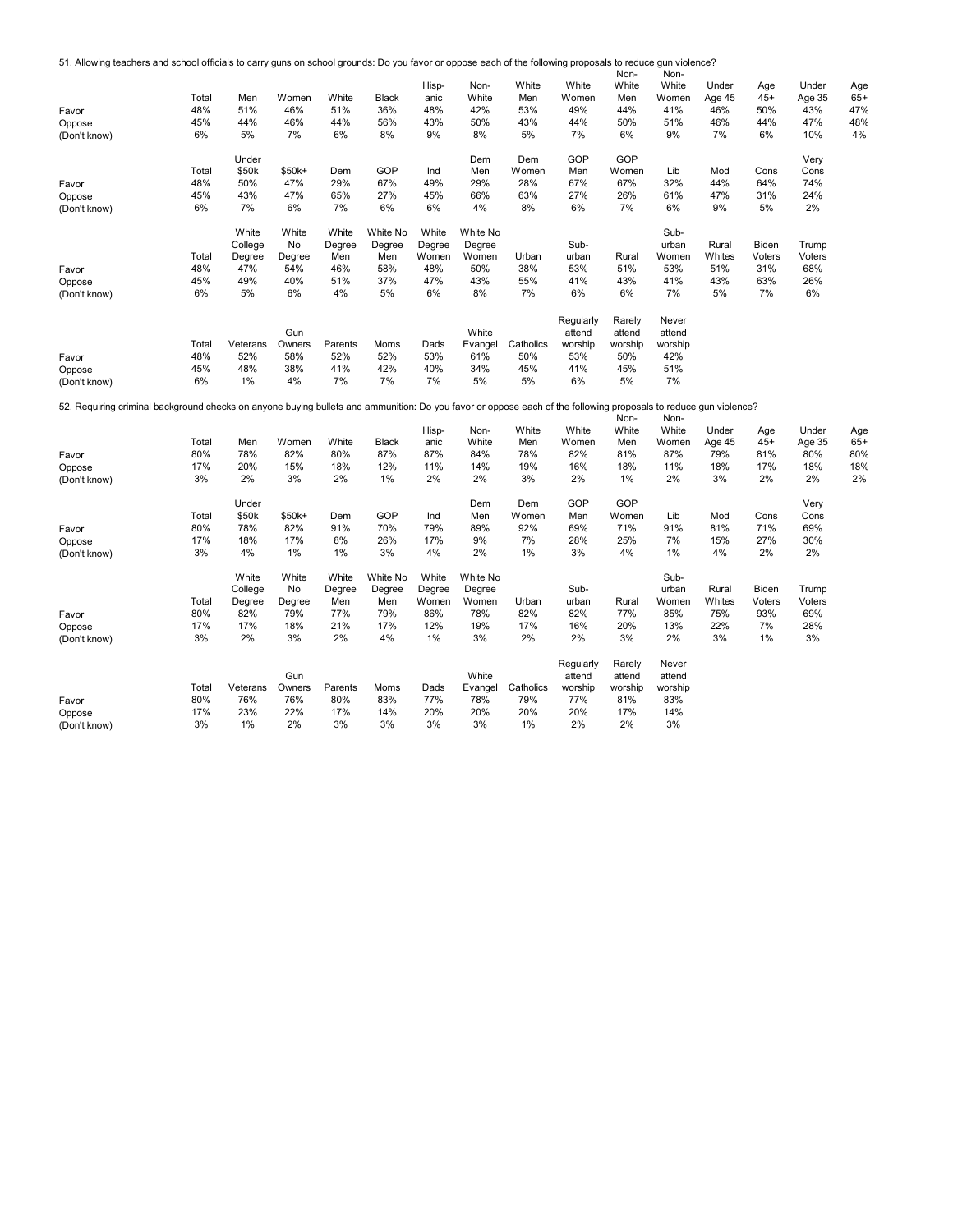51. Allowing teachers and school officials to carry guns on school grounds: Do you favor or oppose each of the following proposals to reduce gun violence?

| | Total | Men | Women | White | Black | Hisp-anic | Non-White | White Men | White Women | Non-White Men | Non-White Women | Under Age 45 | Age 45+ | Under Age 35 | Age 65+ |
|---|---|---|---|---|---|---|---|---|---|---|---|---|---|---|---|
| Favor | 48% | 51% | 46% | 51% | 36% | 48% | 42% | 53% | 49% | 44% | 41% | 46% | 50% | 43% | 47% |
| Oppose | 45% | 44% | 46% | 44% | 56% | 43% | 50% | 43% | 44% | 50% | 51% | 46% | 44% | 47% | 48% |
| (Don't know) | 6% | 5% | 7% | 6% | 8% | 9% | 8% | 5% | 7% | 6% | 9% | 7% | 6% | 10% | 4% |

| | Total | Under $50k | $50k+ | Dem | GOP | Ind | Dem Men | Dem Women | GOP Men | GOP Women | Lib | Mod | Cons | Very Cons |
|---|---|---|---|---|---|---|---|---|---|---|---|---|---|---|
| Favor | 48% | 50% | 47% | 29% | 67% | 49% | 29% | 28% | 67% | 67% | 32% | 44% | 64% | 74% |
| Oppose | 45% | 43% | 47% | 65% | 27% | 45% | 66% | 63% | 27% | 26% | 61% | 47% | 31% | 24% |
| (Don't know) | 6% | 7% | 6% | 7% | 6% | 6% | 4% | 8% | 6% | 7% | 6% | 9% | 5% | 2% |

| | Total | White College Degree | White No Degree | White Degree Men | White No Degree Men | White Degree Women | White No Degree Women | Urban | Sub-urban | Rural | Sub-urban Women | Rural Whites | Biden Voters | Trump Voters |
|---|---|---|---|---|---|---|---|---|---|---|---|---|---|---|
| Favor | 48% | 47% | 54% | 46% | 58% | 48% | 50% | 38% | 53% | 51% | 53% | 51% | 31% | 68% |
| Oppose | 45% | 49% | 40% | 51% | 37% | 47% | 43% | 55% | 41% | 43% | 41% | 43% | 63% | 26% |
| (Don't know) | 6% | 5% | 6% | 4% | 5% | 6% | 8% | 7% | 6% | 6% | 7% | 5% | 7% | 6% |

| | Total | Veterans | Gun Owners | Parents | Moms | Dads | White Evangel | Catholics | Regularly attend worship | Rarely attend worship | Never attend worship |
|---|---|---|---|---|---|---|---|---|---|---|---|
| Favor | 48% | 52% | 58% | 52% | 52% | 53% | 61% | 50% | 53% | 50% | 42% |
| Oppose | 45% | 48% | 38% | 41% | 42% | 40% | 34% | 45% | 41% | 45% | 51% |
| (Don't know) | 6% | 1% | 4% | 7% | 7% | 7% | 5% | 5% | 6% | 5% | 7% |

52. Requiring criminal background checks on anyone buying bullets and ammunition: Do you favor or oppose each of the following proposals to reduce gun violence?

| | Total | Men | Women | White | Black | Hisp-anic | Non-White | White Men | White Women | Non-White Men | Non-White Women | Under Age 45 | Age 45+ | Under Age 35 | Age 65+ |
|---|---|---|---|---|---|---|---|---|---|---|---|---|---|---|---|
| Favor | 80% | 78% | 82% | 80% | 87% | 87% | 84% | 78% | 82% | 81% | 87% | 79% | 81% | 80% | 80% |
| Oppose | 17% | 20% | 15% | 18% | 12% | 11% | 14% | 19% | 16% | 18% | 11% | 18% | 17% | 18% | 18% |
| (Don't know) | 3% | 2% | 3% | 2% | 1% | 2% | 2% | 3% | 2% | 1% | 2% | 3% | 2% | 2% | 2% |

| | Total | Under $50k | $50k+ | Dem | GOP | Ind | Dem Men | Dem Women | GOP Men | GOP Women | Lib | Mod | Cons | Very Cons |
|---|---|---|---|---|---|---|---|---|---|---|---|---|---|---|
| Favor | 80% | 78% | 82% | 91% | 70% | 79% | 89% | 92% | 69% | 71% | 91% | 81% | 71% | 69% |
| Oppose | 17% | 18% | 17% | 8% | 26% | 17% | 9% | 7% | 28% | 25% | 7% | 15% | 27% | 30% |
| (Don't know) | 3% | 4% | 1% | 1% | 3% | 4% | 2% | 1% | 3% | 4% | 1% | 4% | 2% | 2% |

| | Total | White College Degree | White No Degree | White Degree Men | White No Degree Men | White Degree Women | White No Degree Women | Urban | Sub-urban | Rural | Sub-urban Women | Rural Whites | Biden Voters | Trump Voters |
|---|---|---|---|---|---|---|---|---|---|---|---|---|---|---|
| Favor | 80% | 82% | 79% | 77% | 79% | 86% | 78% | 82% | 82% | 77% | 85% | 75% | 93% | 69% |
| Oppose | 17% | 17% | 18% | 21% | 17% | 12% | 19% | 17% | 16% | 20% | 13% | 22% | 7% | 28% |
| (Don't know) | 3% | 2% | 3% | 2% | 4% | 1% | 3% | 2% | 2% | 3% | 2% | 3% | 1% | 3% |

| | Total | Veterans | Gun Owners | Parents | Moms | Dads | White Evangel | Catholics | Regularly attend worship | Rarely attend worship | Never attend worship |
|---|---|---|---|---|---|---|---|---|---|---|---|
| Favor | 80% | 76% | 76% | 80% | 83% | 77% | 78% | 79% | 77% | 81% | 83% |
| Oppose | 17% | 23% | 22% | 17% | 14% | 20% | 20% | 20% | 20% | 17% | 14% |
| (Don't know) | 3% | 1% | 2% | 3% | 3% | 3% | 3% | 1% | 2% | 2% | 3% |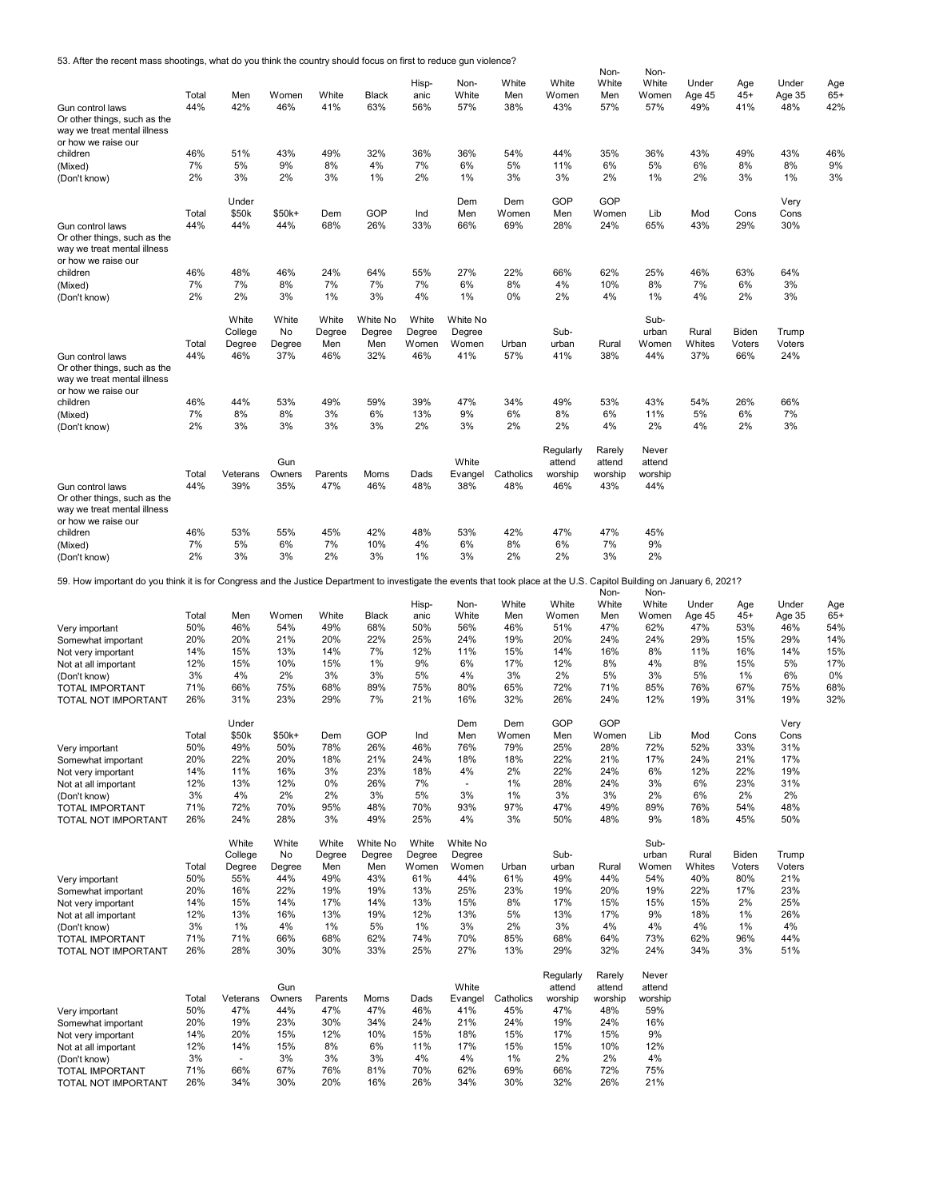53. After the recent mass shootings, what do you think the country should focus on first to reduce gun violence?

| | Total | Men | Women | White | Black | Hisp-anic | Non-White | White Men | White Women | Non-White Men | Non-White Women | Under Age 45 | Age 45+ | Under Age 35 | Age 65+ |
|---|---|---|---|---|---|---|---|---|---|---|---|---|---|---|---|
| Gun control laws | 44% | 42% | 46% | 41% | 63% | 56% | 57% | 38% | 43% | 57% | 57% | 49% | 41% | 48% | 42% |
| Or other things, such as the way we treat mental illness or how we raise our children | 46% | 51% | 43% | 49% | 32% | 36% | 36% | 54% | 44% | 35% | 36% | 43% | 49% | 43% | 46% |
| (Mixed) | 7% | 5% | 9% | 8% | 4% | 7% | 6% | 5% | 11% | 6% | 5% | 6% | 8% | 8% | 9% |
| (Don't know) | 2% | 3% | 2% | 3% | 1% | 2% | 1% | 3% | 3% | 2% | 1% | 2% | 3% | 1% | 3% |

| | Total | Under $50k | $50k+ | Dem | GOP | Ind | Dem Men | Dem Women | GOP Men | GOP Women | Lib | Mod | Cons | Very Cons |
|---|---|---|---|---|---|---|---|---|---|---|---|---|---|---|
| Gun control laws | 44% | 44% | 44% | 68% | 26% | 33% | 66% | 69% | 28% | 24% | 65% | 43% | 29% | 30% |
| Or other things, such as the way we treat mental illness or how we raise our children | 46% | 48% | 46% | 24% | 64% | 55% | 27% | 22% | 66% | 62% | 25% | 46% | 63% | 64% |
| (Mixed) | 7% | 7% | 8% | 7% | 7% | 7% | 6% | 8% | 4% | 10% | 8% | 7% | 6% | 3% |
| (Don't know) | 2% | 2% | 3% | 1% | 3% | 4% | 1% | 0% | 2% | 4% | 1% | 4% | 2% | 3% |

| | Total | White College Degree | White No Degree | White Degree Men | White No Degree Men | White Degree Women | White No Degree Women | Urban | Sub-urban | Rural | Sub-urban Women | Rural Whites | Biden Voters | Trump Voters |
|---|---|---|---|---|---|---|---|---|---|---|---|---|---|---|
| Gun control laws | 44% | 46% | 37% | 46% | 32% | 46% | 41% | 57% | 41% | 38% | 44% | 37% | 66% | 24% |
| Or other things, such as the way we treat mental illness or how we raise our children | 46% | 44% | 53% | 49% | 59% | 39% | 47% | 34% | 49% | 53% | 43% | 54% | 26% | 66% |
| (Mixed) | 7% | 8% | 8% | 3% | 6% | 13% | 9% | 6% | 8% | 6% | 11% | 5% | 6% | 7% |
| (Don't know) | 2% | 3% | 3% | 3% | 3% | 2% | 3% | 2% | 2% | 4% | 2% | 4% | 2% | 3% |

| | Total | Veterans | Gun Owners | Parents | Moms | Dads | White Evangel | Catholics | Regularly attend worship | Rarely attend worship | Never attend worship |
|---|---|---|---|---|---|---|---|---|---|---|---|
| Gun control laws | 44% | 39% | 35% | 47% | 46% | 48% | 38% | 48% | 46% | 43% | 44% |
| Or other things, such as the way we treat mental illness or how we raise our children | 46% | 53% | 55% | 45% | 42% | 48% | 53% | 42% | 47% | 47% | 45% |
| (Mixed) | 7% | 5% | 6% | 7% | 10% | 4% | 6% | 8% | 6% | 7% | 9% |
| (Don't know) | 2% | 3% | 3% | 2% | 3% | 1% | 3% | 2% | 2% | 3% | 2% |

59. How important do you think it is for Congress and the Justice Department to investigate the events that took place at the U.S. Capitol Building on January 6, 2021?

| | Total | Men | Women | White | Black | Hisp-anic | Non-White | White Men | White Women | Non-White Men | Non-White Women | Under Age 45 | Age 45+ | Under Age 35 | Age 65+ |
|---|---|---|---|---|---|---|---|---|---|---|---|---|---|---|---|
| Very important | 50% | 46% | 54% | 49% | 68% | 50% | 56% | 46% | 51% | 47% | 62% | 47% | 53% | 46% | 54% |
| Somewhat important | 20% | 20% | 21% | 20% | 22% | 25% | 24% | 19% | 20% | 24% | 24% | 29% | 15% | 29% | 14% |
| Not very important | 14% | 15% | 13% | 14% | 7% | 12% | 11% | 15% | 14% | 16% | 8% | 11% | 16% | 14% | 15% |
| Not at all important | 12% | 15% | 10% | 15% | 1% | 9% | 6% | 17% | 12% | 8% | 4% | 8% | 15% | 5% | 17% |
| (Don't know) | 3% | 4% | 2% | 3% | 3% | 5% | 4% | 3% | 2% | 5% | 3% | 5% | 1% | 6% | 0% |
| TOTAL IMPORTANT | 71% | 66% | 75% | 68% | 89% | 75% | 80% | 65% | 72% | 71% | 85% | 76% | 67% | 75% | 68% |
| TOTAL NOT IMPORTANT | 26% | 31% | 23% | 29% | 7% | 21% | 16% | 32% | 26% | 24% | 12% | 19% | 31% | 19% | 32% |

| | Total | Under $50k | $50k+ | Dem | GOP | Ind | Dem Men | Dem Women | GOP Men | GOP Women | Lib | Mod | Cons | Very Cons |
|---|---|---|---|---|---|---|---|---|---|---|---|---|---|---|
| Very important | 50% | 49% | 50% | 78% | 26% | 46% | 76% | 79% | 25% | 28% | 72% | 52% | 33% | 31% |
| Somewhat important | 20% | 22% | 20% | 18% | 21% | 24% | 18% | 18% | 22% | 21% | 17% | 24% | 21% | 17% |
| Not very important | 14% | 11% | 16% | 3% | 23% | 18% | 4% | 2% | 22% | 24% | 6% | 12% | 22% | 19% |
| Not at all important | 12% | 13% | 12% | 0% | 26% | 7% | - | 1% | 28% | 24% | 3% | 6% | 23% | 31% |
| (Don't know) | 3% | 4% | 2% | 2% | 3% | 5% | 3% | 1% | 3% | 3% | 2% | 6% | 2% | 2% |
| TOTAL IMPORTANT | 71% | 72% | 70% | 95% | 48% | 70% | 93% | 97% | 47% | 49% | 89% | 76% | 54% | 48% |
| TOTAL NOT IMPORTANT | 26% | 24% | 28% | 3% | 49% | 25% | 4% | 3% | 50% | 48% | 9% | 18% | 45% | 50% |

| | Total | White College Degree | White No Degree | White Degree Men | White No Degree Men | White Degree Women | White No Degree Women | Urban | Sub-urban | Rural | Sub-urban Women | Rural Whites | Biden Voters | Trump Voters |
|---|---|---|---|---|---|---|---|---|---|---|---|---|---|---|
| Very important | 50% | 55% | 44% | 49% | 43% | 61% | 44% | 61% | 49% | 44% | 54% | 40% | 80% | 21% |
| Somewhat important | 20% | 16% | 22% | 19% | 19% | 13% | 25% | 23% | 19% | 20% | 19% | 22% | 17% | 23% |
| Not very important | 14% | 15% | 14% | 17% | 14% | 13% | 15% | 8% | 17% | 15% | 15% | 15% | 2% | 25% |
| Not at all important | 12% | 13% | 16% | 13% | 19% | 12% | 13% | 5% | 13% | 17% | 9% | 18% | 1% | 26% |
| (Don't know) | 3% | 1% | 4% | 1% | 5% | 1% | 3% | 2% | 3% | 4% | 4% | 4% | 1% | 4% |
| TOTAL IMPORTANT | 71% | 71% | 66% | 68% | 62% | 74% | 70% | 85% | 68% | 64% | 73% | 62% | 96% | 44% |
| TOTAL NOT IMPORTANT | 26% | 28% | 30% | 30% | 33% | 25% | 27% | 13% | 29% | 32% | 24% | 34% | 3% | 51% |

| | Total | Veterans | Gun Owners | Parents | Moms | Dads | White Evangel | Catholics | Regularly attend worship | Rarely attend worship | Never attend worship |
|---|---|---|---|---|---|---|---|---|---|---|---|
| Very important | 50% | 47% | 44% | 47% | 47% | 46% | 41% | 45% | 47% | 48% | 59% |
| Somewhat important | 20% | 19% | 23% | 30% | 34% | 24% | 21% | 24% | 19% | 24% | 16% |
| Not very important | 14% | 20% | 15% | 12% | 10% | 15% | 18% | 15% | 17% | 15% | 9% |
| Not at all important | 12% | 14% | 15% | 8% | 6% | 11% | 17% | 15% | 15% | 10% | 12% |
| (Don't know) | 3% | - | 3% | 3% | 3% | 4% | 4% | 1% | 2% | 2% | 4% |
| TOTAL IMPORTANT | 71% | 66% | 67% | 76% | 81% | 70% | 62% | 69% | 66% | 72% | 75% |
| TOTAL NOT IMPORTANT | 26% | 34% | 30% | 20% | 16% | 26% | 34% | 30% | 32% | 26% | 21% |